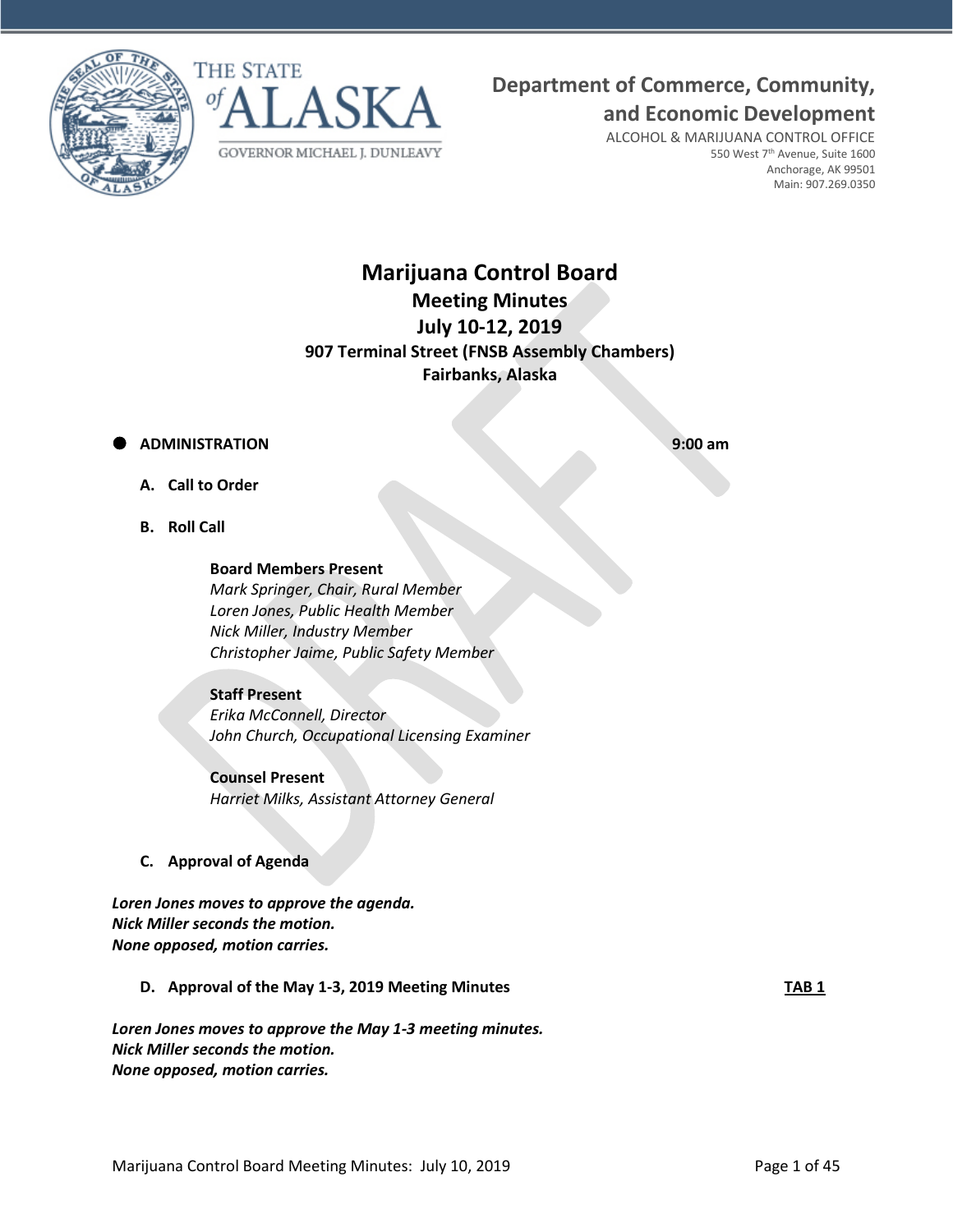THE STATE of ALASKA

GOVERNOR MICHAEL J. DUNLEAVY

**Department of Commerce, Community, and Economic Development**

ALCOHOL & MARIJUANA CONTROL OFFICE
550 West 7th Avenue, Suite 1600
Anchorage, AK 99501
Main: 907.269.0350

# Marijuana Control Board
## Meeting Minutes
## July 10-12, 2019
### 907 Terminal Street (FNSB Assembly Chambers)
### Fairbanks, Alaska

- **ADMINISTRATION** **9:00 am**

**A. Call to Order**

**B. Roll Call**

**Board Members Present**
*Mark Springer, Chair, Rural Member*
*Loren Jones, Public Health Member*
*Nick Miller, Industry Member*
*Christopher Jaime, Public Safety Member*

**Staff Present**
*Erika McConnell, Director*
*John Church, Occupational Licensing Examiner*

**Counsel Present**
*Harriet Milks, Assistant Attorney General*

**C. Approval of Agenda**

***Loren Jones moves to approve the agenda.***
***Nick Miller seconds the motion.***
***None opposed, motion carries.***

**D. Approval of the May 1-3, 2019 Meeting Minutes** **TAB 1**

***Loren Jones moves to approve the May 1-3 meeting minutes.***
***Nick Miller seconds the motion.***
***None opposed, motion carries.***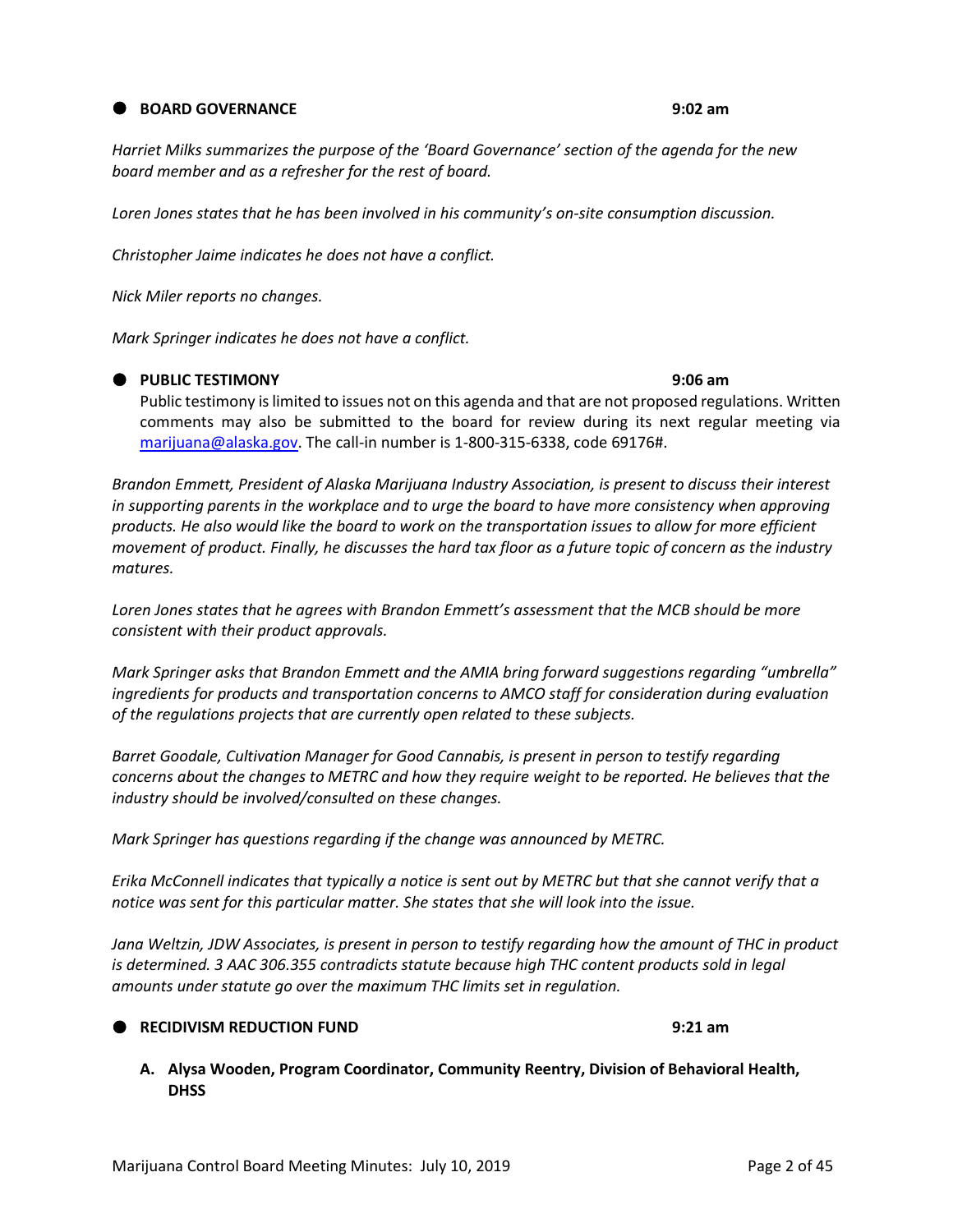## BOARD GOVERNANCE 9:02 am

*Harriet Milks summarizes the purpose of the 'Board Governance' section of the agenda for the new board member and as a refresher for the rest of board.*

*Loren Jones states that he has been involved in his community's on-site consumption discussion.*

*Christopher Jaime indicates he does not have a conflict.*

*Nick Miler reports no changes.*

*Mark Springer indicates he does not have a conflict.*

## PUBLIC TESTIMONY 9:06 am

Public testimony is limited to issues not on this agenda and that are not proposed regulations. Written comments may also be submitted to the board for review during its next regular meeting via marijuana@alaska.gov. The call-in number is 1-800-315-6338, code 69176#.

*Brandon Emmett, President of Alaska Marijuana Industry Association, is present to discuss their interest in supporting parents in the workplace and to urge the board to have more consistency when approving products. He also would like the board to work on the transportation issues to allow for more efficient movement of product. Finally, he discusses the hard tax floor as a future topic of concern as the industry matures.*

*Loren Jones states that he agrees with Brandon Emmett's assessment that the MCB should be more consistent with their product approvals.*

*Mark Springer asks that Brandon Emmett and the AMIA bring forward suggestions regarding "umbrella" ingredients for products and transportation concerns to AMCO staff for consideration during evaluation of the regulations projects that are currently open related to these subjects.*

*Barret Goodale, Cultivation Manager for Good Cannabis, is present in person to testify regarding concerns about the changes to METRC and how they require weight to be reported. He believes that the industry should be involved/consulted on these changes.*

*Mark Springer has questions regarding if the change was announced by METRC.*

*Erika McConnell indicates that typically a notice is sent out by METRC but that she cannot verify that a notice was sent for this particular matter. She states that she will look into the issue.*

*Jana Weltzin, JDW Associates, is present in person to testify regarding how the amount of THC in product is determined. 3 AAC 306.355 contradicts statute because high THC content products sold in legal amounts under statute go over the maximum THC limits set in regulation.*

## RECIDIVISM REDUCTION FUND 9:21 am

**A. Alysa Wooden, Program Coordinator, Community Reentry, Division of Behavioral Health, DHSS**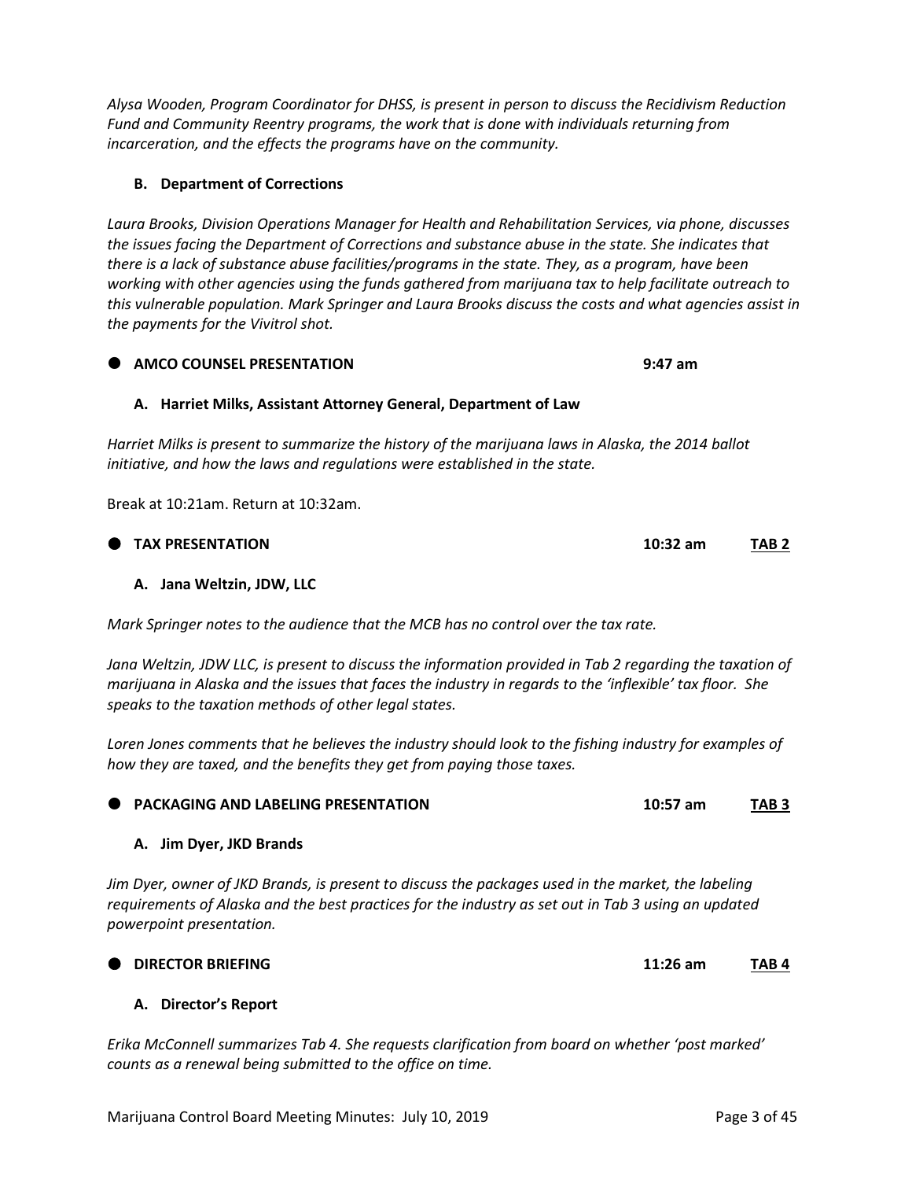*Alysa Wooden, Program Coordinator for DHSS, is present in person to discuss the Recidivism Reduction Fund and Community Reentry programs, the work that is done with individuals returning from incarceration, and the effects the programs have on the community.*

**B. Department of Corrections**

*Laura Brooks, Division Operations Manager for Health and Rehabilitation Services, via phone, discusses the issues facing the Department of Corrections and substance abuse in the state. She indicates that there is a lack of substance abuse facilities/programs in the state. They, as a program, have been working with other agencies using the funds gathered from marijuana tax to help facilitate outreach to this vulnerable population. Mark Springer and Laura Brooks discuss the costs and what agencies assist in the payments for the Vivitrol shot.*

- **AMCO COUNSEL PRESENTATION** **9:47 am**

**A. Harriet Milks, Assistant Attorney General, Department of Law**

*Harriet Milks is present to summarize the history of the marijuana laws in Alaska, the 2014 ballot initiative, and how the laws and regulations were established in the state.*

Break at 10:21am. Return at 10:32am.

- **TAX PRESENTATION** **10:32 am** **TAB 2**

**A. Jana Weltzin, JDW, LLC**

*Mark Springer notes to the audience that the MCB has no control over the tax rate.*

*Jana Weltzin, JDW LLC, is present to discuss the information provided in Tab 2 regarding the taxation of marijuana in Alaska and the issues that faces the industry in regards to the 'inflexible' tax floor. She speaks to the taxation methods of other legal states.*

*Loren Jones comments that he believes the industry should look to the fishing industry for examples of how they are taxed, and the benefits they get from paying those taxes.*

- **PACKAGING AND LABELING PRESENTATION** **10:57 am** **TAB 3**

**A. Jim Dyer, JKD Brands**

*Jim Dyer, owner of JKD Brands, is present to discuss the packages used in the market, the labeling requirements of Alaska and the best practices for the industry as set out in Tab 3 using an updated powerpoint presentation.*

- **DIRECTOR BRIEFING** **11:26 am** **TAB 4**

**A. Director's Report**

*Erika McConnell summarizes Tab 4. She requests clarification from board on whether 'post marked' counts as a renewal being submitted to the office on time.*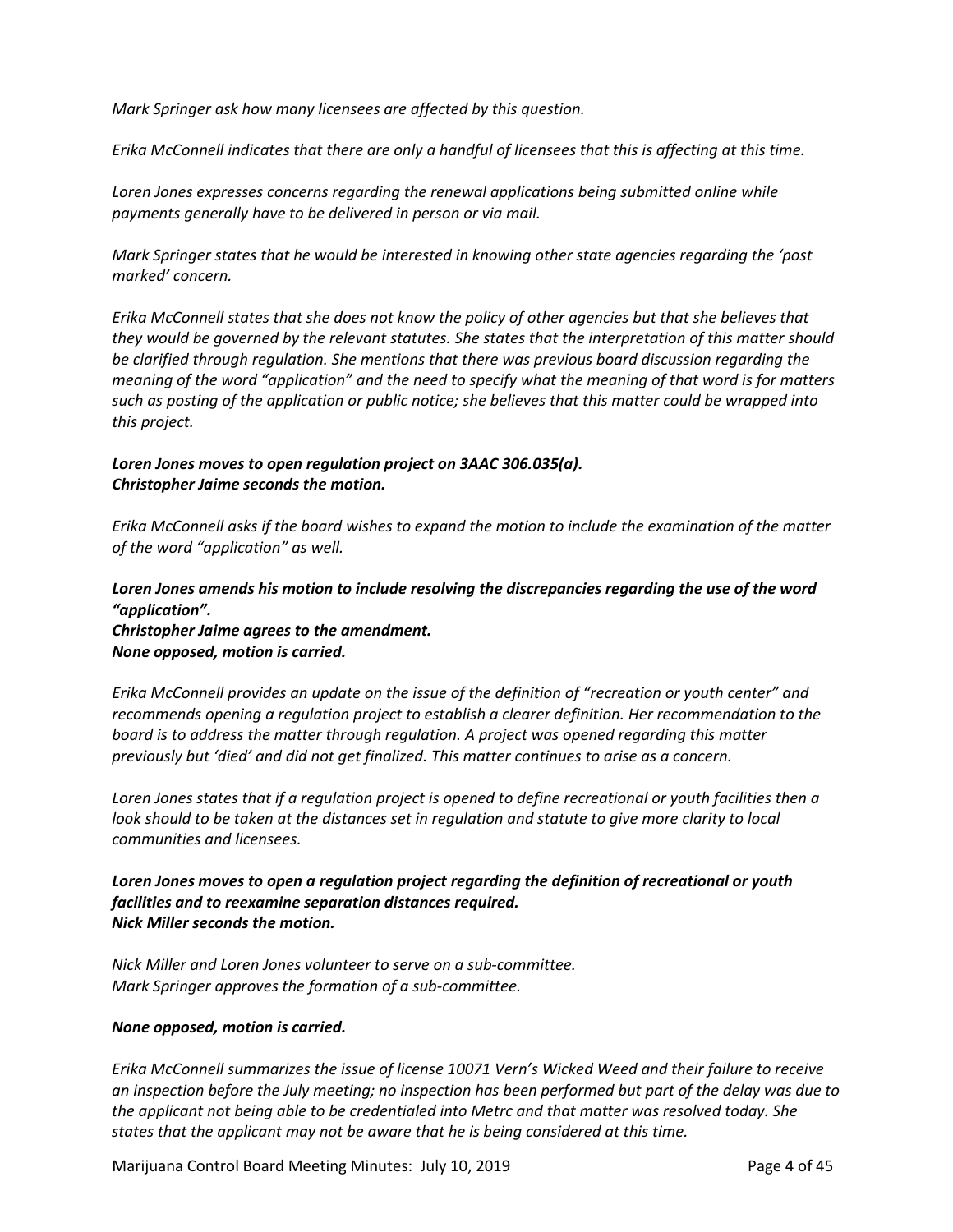*Mark Springer ask how many licensees are affected by this question.*

*Erika McConnell indicates that there are only a handful of licensees that this is affecting at this time.*

*Loren Jones expresses concerns regarding the renewal applications being submitted online while payments generally have to be delivered in person or via mail.*

*Mark Springer states that he would be interested in knowing other state agencies regarding the 'post marked' concern.*

*Erika McConnell states that she does not know the policy of other agencies but that she believes that they would be governed by the relevant statutes. She states that the interpretation of this matter should be clarified through regulation. She mentions that there was previous board discussion regarding the meaning of the word "application" and the need to specify what the meaning of that word is for matters such as posting of the application or public notice; she believes that this matter could be wrapped into this project.*

***Loren Jones moves to open regulation project on 3AAC 306.035(a).***
***Christopher Jaime seconds the motion.***

*Erika McConnell asks if the board wishes to expand the motion to include the examination of the matter of the word "application" as well.*

***Loren Jones amends his motion to include resolving the discrepancies regarding the use of the word "application".***
***Christopher Jaime agrees to the amendment.***
***None opposed, motion is carried.***

*Erika McConnell provides an update on the issue of the definition of "recreation or youth center" and recommends opening a regulation project to establish a clearer definition. Her recommendation to the board is to address the matter through regulation. A project was opened regarding this matter previously but 'died' and did not get finalized. This matter continues to arise as a concern.*

*Loren Jones states that if a regulation project is opened to define recreational or youth facilities then a look should to be taken at the distances set in regulation and statute to give more clarity to local communities and licensees.*

***Loren Jones moves to open a regulation project regarding the definition of recreational or youth facilities and to reexamine separation distances required.***
***Nick Miller seconds the motion.***

*Nick Miller and Loren Jones volunteer to serve on a sub-committee.*
*Mark Springer approves the formation of a sub-committee.*

***None opposed, motion is carried.***

*Erika McConnell summarizes the issue of license 10071 Vern's Wicked Weed and their failure to receive an inspection before the July meeting; no inspection has been performed but part of the delay was due to the applicant not being able to be credentialed into Metrc and that matter was resolved today. She states that the applicant may not be aware that he is being considered at this time.*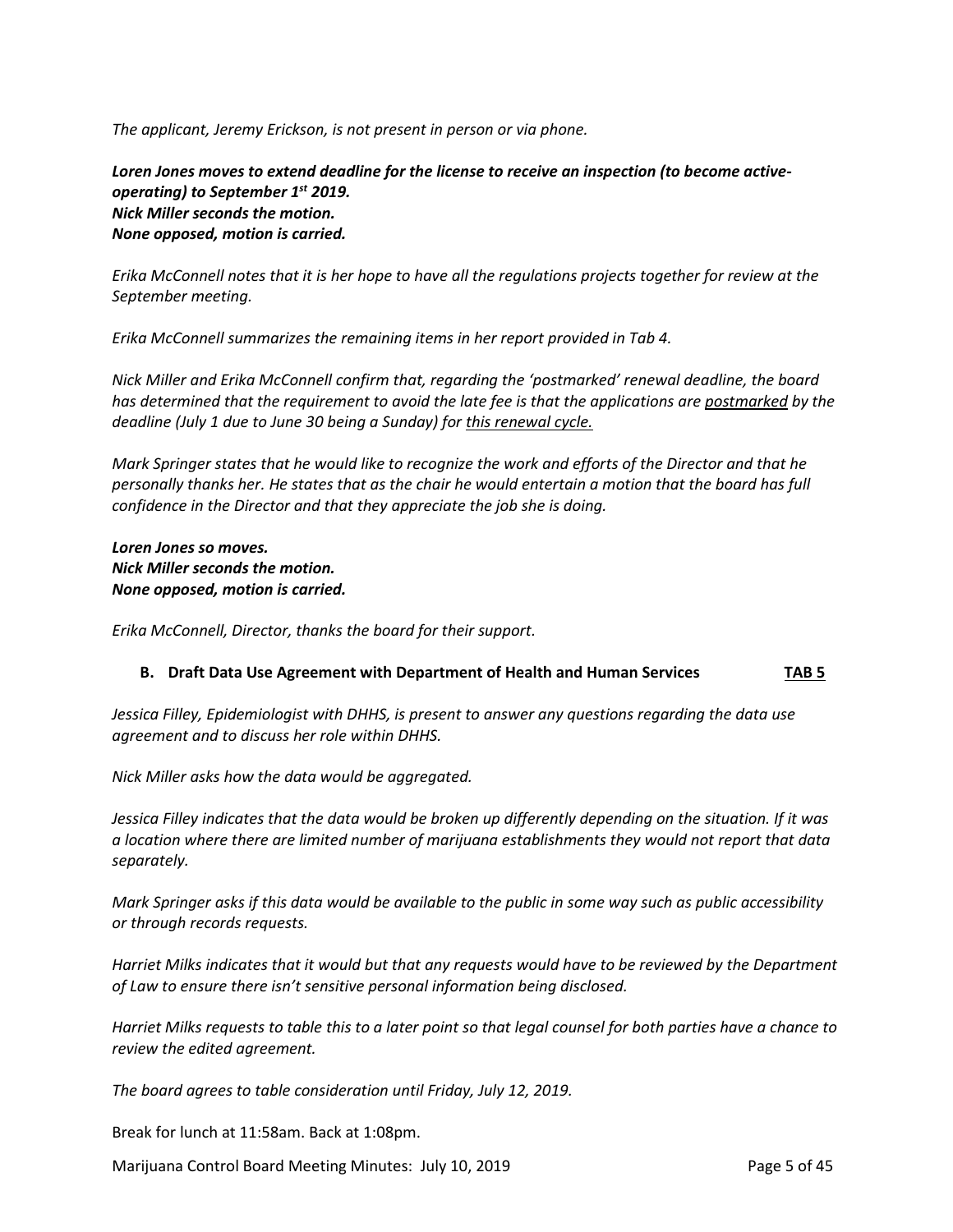*The applicant, Jeremy Erickson, is not present in person or via phone.*

***Loren Jones moves to extend deadline for the license to receive an inspection (to become active-operating) to September 1st 2019.***
***Nick Miller seconds the motion.***
***None opposed, motion is carried.***

*Erika McConnell notes that it is her hope to have all the regulations projects together for review at the September meeting.*

*Erika McConnell summarizes the remaining items in her report provided in Tab 4.*

*Nick Miller and Erika McConnell confirm that, regarding the 'postmarked' renewal deadline, the board has determined that the requirement to avoid the late fee is that the applications are <u>postmarked</u> by the deadline (July 1 due to June 30 being a Sunday) for <u>this renewal cycle.</u>*

*Mark Springer states that he would like to recognize the work and efforts of the Director and that he personally thanks her. He states that as the chair he would entertain a motion that the board has full confidence in the Director and that they appreciate the job she is doing.*

***Loren Jones so moves.***
***Nick Miller seconds the motion.***
***None opposed, motion is carried.***

*Erika McConnell, Director, thanks the board for their support.*

**B. Draft Data Use Agreement with Department of Health and Human Services** **<u>TAB 5</u>**

*Jessica Filley, Epidemiologist with DHHS, is present to answer any questions regarding the data use agreement and to discuss her role within DHHS.*

*Nick Miller asks how the data would be aggregated.*

*Jessica Filley indicates that the data would be broken up differently depending on the situation. If it was a location where there are limited number of marijuana establishments they would not report that data separately.*

*Mark Springer asks if this data would be available to the public in some way such as public accessibility or through records requests.*

*Harriet Milks indicates that it would but that any requests would have to be reviewed by the Department of Law to ensure there isn't sensitive personal information being disclosed.*

*Harriet Milks requests to table this to a later point so that legal counsel for both parties have a chance to review the edited agreement.*

*The board agrees to table consideration until Friday, July 12, 2019.*

Break for lunch at 11:58am. Back at 1:08pm.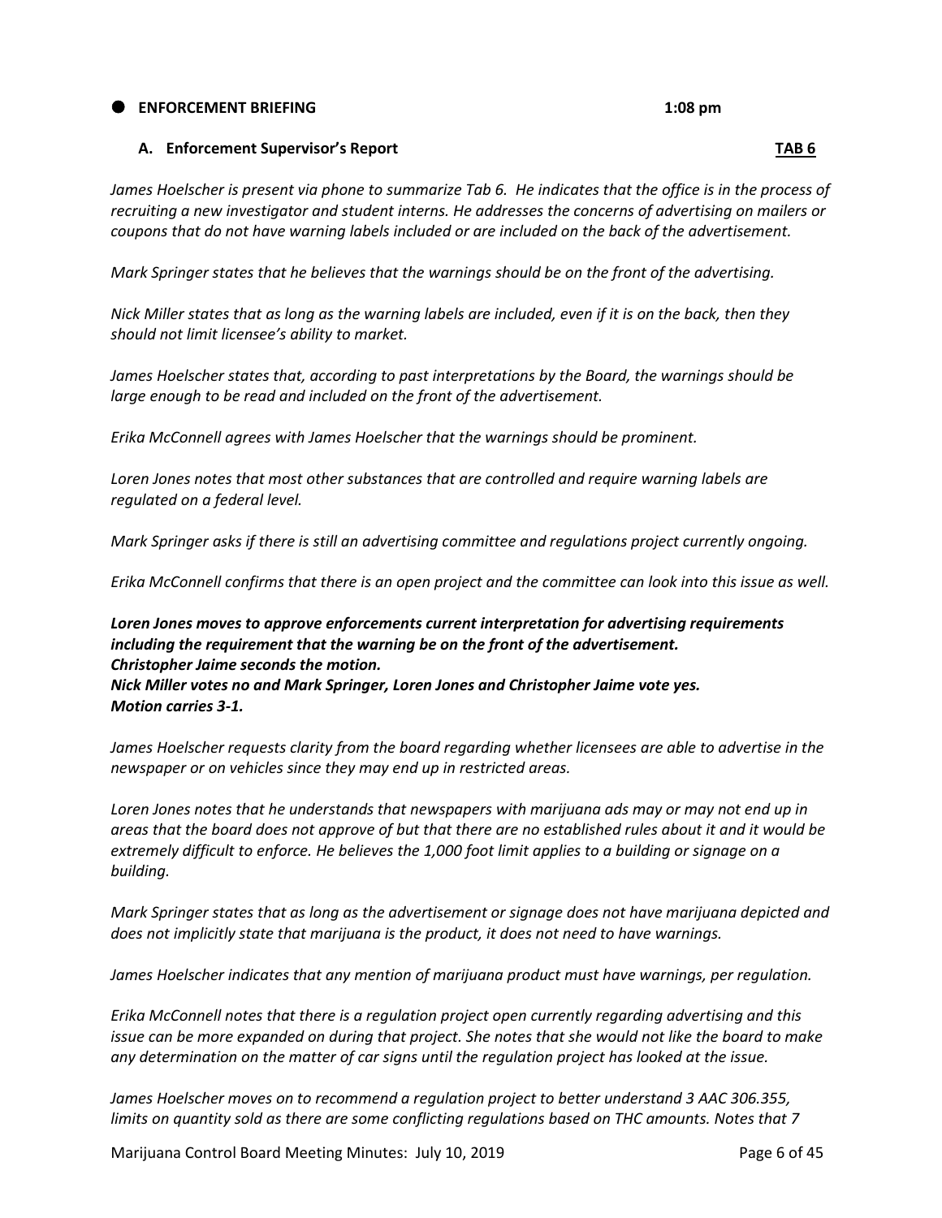## ENFORCEMENT BRIEFING 1:08 pm

### A. Enforcement Supervisor's Report TAB 6

*James Hoelscher is present via phone to summarize Tab 6. He indicates that the office is in the process of recruiting a new investigator and student interns. He addresses the concerns of advertising on mailers or coupons that do not have warning labels included or are included on the back of the advertisement.*

*Mark Springer states that he believes that the warnings should be on the front of the advertising.*

*Nick Miller states that as long as the warning labels are included, even if it is on the back, then they should not limit licensee's ability to market.*

*James Hoelscher states that, according to past interpretations by the Board, the warnings should be large enough to be read and included on the front of the advertisement.*

*Erika McConnell agrees with James Hoelscher that the warnings should be prominent.*

*Loren Jones notes that most other substances that are controlled and require warning labels are regulated on a federal level.*

*Mark Springer asks if there is still an advertising committee and regulations project currently ongoing.*

*Erika McConnell confirms that there is an open project and the committee can look into this issue as well.*

***Loren Jones moves to approve enforcements current interpretation for advertising requirements including the requirement that the warning be on the front of the advertisement.***
***Christopher Jaime seconds the motion.***
***Nick Miller votes no and Mark Springer, Loren Jones and Christopher Jaime vote yes.***
***Motion carries 3-1.***

*James Hoelscher requests clarity from the board regarding whether licensees are able to advertise in the newspaper or on vehicles since they may end up in restricted areas.*

*Loren Jones notes that he understands that newspapers with marijuana ads may or may not end up in areas that the board does not approve of but that there are no established rules about it and it would be extremely difficult to enforce. He believes the 1,000 foot limit applies to a building or signage on a building.*

*Mark Springer states that as long as the advertisement or signage does not have marijuana depicted and does not implicitly state that marijuana is the product, it does not need to have warnings.*

*James Hoelscher indicates that any mention of marijuana product must have warnings, per regulation.*

*Erika McConnell notes that there is a regulation project open currently regarding advertising and this issue can be more expanded on during that project. She notes that she would not like the board to make any determination on the matter of car signs until the regulation project has looked at the issue.*

*James Hoelscher moves on to recommend a regulation project to better understand 3 AAC 306.355, limits on quantity sold as there are some conflicting regulations based on THC amounts. Notes that 7*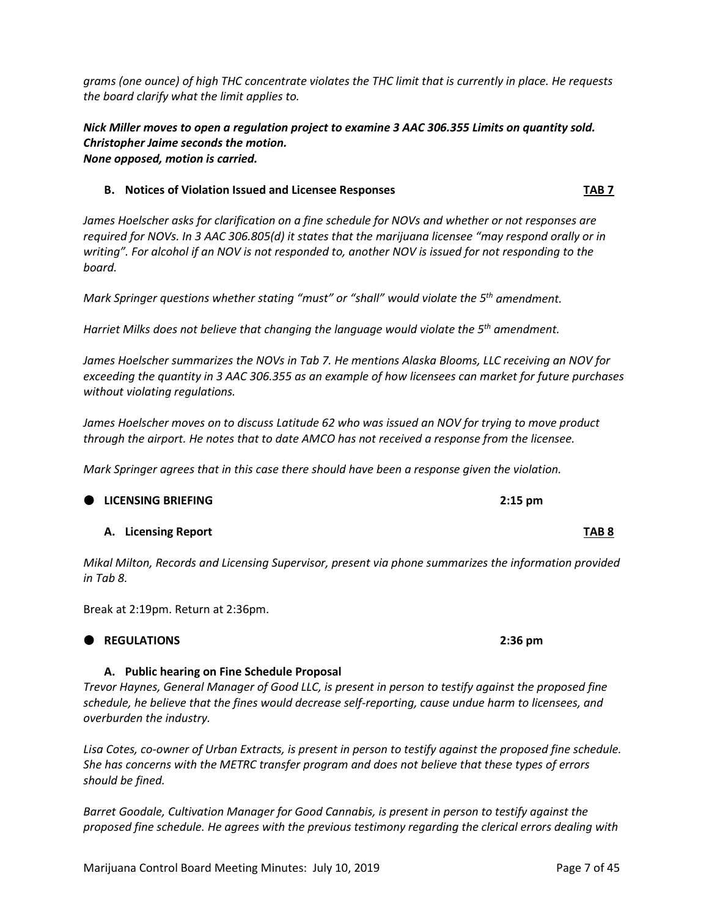*grams (one ounce) of high THC concentrate violates the THC limit that is currently in place. He requests the board clarify what the limit applies to.*

***Nick Miller moves to open a regulation project to examine 3 AAC 306.355 Limits on quantity sold. Christopher Jaime seconds the motion. None opposed, motion is carried.***

**B. Notices of Violation Issued and Licensee Responses** **TAB 7**

*James Hoelscher asks for clarification on a fine schedule for NOVs and whether or not responses are required for NOVs. In 3 AAC 306.805(d) it states that the marijuana licensee "may respond orally or in writing". For alcohol if an NOV is not responded to, another NOV is issued for not responding to the board.*

*Mark Springer questions whether stating "must" or "shall" would violate the 5th amendment.*

*Harriet Milks does not believe that changing the language would violate the 5th amendment.*

*James Hoelscher summarizes the NOVs in Tab 7. He mentions Alaska Blooms, LLC receiving an NOV for exceeding the quantity in 3 AAC 306.355 as an example of how licensees can market for future purchases without violating regulations.*

*James Hoelscher moves on to discuss Latitude 62 who was issued an NOV for trying to move product through the airport. He notes that to date AMCO has not received a response from the licensee.*

*Mark Springer agrees that in this case there should have been a response given the violation.*

## LICENSING BRIEFING 2:15 pm

**A. Licensing Report** **TAB 8**

*Mikal Milton, Records and Licensing Supervisor, present via phone summarizes the information provided in Tab 8.*

Break at 2:19pm. Return at 2:36pm.

## REGULATIONS 2:36 pm

**A. Public hearing on Fine Schedule Proposal**

*Trevor Haynes, General Manager of Good LLC, is present in person to testify against the proposed fine schedule, he believe that the fines would decrease self-reporting, cause undue harm to licensees, and overburden the industry.*

*Lisa Cotes, co-owner of Urban Extracts, is present in person to testify against the proposed fine schedule. She has concerns with the METRC transfer program and does not believe that these types of errors should be fined.*

*Barret Goodale, Cultivation Manager for Good Cannabis, is present in person to testify against the proposed fine schedule. He agrees with the previous testimony regarding the clerical errors dealing with*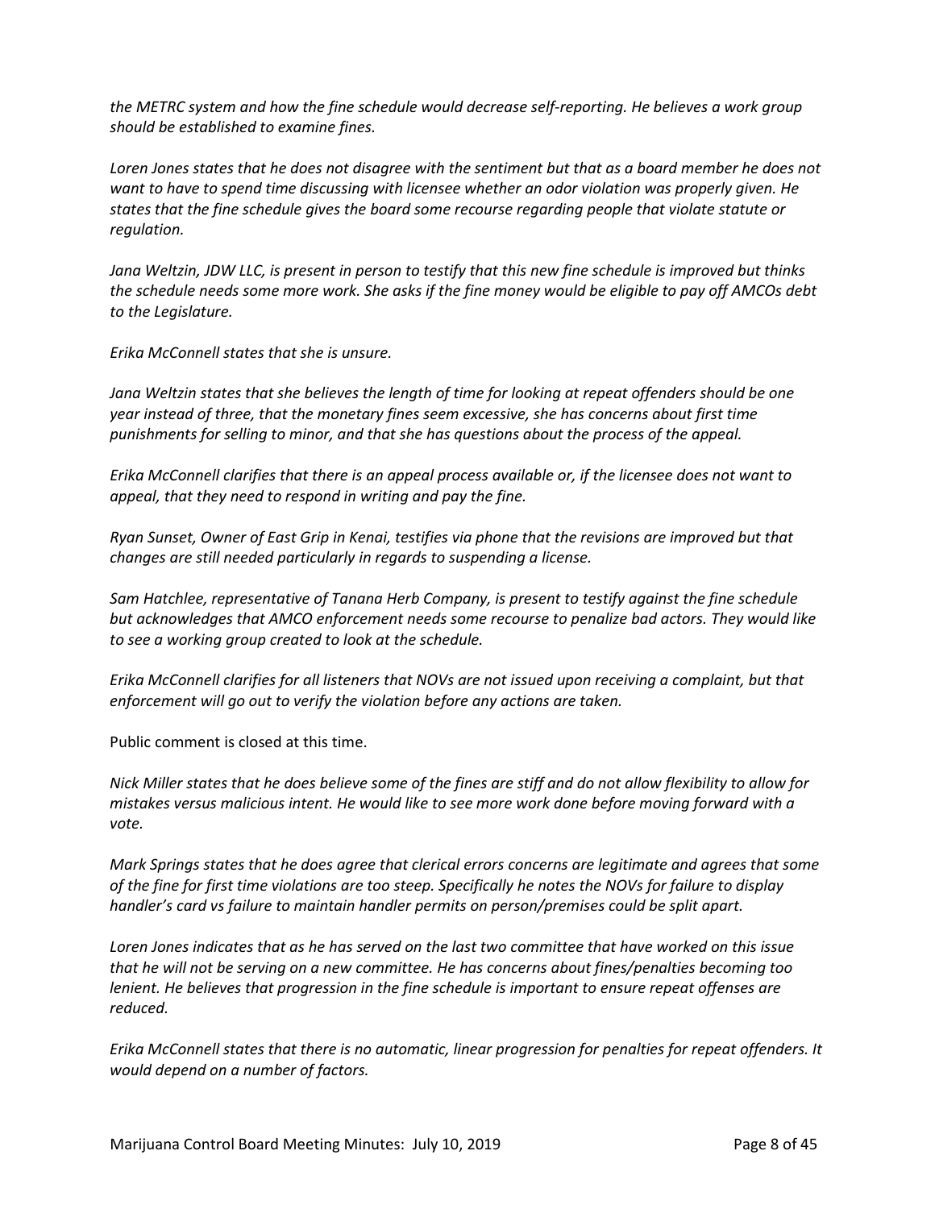*the METRC system and how the fine schedule would decrease self-reporting. He believes a work group should be established to examine fines.*

*Loren Jones states that he does not disagree with the sentiment but that as a board member he does not want to have to spend time discussing with licensee whether an odor violation was properly given. He states that the fine schedule gives the board some recourse regarding people that violate statute or regulation.*

*Jana Weltzin, JDW LLC, is present in person to testify that this new fine schedule is improved but thinks the schedule needs some more work. She asks if the fine money would be eligible to pay off AMCOs debt to the Legislature.*

*Erika McConnell states that she is unsure.*

*Jana Weltzin states that she believes the length of time for looking at repeat offenders should be one year instead of three, that the monetary fines seem excessive, she has concerns about first time punishments for selling to minor, and that she has questions about the process of the appeal.*

*Erika McConnell clarifies that there is an appeal process available or, if the licensee does not want to appeal, that they need to respond in writing and pay the fine.*

*Ryan Sunset, Owner of East Grip in Kenai, testifies via phone that the revisions are improved but that changes are still needed particularly in regards to suspending a license.*

*Sam Hatchlee, representative of Tanana Herb Company, is present to testify against the fine schedule but acknowledges that AMCO enforcement needs some recourse to penalize bad actors. They would like to see a working group created to look at the schedule.*

*Erika McConnell clarifies for all listeners that NOVs are not issued upon receiving a complaint, but that enforcement will go out to verify the violation before any actions are taken.*

Public comment is closed at this time.

*Nick Miller states that he does believe some of the fines are stiff and do not allow flexibility to allow for mistakes versus malicious intent. He would like to see more work done before moving forward with a vote.*

*Mark Springs states that he does agree that clerical errors concerns are legitimate and agrees that some of the fine for first time violations are too steep. Specifically he notes the NOVs for failure to display handler's card vs failure to maintain handler permits on person/premises could be split apart.*

*Loren Jones indicates that as he has served on the last two committee that have worked on this issue that he will not be serving on a new committee. He has concerns about fines/penalties becoming too lenient. He believes that progression in the fine schedule is important to ensure repeat offenses are reduced.*

*Erika McConnell states that there is no automatic, linear progression for penalties for repeat offenders. It would depend on a number of factors.*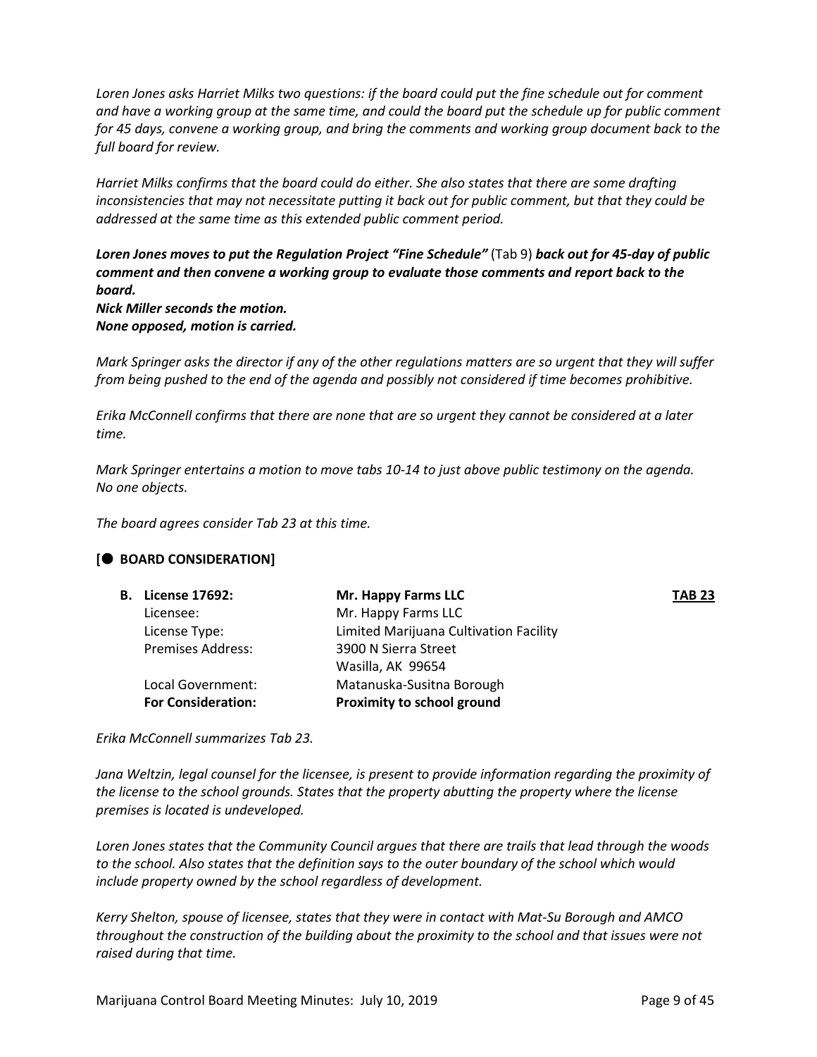*Loren Jones asks Harriet Milks two questions: if the board could put the fine schedule out for comment and have a working group at the same time, and could the board put the schedule up for public comment for 45 days, convene a working group, and bring the comments and working group document back to the full board for review.*

*Harriet Milks confirms that the board could do either. She also states that there are some drafting inconsistencies that may not necessitate putting it back out for public comment, but that they could be addressed at the same time as this extended public comment period.*

***Loren Jones moves to put the Regulation Project "Fine Schedule"*** (Tab 9) ***back out for 45-day of public comment and then convene a working group to evaluate those comments and report back to the board.***
***Nick Miller seconds the motion.***
***None opposed, motion is carried.***

*Mark Springer asks the director if any of the other regulations matters are so urgent that they will suffer from being pushed to the end of the agenda and possibly not considered if time becomes prohibitive.*

*Erika McConnell confirms that there are none that are so urgent they cannot be considered at a later time.*

*Mark Springer entertains a motion to move tabs 10-14 to just above public testimony on the agenda. No one objects.*

*The board agrees consider Tab 23 at this time.*

**[● BOARD CONSIDERATION]**

| | | |
|---|---|---|
| **B. License 17692:** | **Mr. Happy Farms LLC** | **TAB 23** |
| Licensee: | Mr. Happy Farms LLC | |
| License Type: | Limited Marijuana Cultivation Facility | |
| Premises Address: | 3900 N Sierra Street<br>Wasilla, AK 99654 | |
| Local Government: | Matanuska-Susitna Borough | |
| **For Consideration:** | **Proximity to school ground** | |

*Erika McConnell summarizes Tab 23.*

*Jana Weltzin, legal counsel for the licensee, is present to provide information regarding the proximity of the license to the school grounds. States that the property abutting the property where the license premises is located is undeveloped.*

*Loren Jones states that the Community Council argues that there are trails that lead through the woods to the school. Also states that the definition says to the outer boundary of the school which would include property owned by the school regardless of development.*

*Kerry Shelton, spouse of licensee, states that they were in contact with Mat-Su Borough and AMCO throughout the construction of the building about the proximity to the school and that issues were not raised during that time.*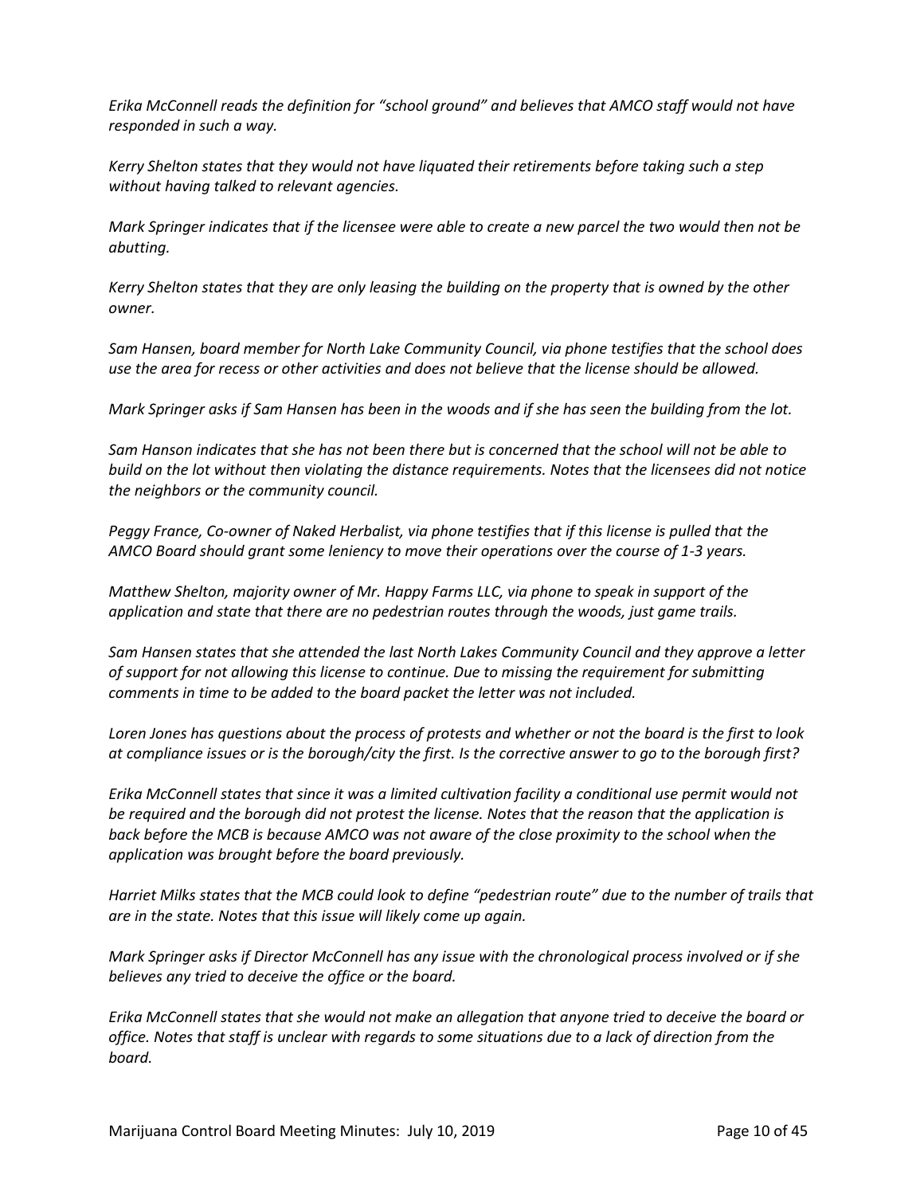*Erika McConnell reads the definition for "school ground" and believes that AMCO staff would not have responded in such a way.*

*Kerry Shelton states that they would not have liquated their retirements before taking such a step without having talked to relevant agencies.*

*Mark Springer indicates that if the licensee were able to create a new parcel the two would then not be abutting.*

*Kerry Shelton states that they are only leasing the building on the property that is owned by the other owner.*

*Sam Hansen, board member for North Lake Community Council, via phone testifies that the school does use the area for recess or other activities and does not believe that the license should be allowed.*

*Mark Springer asks if Sam Hansen has been in the woods and if she has seen the building from the lot.*

*Sam Hanson indicates that she has not been there but is concerned that the school will not be able to build on the lot without then violating the distance requirements. Notes that the licensees did not notice the neighbors or the community council.*

*Peggy France, Co-owner of Naked Herbalist, via phone testifies that if this license is pulled that the AMCO Board should grant some leniency to move their operations over the course of 1-3 years.*

*Matthew Shelton, majority owner of Mr. Happy Farms LLC, via phone to speak in support of the application and state that there are no pedestrian routes through the woods, just game trails.*

*Sam Hansen states that she attended the last North Lakes Community Council and they approve a letter of support for not allowing this license to continue. Due to missing the requirement for submitting comments in time to be added to the board packet the letter was not included.*

*Loren Jones has questions about the process of protests and whether or not the board is the first to look at compliance issues or is the borough/city the first. Is the corrective answer to go to the borough first?*

*Erika McConnell states that since it was a limited cultivation facility a conditional use permit would not be required and the borough did not protest the license. Notes that the reason that the application is back before the MCB is because AMCO was not aware of the close proximity to the school when the application was brought before the board previously.*

*Harriet Milks states that the MCB could look to define "pedestrian route" due to the number of trails that are in the state. Notes that this issue will likely come up again.*

*Mark Springer asks if Director McConnell has any issue with the chronological process involved or if she believes any tried to deceive the office or the board.*

*Erika McConnell states that she would not make an allegation that anyone tried to deceive the board or office. Notes that staff is unclear with regards to some situations due to a lack of direction from the board.*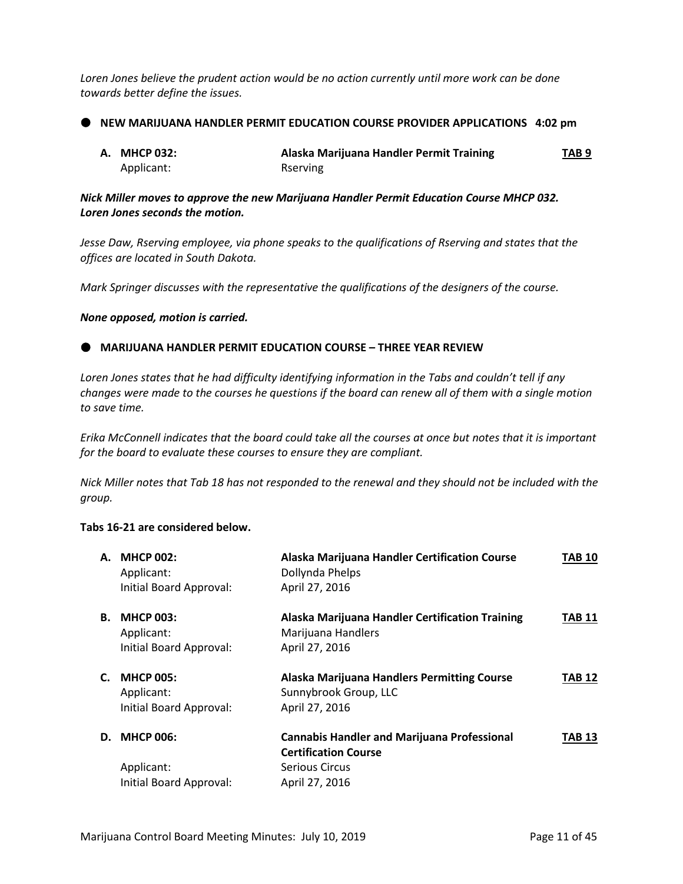*Loren Jones believe the prudent action would be no action currently until more work can be done towards better define the issues.*

● **NEW MARIJUANA HANDLER PERMIT EDUCATION COURSE PROVIDER APPLICATIONS 4:02 pm**

| | | | |
|---|---|---|---|
| **A.** | **MHCP 032:** | **Alaska Marijuana Handler Permit Training** | **TAB 9** |
| | Applicant: | Rserving | |

***Nick Miller moves to approve the new Marijuana Handler Permit Education Course MHCP 032. Loren Jones seconds the motion.***

*Jesse Daw, Rserving employee, via phone speaks to the qualifications of Rserving and states that the offices are located in South Dakota.*

*Mark Springer discusses with the representative the qualifications of the designers of the course.*

***None opposed, motion is carried.***

● **MARIJUANA HANDLER PERMIT EDUCATION COURSE – THREE YEAR REVIEW**

*Loren Jones states that he had difficulty identifying information in the Tabs and couldn't tell if any changes were made to the courses he questions if the board can renew all of them with a single motion to save time.*

*Erika McConnell indicates that the board could take all the courses at once but notes that it is important for the board to evaluate these courses to ensure they are compliant.*

*Nick Miller notes that Tab 18 has not responded to the renewal and they should not be included with the group.*

**Tabs 16-21 are considered below.**

| | | | |
|---|---|---|---|
| **A.** | **MHCP 002:** | **Alaska Marijuana Handler Certification Course** | **TAB 10** |
| | Applicant: | Dollynda Phelps | |
| | Initial Board Approval: | April 27, 2016 | |
| **B.** | **MHCP 003:** | **Alaska Marijuana Handler Certification Training** | **TAB 11** |
| | Applicant: | Marijuana Handlers | |
| | Initial Board Approval: | April 27, 2016 | |
| **C.** | **MHCP 005:** | **Alaska Marijuana Handlers Permitting Course** | **TAB 12** |
| | Applicant: | Sunnybrook Group, LLC | |
| | Initial Board Approval: | April 27, 2016 | |
| **D.** | **MHCP 006:** | **Cannabis Handler and Marijuana Professional Certification Course** | **TAB 13** |
| | Applicant: | Serious Circus | |
| | Initial Board Approval: | April 27, 2016 | |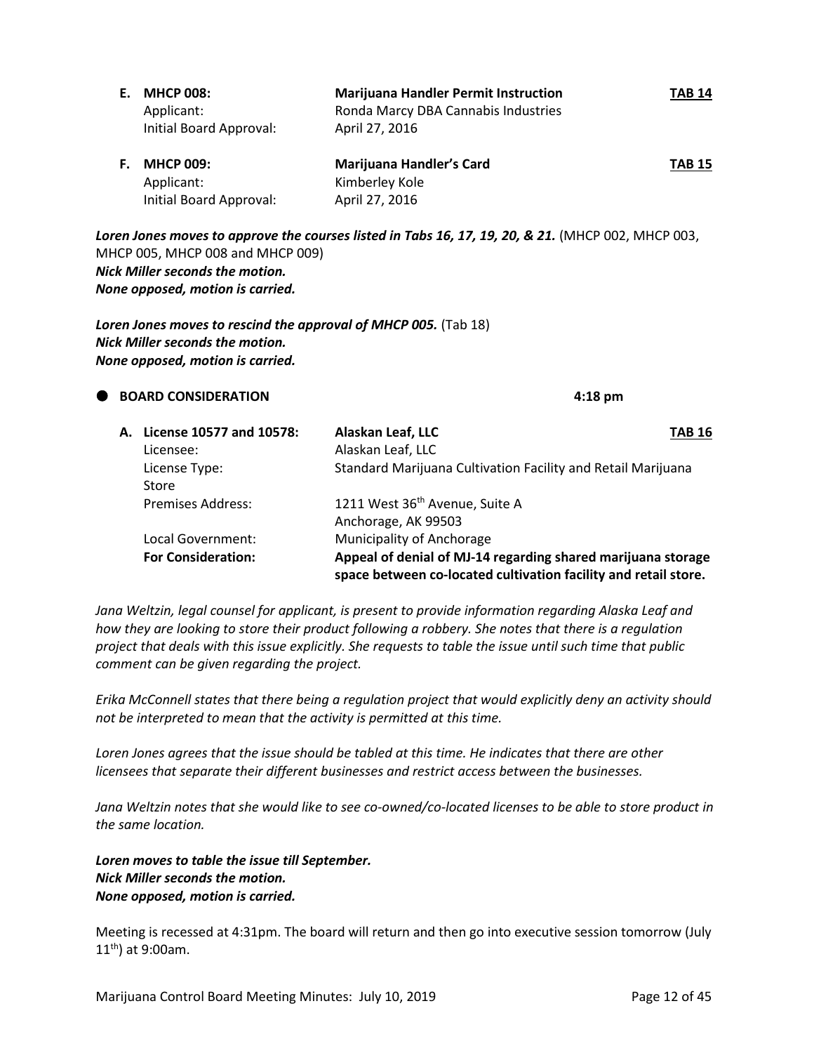**E. MHCP 008:** **Marijuana Handler Permit Instruction** **TAB 14**
Applicant: Ronda Marcy DBA Cannabis Industries
Initial Board Approval: April 27, 2016

**F. MHCP 009:** **Marijuana Handler's Card** **TAB 15**
Applicant: Kimberley Kole
Initial Board Approval: April 27, 2016

***Loren Jones moves to approve the courses listed in Tabs 16, 17, 19, 20, & 21.*** (MHCP 002, MHCP 003, MHCP 005, MHCP 008 and MHCP 009)
***Nick Miller seconds the motion.***
***None opposed, motion is carried.***

***Loren Jones moves to rescind the approval of MHCP 005.*** (Tab 18)
***Nick Miller seconds the motion.***
***None opposed, motion is carried.***

## BOARD CONSIDERATION 4:18 pm

**A. License 10577 and 10578:** **Alaskan Leaf, LLC** **TAB 16**
Licensee: Alaskan Leaf, LLC
License Type: Standard Marijuana Cultivation Facility and Retail Marijuana Store
Premises Address: 1211 West 36th Avenue, Suite A
Anchorage, AK 99503
Local Government: Municipality of Anchorage
**For Consideration:** **Appeal of denial of MJ-14 regarding shared marijuana storage space between co-located cultivation facility and retail store.**

*Jana Weltzin, legal counsel for applicant, is present to provide information regarding Alaska Leaf and how they are looking to store their product following a robbery. She notes that there is a regulation project that deals with this issue explicitly. She requests to table the issue until such time that public comment can be given regarding the project.*

*Erika McConnell states that there being a regulation project that would explicitly deny an activity should not be interpreted to mean that the activity is permitted at this time.*

*Loren Jones agrees that the issue should be tabled at this time. He indicates that there are other licensees that separate their different businesses and restrict access between the businesses.*

*Jana Weltzin notes that she would like to see co-owned/co-located licenses to be able to store product in the same location.*

***Loren moves to table the issue till September.***
***Nick Miller seconds the motion.***
***None opposed, motion is carried.***

Meeting is recessed at 4:31pm. The board will return and then go into executive session tomorrow (July 11th) at 9:00am.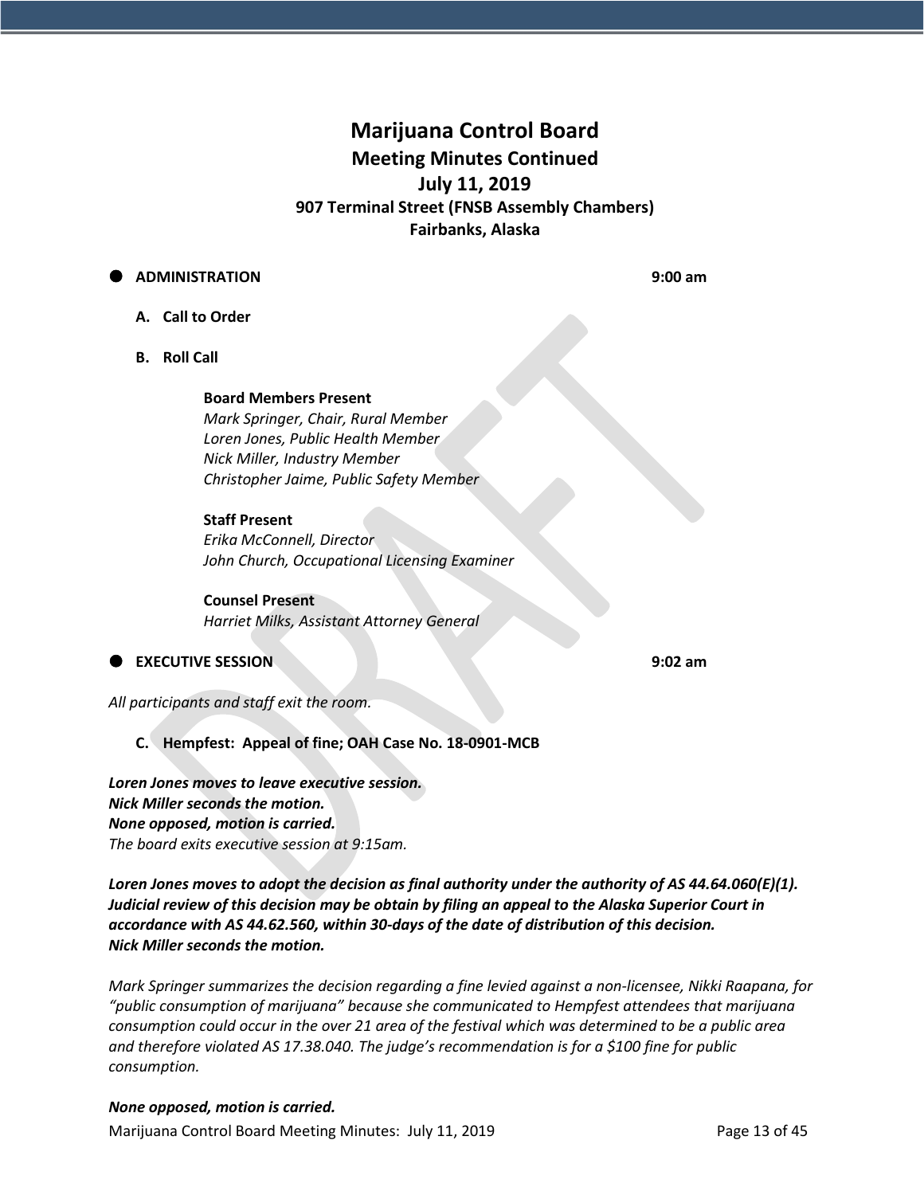# Marijuana Control Board

## Meeting Minutes Continued

## July 11, 2019

### 907 Terminal Street (FNSB Assembly Chambers)

### Fairbanks, Alaska

- **ADMINISTRATION** **9:00 am**

  **A. Call to Order**

  **B. Roll Call**

  **Board Members Present**
  *Mark Springer, Chair, Rural Member*
  *Loren Jones, Public Health Member*
  *Nick Miller, Industry Member*
  *Christopher Jaime, Public Safety Member*

  **Staff Present**
  *Erika McConnell, Director*
  *John Church, Occupational Licensing Examiner*

  **Counsel Present**
  *Harriet Milks, Assistant Attorney General*

- **EXECUTIVE SESSION** **9:02 am**

*All participants and staff exit the room.*

**C. Hempfest: Appeal of fine; OAH Case No. 18-0901-MCB**

***Loren Jones moves to leave executive session.***
***Nick Miller seconds the motion.***
***None opposed, motion is carried.***
*The board exits executive session at 9:15am.*

***Loren Jones moves to adopt the decision as final authority under the authority of AS 44.64.060(E)(1). Judicial review of this decision may be obtain by filing an appeal to the Alaska Superior Court in accordance with AS 44.62.560, within 30-days of the date of distribution of this decision.***
***Nick Miller seconds the motion.***

*Mark Springer summarizes the decision regarding a fine levied against a non-licensee, Nikki Raapana, for "public consumption of marijuana" because she communicated to Hempfest attendees that marijuana consumption could occur in the over 21 area of the festival which was determined to be a public area and therefore violated AS 17.38.040. The judge's recommendation is for a $100 fine for public consumption.*

***None opposed, motion is carried.***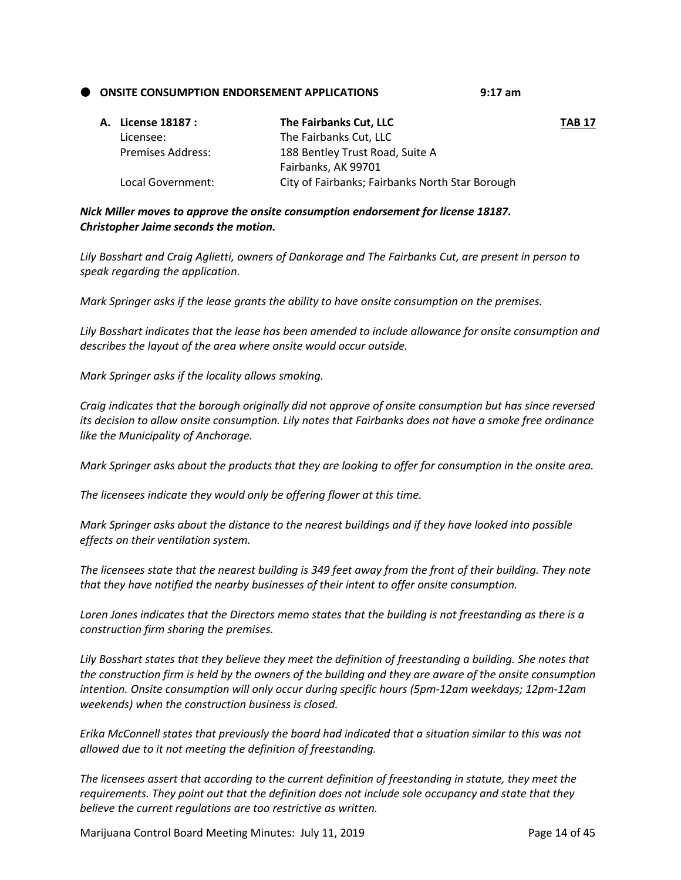- **ONSITE CONSUMPTION ENDORSEMENT APPLICATIONS** **9:17 am**

**A. License 18187 :** **The Fairbanks Cut, LLC** **TAB 17**

| | |
|---|---|
| Licensee: | The Fairbanks Cut, LLC |
| Premises Address: | 188 Bentley Trust Road, Suite A<br>Fairbanks, AK 99701 |
| Local Government: | City of Fairbanks; Fairbanks North Star Borough |

***Nick Miller moves to approve the onsite consumption endorsement for license 18187. Christopher Jaime seconds the motion.***

*Lily Bosshart and Craig Aglietti, owners of Dankorage and The Fairbanks Cut, are present in person to speak regarding the application.*

*Mark Springer asks if the lease grants the ability to have onsite consumption on the premises.*

*Lily Bosshart indicates that the lease has been amended to include allowance for onsite consumption and describes the layout of the area where onsite would occur outside.*

*Mark Springer asks if the locality allows smoking.*

*Craig indicates that the borough originally did not approve of onsite consumption but has since reversed its decision to allow onsite consumption. Lily notes that Fairbanks does not have a smoke free ordinance like the Municipality of Anchorage.*

*Mark Springer asks about the products that they are looking to offer for consumption in the onsite area.*

*The licensees indicate they would only be offering flower at this time.*

*Mark Springer asks about the distance to the nearest buildings and if they have looked into possible effects on their ventilation system.*

*The licensees state that the nearest building is 349 feet away from the front of their building. They note that they have notified the nearby businesses of their intent to offer onsite consumption.*

*Loren Jones indicates that the Directors memo states that the building is not freestanding as there is a construction firm sharing the premises.*

*Lily Bosshart states that they believe they meet the definition of freestanding a building. She notes that the construction firm is held by the owners of the building and they are aware of the onsite consumption intention. Onsite consumption will only occur during specific hours (5pm-12am weekdays; 12pm-12am weekends) when the construction business is closed.*

*Erika McConnell states that previously the board had indicated that a situation similar to this was not allowed due to it not meeting the definition of freestanding.*

*The licensees assert that according to the current definition of freestanding in statute, they meet the requirements. They point out that the definition does not include sole occupancy and state that they believe the current regulations are too restrictive as written.*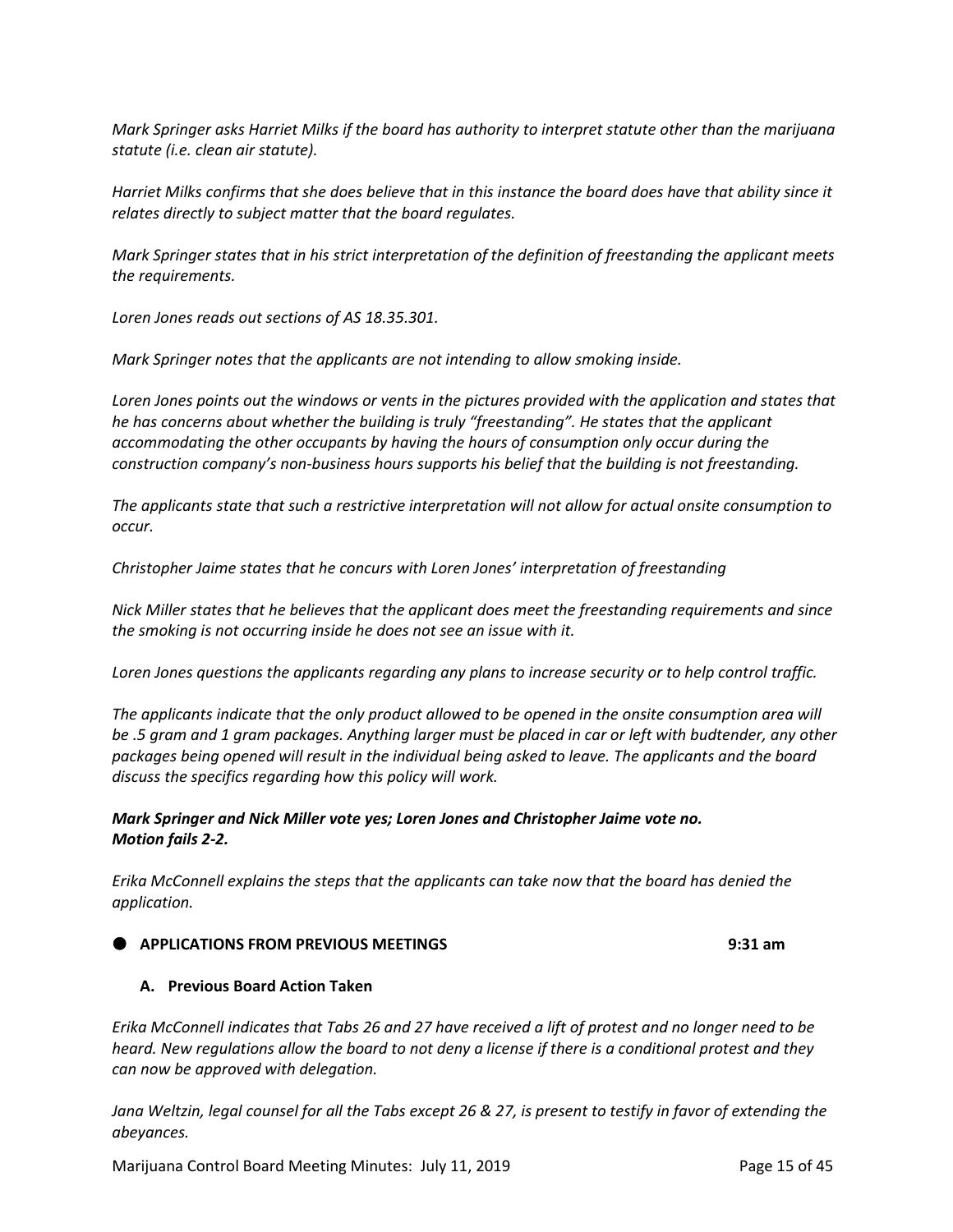*Mark Springer asks Harriet Milks if the board has authority to interpret statute other than the marijuana statute (i.e. clean air statute).*

*Harriet Milks confirms that she does believe that in this instance the board does have that ability since it relates directly to subject matter that the board regulates.*

*Mark Springer states that in his strict interpretation of the definition of freestanding the applicant meets the requirements.*

*Loren Jones reads out sections of AS 18.35.301.*

*Mark Springer notes that the applicants are not intending to allow smoking inside.*

*Loren Jones points out the windows or vents in the pictures provided with the application and states that he has concerns about whether the building is truly "freestanding". He states that the applicant accommodating the other occupants by having the hours of consumption only occur during the construction company's non-business hours supports his belief that the building is not freestanding.*

*The applicants state that such a restrictive interpretation will not allow for actual onsite consumption to occur.*

*Christopher Jaime states that he concurs with Loren Jones' interpretation of freestanding*

*Nick Miller states that he believes that the applicant does meet the freestanding requirements and since the smoking is not occurring inside he does not see an issue with it.*

*Loren Jones questions the applicants regarding any plans to increase security or to help control traffic.*

*The applicants indicate that the only product allowed to be opened in the onsite consumption area will be .5 gram and 1 gram packages. Anything larger must be placed in car or left with budtender, any other packages being opened will result in the individual being asked to leave. The applicants and the board discuss the specifics regarding how this policy will work.*

***Mark Springer and Nick Miller vote yes; Loren Jones and Christopher Jaime vote no.***
***Motion fails 2-2.***

*Erika McConnell explains the steps that the applicants can take now that the board has denied the application.*

- **APPLICATIONS FROM PREVIOUS MEETINGS** **9:31 am**

### A. Previous Board Action Taken

*Erika McConnell indicates that Tabs 26 and 27 have received a lift of protest and no longer need to be heard. New regulations allow the board to not deny a license if there is a conditional protest and they can now be approved with delegation.*

*Jana Weltzin, legal counsel for all the Tabs except 26 & 27, is present to testify in favor of extending the abeyances.*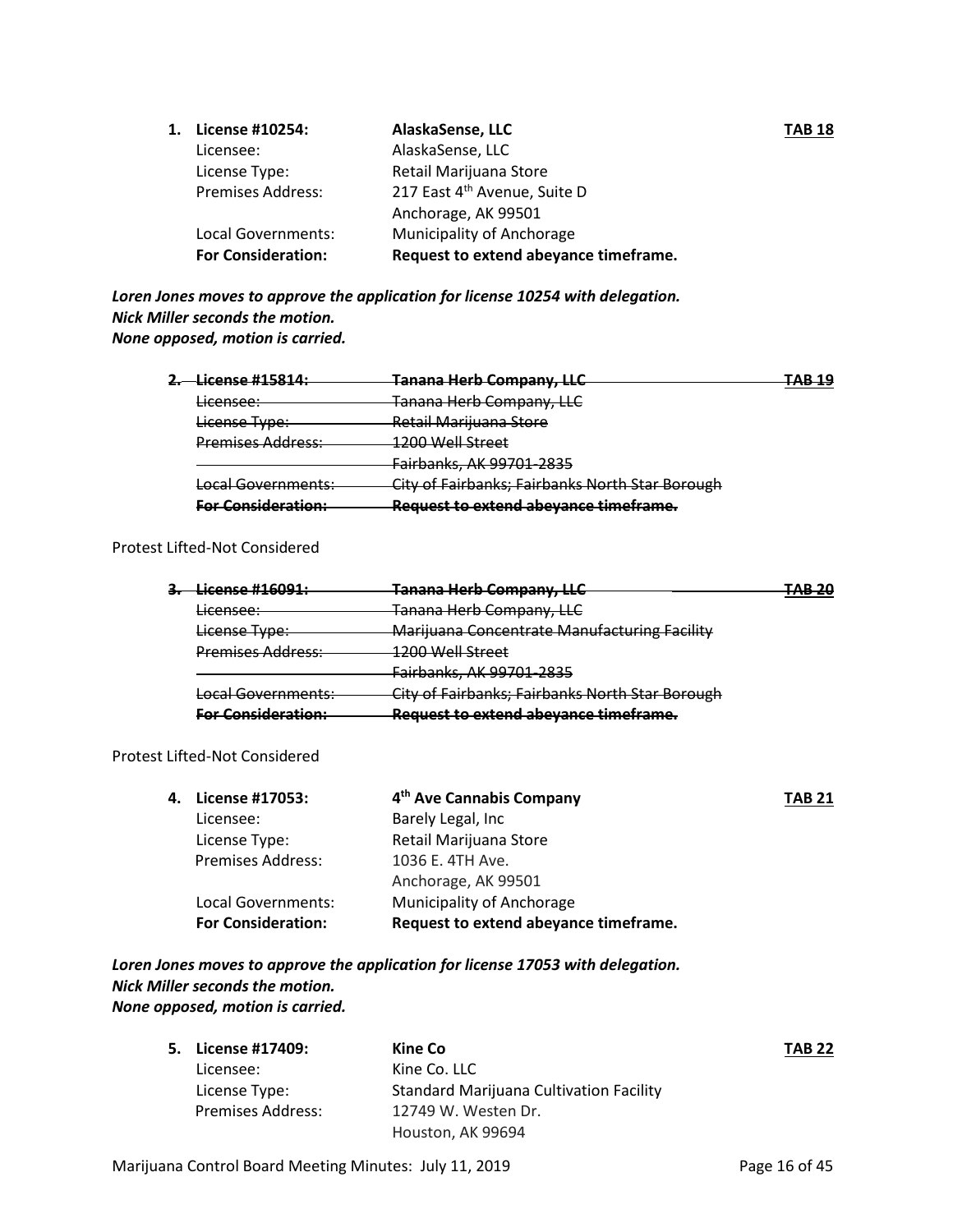1. **License #10254:** **AlaskaSense, LLC** **TAB 18**

| | |
|---|---|
| Licensee: | AlaskaSense, LLC |
| License Type: | Retail Marijuana Store |
| Premises Address: | 217 East 4th Avenue, Suite D<br>Anchorage, AK 99501 |
| Local Governments: | Municipality of Anchorage |
| **For Consideration:** | **Request to extend abeyance timeframe.** |

***Loren Jones moves to approve the application for license 10254 with delegation.***
***Nick Miller seconds the motion.***
***None opposed, motion is carried.***

2. ~~**License #15814:** **Tanana Herb Company, LLC** **TAB 19**~~

| | |
|---|---|
| ~~Licensee:~~ | ~~Tanana Herb Company, LLC~~ |
| ~~License Type:~~ | ~~Retail Marijuana Store~~ |
| ~~Premises Address:~~ | ~~1200 Well Street~~<br>~~Fairbanks, AK 99701-2835~~ |
| ~~Local Governments:~~ | ~~City of Fairbanks; Fairbanks North Star Borough~~ |
| ~~**For Consideration:**~~ | ~~**Request to extend abeyance timeframe.**~~ |

Protest Lifted-Not Considered

3. ~~**License #16091:** **Tanana Herb Company, LLC** **TAB 20**~~

| | |
|---|---|
| ~~Licensee:~~ | ~~Tanana Herb Company, LLC~~ |
| ~~License Type:~~ | ~~Marijuana Concentrate Manufacturing Facility~~ |
| ~~Premises Address:~~ | ~~1200 Well Street~~<br>~~Fairbanks, AK 99701-2835~~ |
| ~~Local Governments:~~ | ~~City of Fairbanks; Fairbanks North Star Borough~~ |
| ~~**For Consideration:**~~ | ~~**Request to extend abeyance timeframe.**~~ |

Protest Lifted-Not Considered

4. **License #17053:** **4th Ave Cannabis Company** **TAB 21**

| | |
|---|---|
| Licensee: | Barely Legal, Inc |
| License Type: | Retail Marijuana Store |
| Premises Address: | 1036 E. 4TH Ave.<br>Anchorage, AK 99501 |
| Local Governments: | Municipality of Anchorage |
| **For Consideration:** | **Request to extend abeyance timeframe.** |

***Loren Jones moves to approve the application for license 17053 with delegation.***
***Nick Miller seconds the motion.***
***None opposed, motion is carried.***

5. **License #17409:** **Kine Co** **TAB 22**

| | |
|---|---|
| Licensee: | Kine Co. LLC |
| License Type: | Standard Marijuana Cultivation Facility |
| Premises Address: | 12749 W. Westen Dr.<br>Houston, AK 99694 |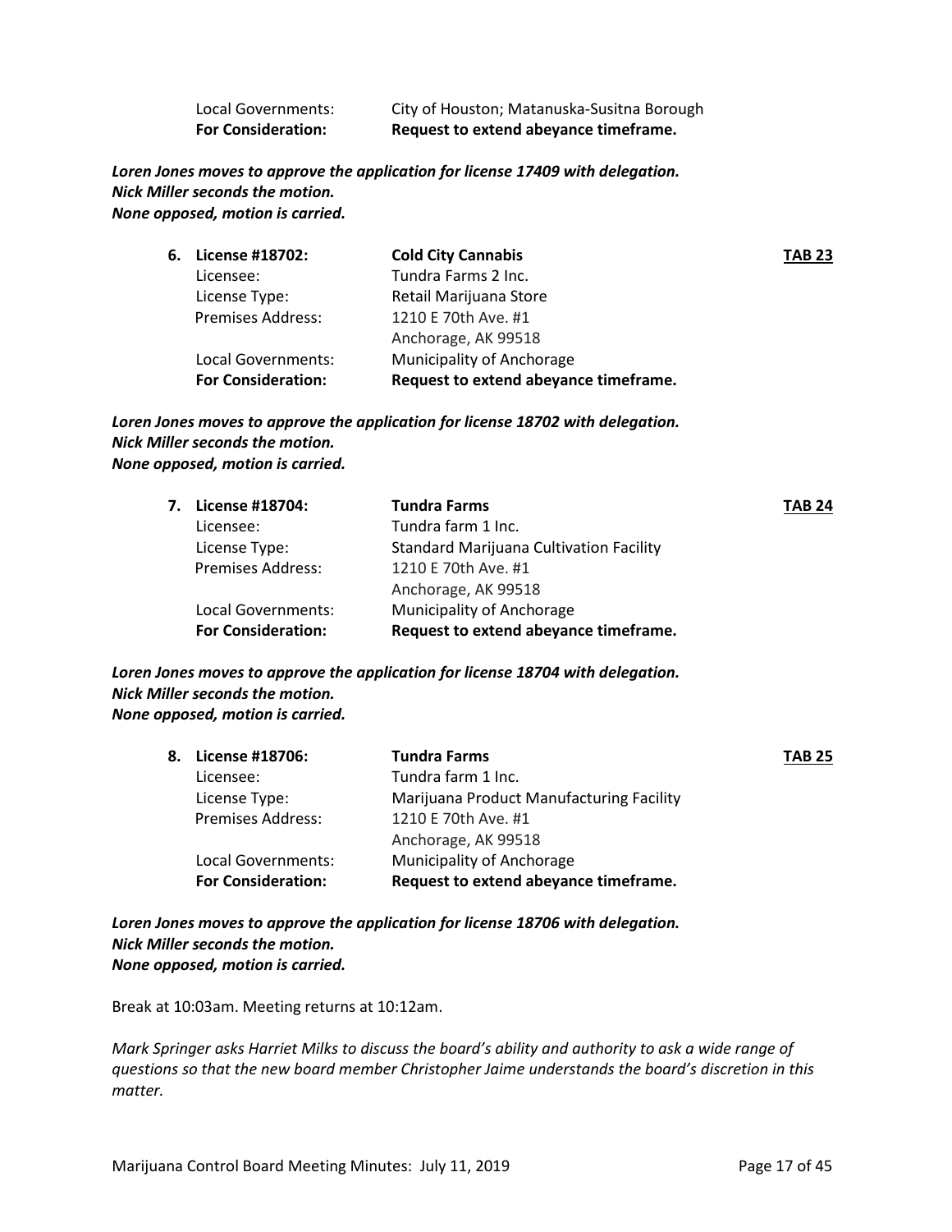| | |
|---|---|
| Local Governments: | City of Houston; Matanuska-Susitna Borough |
| **For Consideration:** | **Request to extend abeyance timeframe.** |

***Loren Jones moves to approve the application for license 17409 with delegation.***
***Nick Miller seconds the motion.***
***None opposed, motion is carried.***

| | | |
|---|---|---|
| **6. License #18702:** | **Cold City Cannabis** | **TAB 23** |
| Licensee: | Tundra Farms 2 Inc. | |
| License Type: | Retail Marijuana Store | |
| Premises Address: | 1210 E 70th Ave. #1<br>Anchorage, AK 99518 | |
| Local Governments: | Municipality of Anchorage | |
| **For Consideration:** | **Request to extend abeyance timeframe.** | |

***Loren Jones moves to approve the application for license 18702 with delegation.***
***Nick Miller seconds the motion.***
***None opposed, motion is carried.***

| | | |
|---|---|---|
| **7. License #18704:** | **Tundra Farms** | **TAB 24** |
| Licensee: | Tundra farm 1 Inc. | |
| License Type: | Standard Marijuana Cultivation Facility | |
| Premises Address: | 1210 E 70th Ave. #1<br>Anchorage, AK 99518 | |
| Local Governments: | Municipality of Anchorage | |
| **For Consideration:** | **Request to extend abeyance timeframe.** | |

***Loren Jones moves to approve the application for license 18704 with delegation.***
***Nick Miller seconds the motion.***
***None opposed, motion is carried.***

| | | |
|---|---|---|
| **8. License #18706:** | **Tundra Farms** | **TAB 25** |
| Licensee: | Tundra farm 1 Inc. | |
| License Type: | Marijuana Product Manufacturing Facility | |
| Premises Address: | 1210 E 70th Ave. #1<br>Anchorage, AK 99518 | |
| Local Governments: | Municipality of Anchorage | |
| **For Consideration:** | **Request to extend abeyance timeframe.** | |

***Loren Jones moves to approve the application for license 18706 with delegation.***
***Nick Miller seconds the motion.***
***None opposed, motion is carried.***

Break at 10:03am. Meeting returns at 10:12am.

*Mark Springer asks Harriet Milks to discuss the board's ability and authority to ask a wide range of questions so that the new board member Christopher Jaime understands the board's discretion in this matter.*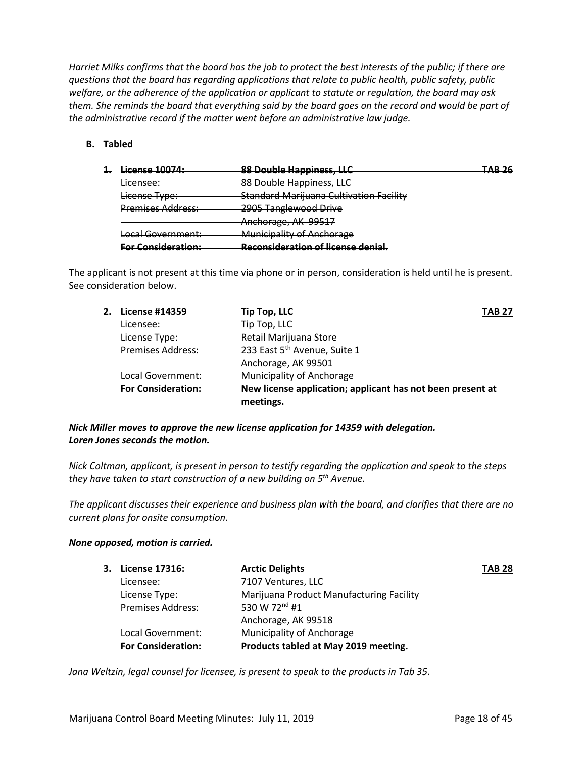*Harriet Milks confirms that the board has the job to protect the best interests of the public; if there are questions that the board has regarding applications that relate to public health, public safety, public welfare, or the adherence of the application or applicant to statute or regulation, the board may ask them. She reminds the board that everything said by the board goes on the record and would be part of the administrative record if the matter went before an administrative law judge.*

**B. Tabled**

| | | |
|---|---|---|
| ~~**1. License 10074:**~~ | ~~**88 Double Happiness, LLC**~~ | ~~**TAB 26**~~ |
| ~~Licensee:~~ | ~~88 Double Happiness, LLC~~ | |
| ~~License Type:~~ | ~~Standard Marijuana Cultivation Facility~~ | |
| ~~Premises Address:~~ | ~~2905 Tanglewood Drive~~ | |
| | ~~Anchorage, AK 99517~~ | |
| ~~Local Government:~~ | ~~Municipality of Anchorage~~ | |
| ~~**For Consideration:**~~ | ~~**Reconsideration of license denial.**~~ | |

The applicant is not present at this time via phone or in person, consideration is held until he is present. See consideration below.

| | | |
|---|---|---|
| **2. License #14359** | **Tip Top, LLC** | **TAB 27** |
| Licensee: | Tip Top, LLC | |
| License Type: | Retail Marijuana Store | |
| Premises Address: | 233 East 5th Avenue, Suite 1 | |
| | Anchorage, AK 99501 | |
| Local Government: | Municipality of Anchorage | |
| **For Consideration:** | **New license application; applicant has not been present at meetings.** | |

***Nick Miller moves to approve the new license application for 14359 with delegation.***
***Loren Jones seconds the motion.***

*Nick Coltman, applicant, is present in person to testify regarding the application and speak to the steps they have taken to start construction of a new building on 5th Avenue.*

*The applicant discusses their experience and business plan with the board, and clarifies that there are no current plans for onsite consumption.*

***None opposed, motion is carried.***

| | | |
|---|---|---|
| **3. License 17316:** | **Arctic Delights** | **TAB 28** |
| Licensee: | 7107 Ventures, LLC | |
| License Type: | Marijuana Product Manufacturing Facility | |
| Premises Address: | 530 W 72nd #1 | |
| | Anchorage, AK 99518 | |
| Local Government: | Municipality of Anchorage | |
| **For Consideration:** | **Products tabled at May 2019 meeting.** | |

*Jana Weltzin, legal counsel for licensee, is present to speak to the products in Tab 35.*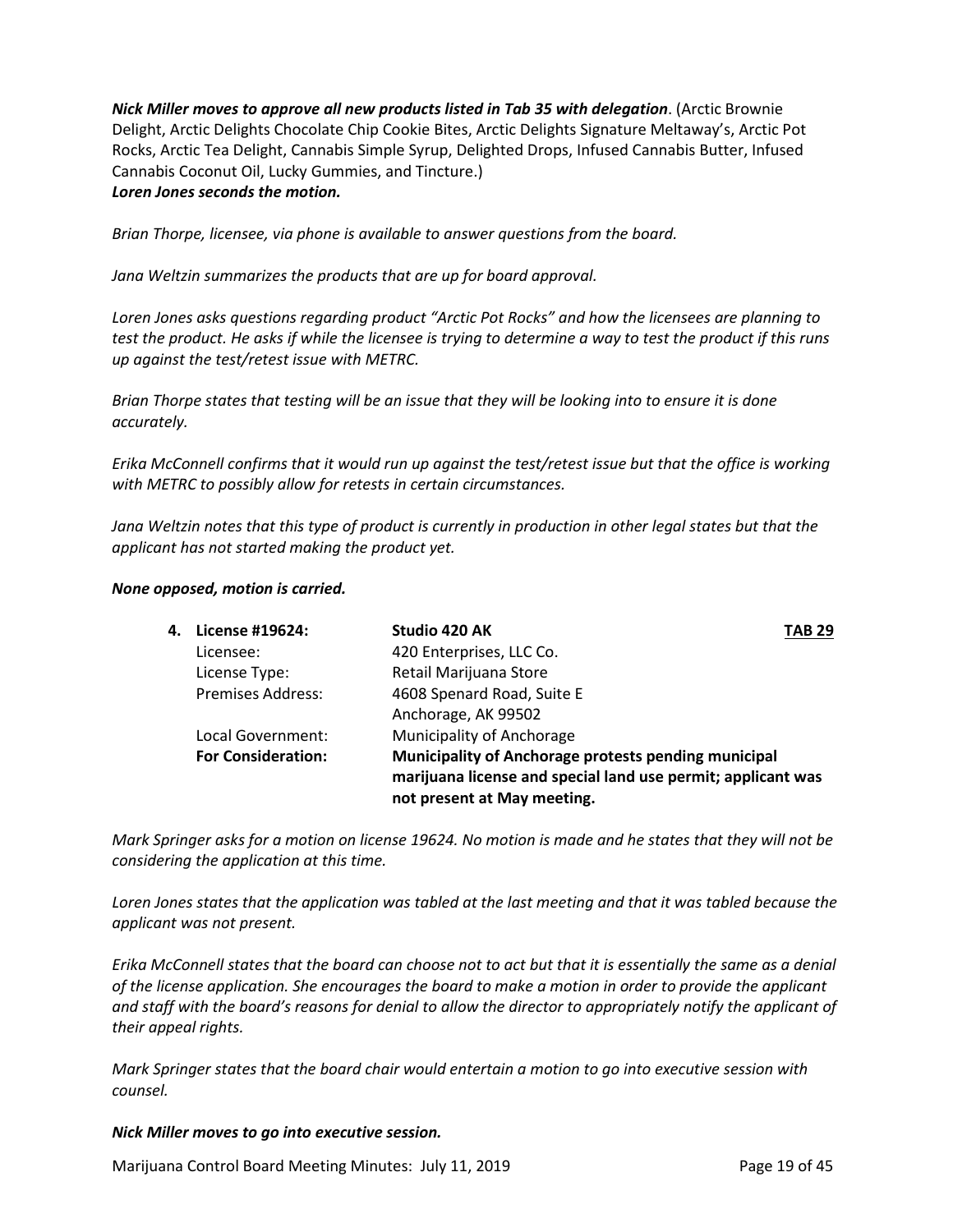***Nick Miller moves to approve all new products listed in Tab 35 with delegation***. (Arctic Brownie Delight, Arctic Delights Chocolate Chip Cookie Bites, Arctic Delights Signature Meltaway's, Arctic Pot Rocks, Arctic Tea Delight, Cannabis Simple Syrup, Delighted Drops, Infused Cannabis Butter, Infused Cannabis Coconut Oil, Lucky Gummies, and Tincture.)
***Loren Jones seconds the motion.***

*Brian Thorpe, licensee, via phone is available to answer questions from the board.*

*Jana Weltzin summarizes the products that are up for board approval.*

*Loren Jones asks questions regarding product "Arctic Pot Rocks" and how the licensees are planning to test the product. He asks if while the licensee is trying to determine a way to test the product if this runs up against the test/retest issue with METRC.*

*Brian Thorpe states that testing will be an issue that they will be looking into to ensure it is done accurately.*

*Erika McConnell confirms that it would run up against the test/retest issue but that the office is working with METRC to possibly allow for retests in certain circumstances.*

*Jana Weltzin notes that this type of product is currently in production in other legal states but that the applicant has not started making the product yet.*

***None opposed, motion is carried.***

| | | |
|---|---|---|
| **4. License #19624:** | **Studio 420 AK** | **TAB 29** |
| Licensee: | 420 Enterprises, LLC Co. | |
| License Type: | Retail Marijuana Store | |
| Premises Address: | 4608 Spenard Road, Suite E<br>Anchorage, AK 99502 | |
| Local Government: | Municipality of Anchorage | |
| **For Consideration:** | **Municipality of Anchorage protests pending municipal marijuana license and special land use permit; applicant was not present at May meeting.** | |

*Mark Springer asks for a motion on license 19624. No motion is made and he states that they will not be considering the application at this time.*

*Loren Jones states that the application was tabled at the last meeting and that it was tabled because the applicant was not present.*

*Erika McConnell states that the board can choose not to act but that it is essentially the same as a denial of the license application. She encourages the board to make a motion in order to provide the applicant and staff with the board's reasons for denial to allow the director to appropriately notify the applicant of their appeal rights.*

*Mark Springer states that the board chair would entertain a motion to go into executive session with counsel.*

***Nick Miller moves to go into executive session.***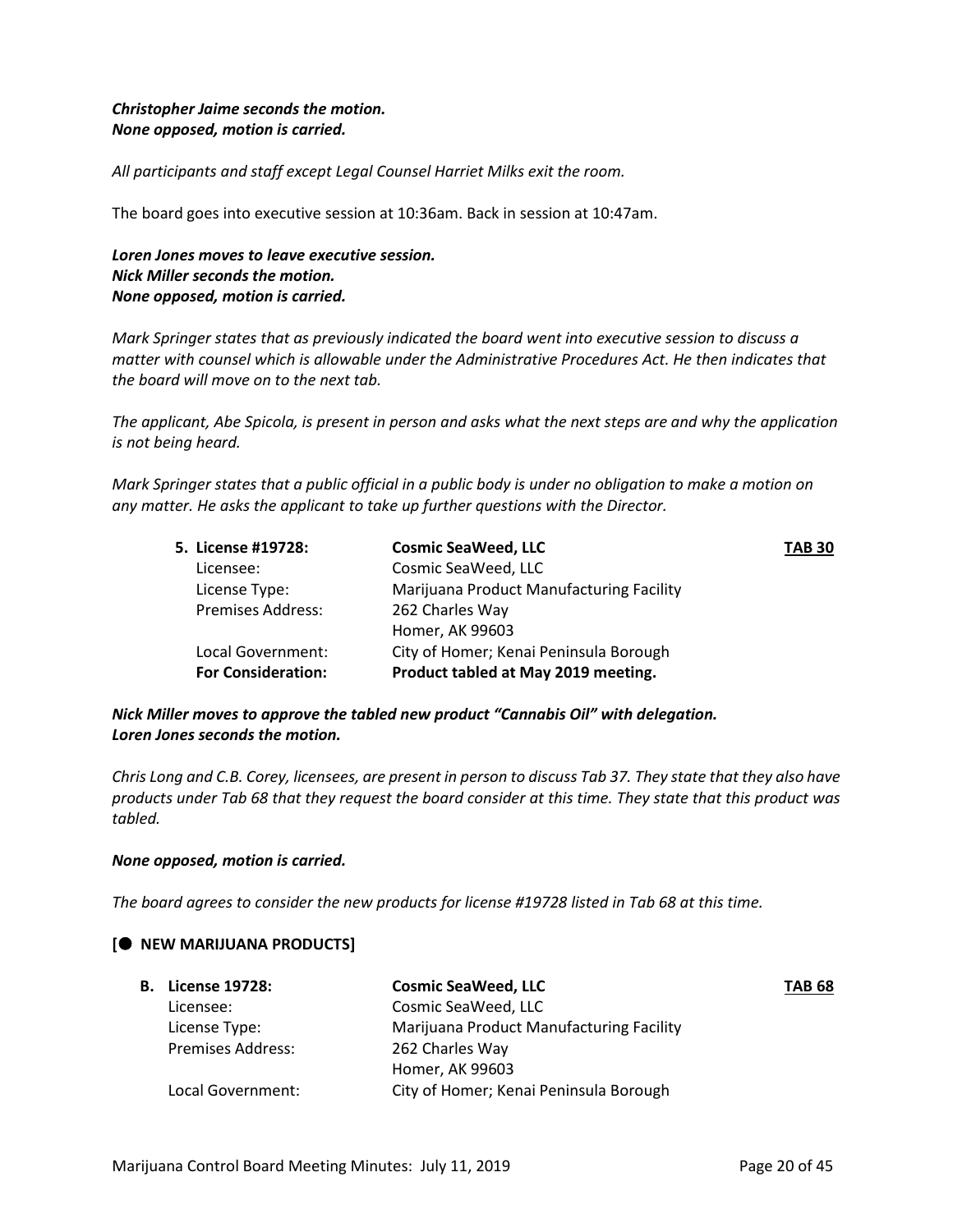***Christopher Jaime seconds the motion.***
***None opposed, motion is carried.***

*All participants and staff except Legal Counsel Harriet Milks exit the room.*

The board goes into executive session at 10:36am. Back in session at 10:47am.

***Loren Jones moves to leave executive session.***
***Nick Miller seconds the motion.***
***None opposed, motion is carried.***

*Mark Springer states that as previously indicated the board went into executive session to discuss a matter with counsel which is allowable under the Administrative Procedures Act. He then indicates that the board will move on to the next tab.*

*The applicant, Abe Spicola, is present in person and asks what the next steps are and why the application is not being heard.*

*Mark Springer states that a public official in a public body is under no obligation to make a motion on any matter. He asks the applicant to take up further questions with the Director.*

| | | |
|---|---|---|
| **5. License #19728:** | **Cosmic SeaWeed, LLC** | **TAB 30** |
| Licensee: | Cosmic SeaWeed, LLC | |
| License Type: | Marijuana Product Manufacturing Facility | |
| Premises Address: | 262 Charles Way<br>Homer, AK 99603 | |
| Local Government: | City of Homer; Kenai Peninsula Borough | |
| **For Consideration:** | **Product tabled at May 2019 meeting.** | |

***Nick Miller moves to approve the tabled new product "Cannabis Oil" with delegation.***
***Loren Jones seconds the motion.***

*Chris Long and C.B. Corey, licensees, are present in person to discuss Tab 37. They state that they also have products under Tab 68 that they request the board consider at this time. They state that this product was tabled.*

***None opposed, motion is carried.***

*The board agrees to consider the new products for license #19728 listed in Tab 68 at this time.*

**[● NEW MARIJUANA PRODUCTS]**

| | | |
|---|---|---|
| **B. License 19728:** | **Cosmic SeaWeed, LLC** | **TAB 68** |
| Licensee: | Cosmic SeaWeed, LLC | |
| License Type: | Marijuana Product Manufacturing Facility | |
| Premises Address: | 262 Charles Way<br>Homer, AK 99603 | |
| Local Government: | City of Homer; Kenai Peninsula Borough | |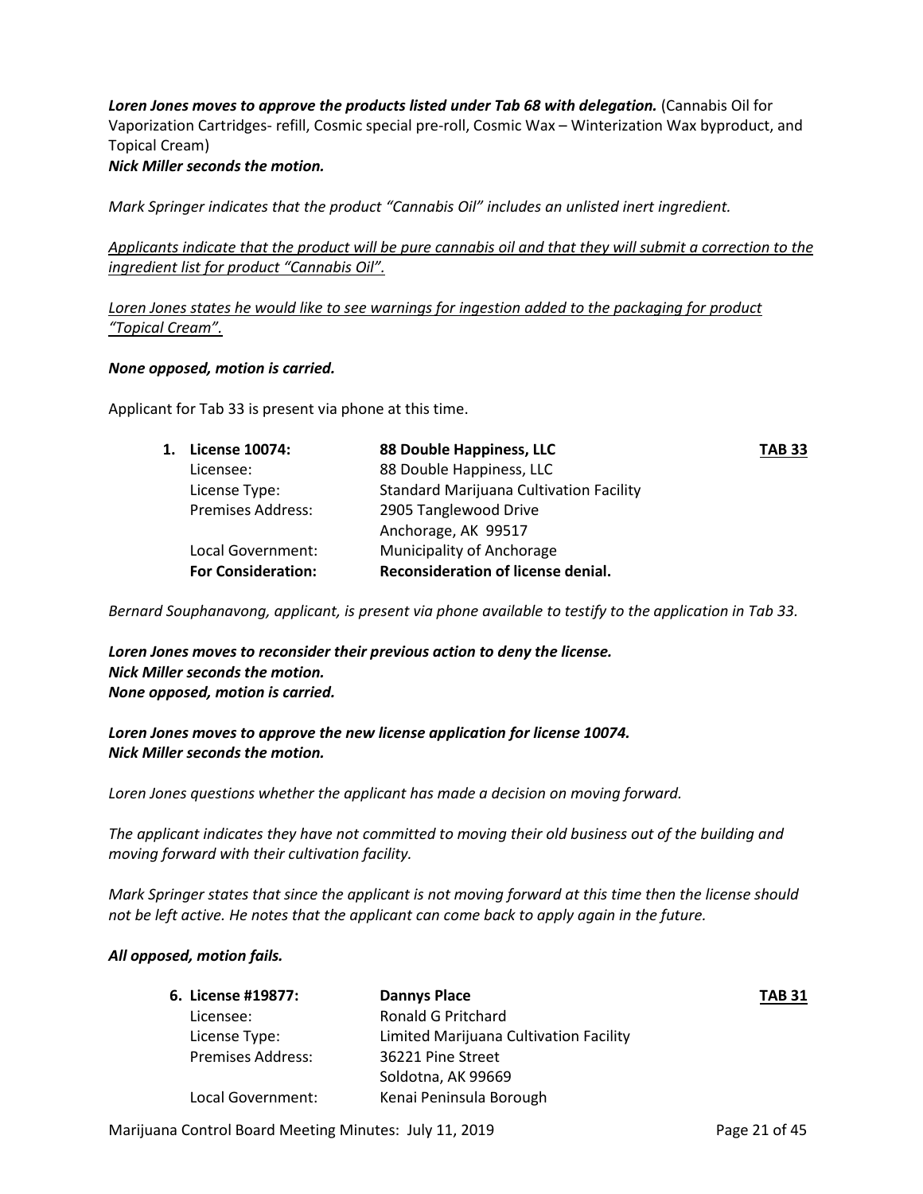***Loren Jones moves to approve the products listed under Tab 68 with delegation.*** (Cannabis Oil for Vaporization Cartridges- refill, Cosmic special pre-roll, Cosmic Wax – Winterization Wax byproduct, and Topical Cream)
***Nick Miller seconds the motion.***

*Mark Springer indicates that the product "Cannabis Oil" includes an unlisted inert ingredient.*

*Applicants indicate that the product will be pure cannabis oil and that they will submit a correction to the ingredient list for product "Cannabis Oil".*

*Loren Jones states he would like to see warnings for ingestion added to the packaging for product "Topical Cream".*

***None opposed, motion is carried.***

Applicant for Tab 33 is present via phone at this time.

| | | | |
|---|---|---|---|
| 1. **License 10074:** | **88 Double Happiness, LLC** | **TAB 33** |
| Licensee: | 88 Double Happiness, LLC | |
| License Type: | Standard Marijuana Cultivation Facility | |
| Premises Address: | 2905 Tanglewood Drive<br>Anchorage, AK 99517 | |
| Local Government: | Municipality of Anchorage | |
| **For Consideration:** | **Reconsideration of license denial.** | |

*Bernard Souphanavong, applicant, is present via phone available to testify to the application in Tab 33.*

***Loren Jones moves to reconsider their previous action to deny the license.***
***Nick Miller seconds the motion.***
***None opposed, motion is carried.***

***Loren Jones moves to approve the new license application for license 10074.***
***Nick Miller seconds the motion.***

*Loren Jones questions whether the applicant has made a decision on moving forward.*

*The applicant indicates they have not committed to moving their old business out of the building and moving forward with their cultivation facility.*

*Mark Springer states that since the applicant is not moving forward at this time then the license should not be left active. He notes that the applicant can come back to apply again in the future.*

***All opposed, motion fails.***

| | | |
|---|---|---|
| 6. **License #19877:** | **Dannys Place** | **TAB 31** |
| Licensee: | Ronald G Pritchard | |
| License Type: | Limited Marijuana Cultivation Facility | |
| Premises Address: | 36221 Pine Street<br>Soldotna, AK 99669 | |
| Local Government: | Kenai Peninsula Borough | |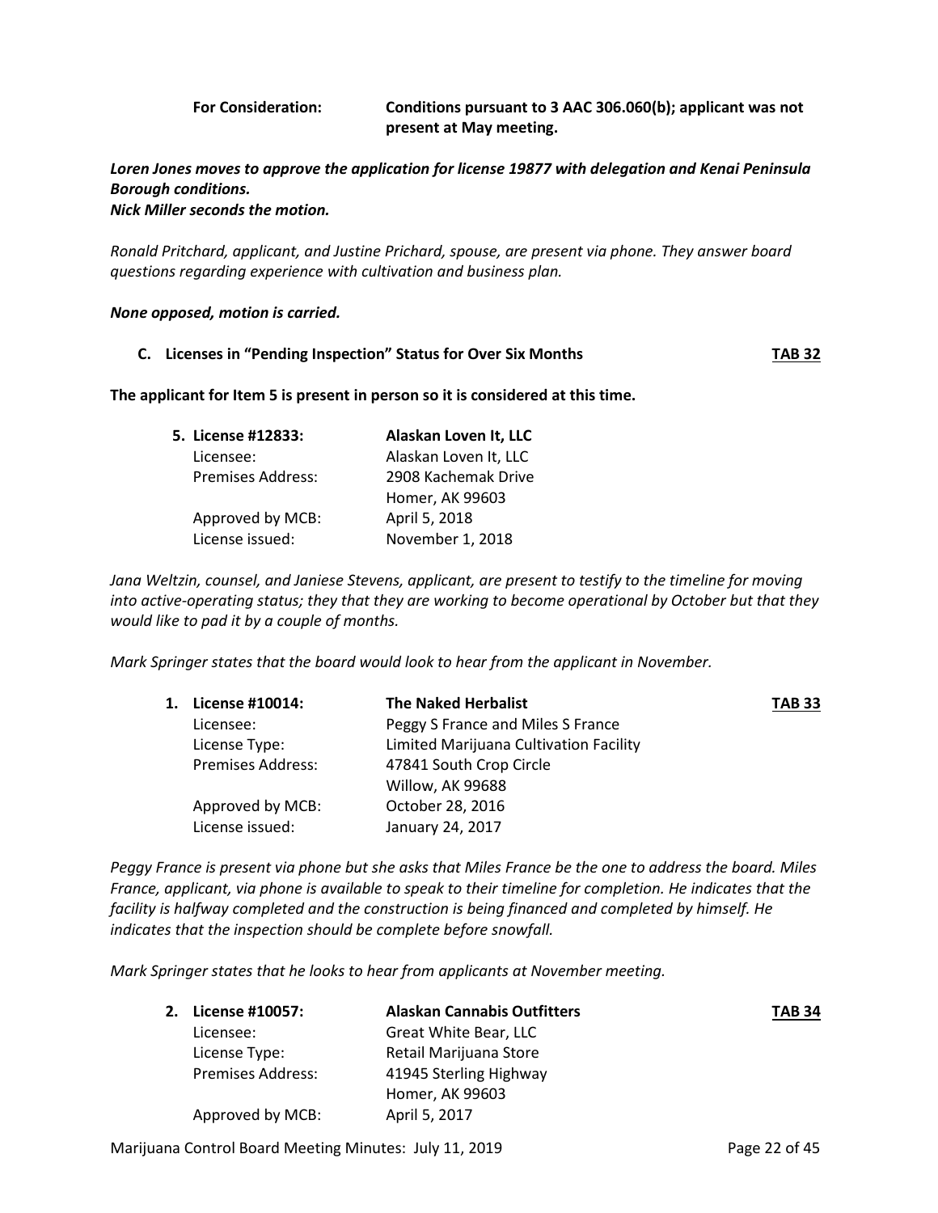**For Consideration:** **Conditions pursuant to 3 AAC 306.060(b); applicant was not present at May meeting.**

***Loren Jones moves to approve the application for license 19877 with delegation and Kenai Peninsula Borough conditions.***
***Nick Miller seconds the motion.***

*Ronald Pritchard, applicant, and Justine Prichard, spouse, are present via phone. They answer board questions regarding experience with cultivation and business plan.*

***None opposed, motion is carried.***

**C. Licenses in "Pending Inspection" Status for Over Six Months** **TAB 32**

**The applicant for Item 5 is present in person so it is considered at this time.**

| | |
|---|---|
| **5. License #12833:** | **Alaskan Loven It, LLC** |
| Licensee: | Alaskan Loven It, LLC |
| Premises Address: | 2908 Kachemak Drive<br>Homer, AK 99603 |
| Approved by MCB: | April 5, 2018 |
| License issued: | November 1, 2018 |

*Jana Weltzin, counsel, and Janiese Stevens, applicant, are present to testify to the timeline for moving into active-operating status; they that they are working to become operational by October but that they would like to pad it by a couple of months.*

*Mark Springer states that the board would look to hear from the applicant in November.*

| | | |
|---|---|---|
| **1. License #10014:** | **The Naked Herbalist** | **TAB 33** |
| Licensee: | Peggy S France and Miles S France | |
| License Type: | Limited Marijuana Cultivation Facility | |
| Premises Address: | 47841 South Crop Circle<br>Willow, AK 99688 | |
| Approved by MCB: | October 28, 2016 | |
| License issued: | January 24, 2017 | |

*Peggy France is present via phone but she asks that Miles France be the one to address the board. Miles France, applicant, via phone is available to speak to their timeline for completion. He indicates that the facility is halfway completed and the construction is being financed and completed by himself. He indicates that the inspection should be complete before snowfall.*

*Mark Springer states that he looks to hear from applicants at November meeting.*

| | | |
|---|---|---|
| **2. License #10057:** | **Alaskan Cannabis Outfitters** | **TAB 34** |
| Licensee: | Great White Bear, LLC | |
| License Type: | Retail Marijuana Store | |
| Premises Address: | 41945 Sterling Highway<br>Homer, AK 99603 | |
| Approved by MCB: | April 5, 2017 | |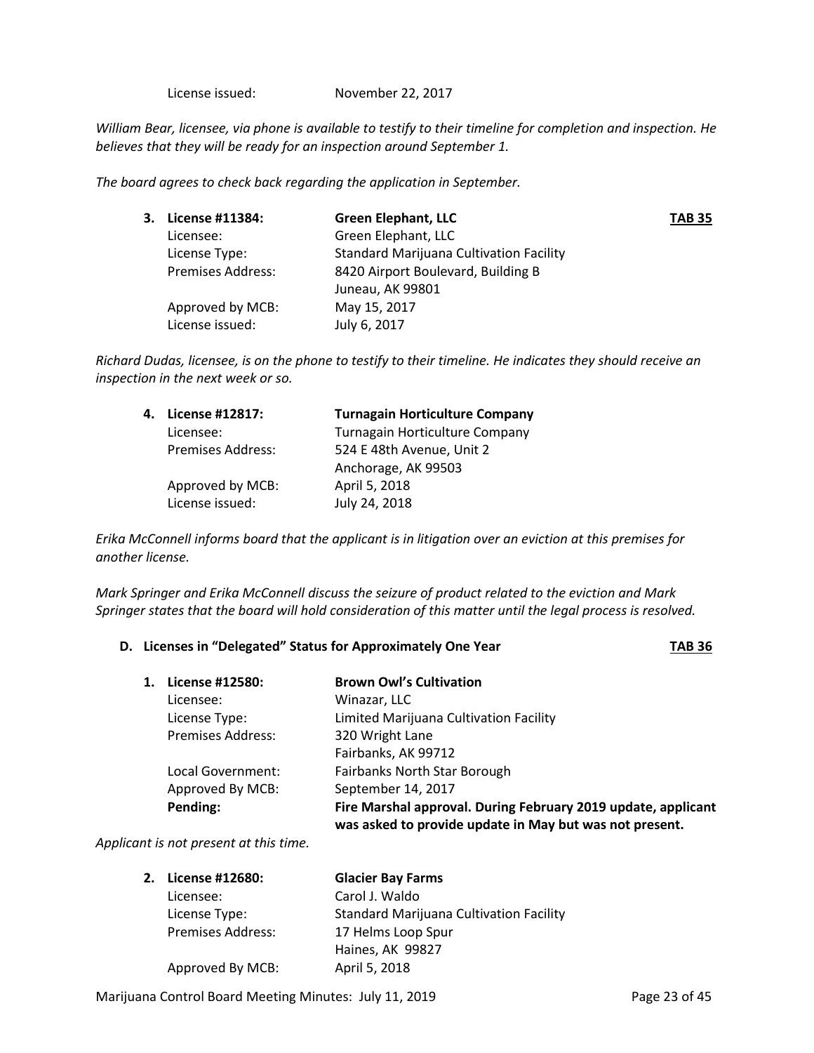License issued: November 22, 2017

*William Bear, licensee, via phone is available to testify to their timeline for completion and inspection. He believes that they will be ready for an inspection around September 1.*

*The board agrees to check back regarding the application in September.*

3. **License #11384:** **Green Elephant, LLC** **TAB 35**
   - Licensee: Green Elephant, LLC
   - License Type: Standard Marijuana Cultivation Facility
   - Premises Address: 8420 Airport Boulevard, Building B, Juneau, AK 99801
   - Approved by MCB: May 15, 2017
   - License issued: July 6, 2017

*Richard Dudas, licensee, is on the phone to testify to their timeline. He indicates they should receive an inspection in the next week or so.*

4. **License #12817:** **Turnagain Horticulture Company**
   - Licensee: Turnagain Horticulture Company
   - Premises Address: 524 E 48th Avenue, Unit 2, Anchorage, AK 99503
   - Approved by MCB: April 5, 2018
   - License issued: July 24, 2018

*Erika McConnell informs board that the applicant is in litigation over an eviction at this premises for another license.*

*Mark Springer and Erika McConnell discuss the seizure of product related to the eviction and Mark Springer states that the board will hold consideration of this matter until the legal process is resolved.*

### D. Licenses in "Delegated" Status for Approximately One Year **TAB 36**

1. **License #12580:** **Brown Owl's Cultivation**
   - Licensee: Winazar, LLC
   - License Type: Limited Marijuana Cultivation Facility
   - Premises Address: 320 Wright Lane, Fairbanks, AK 99712
   - Local Government: Fairbanks North Star Borough
   - Approved By MCB: September 14, 2017
   - **Pending:** **Fire Marshal approval. During February 2019 update, applicant was asked to provide update in May but was not present.**

*Applicant is not present at this time.*

2. **License #12680:** **Glacier Bay Farms**
   - Licensee: Carol J. Waldo
   - License Type: Standard Marijuana Cultivation Facility
   - Premises Address: 17 Helms Loop Spur, Haines, AK 99827
   - Approved By MCB: April 5, 2018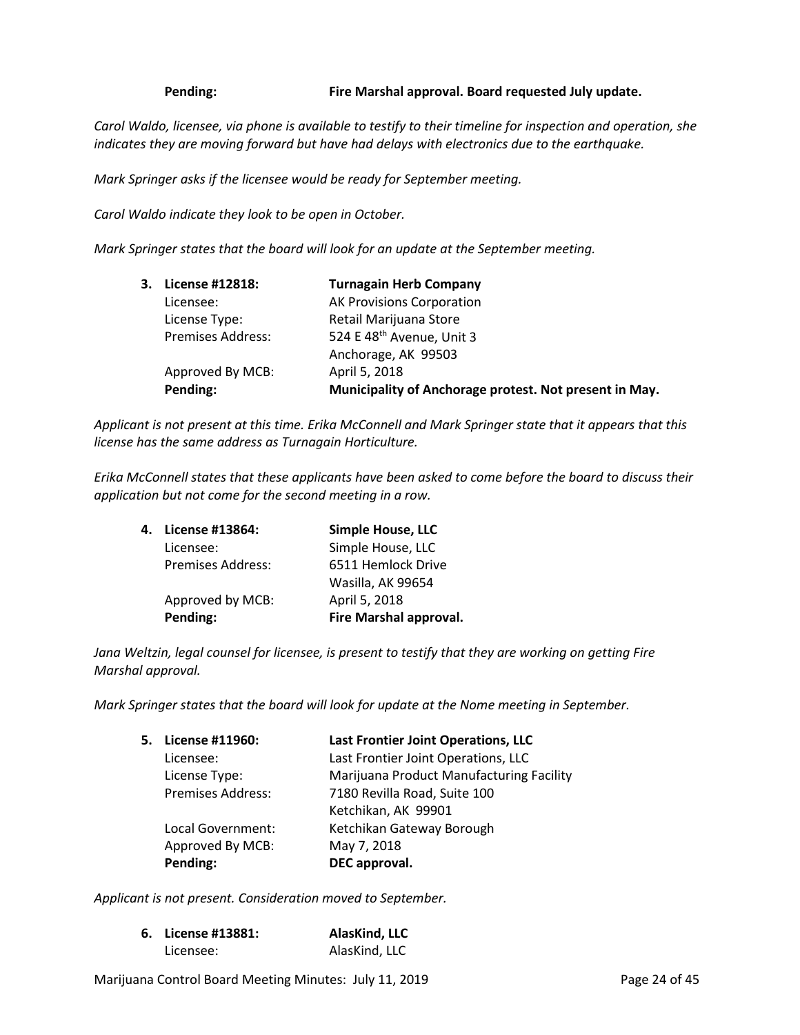**Pending:** **Fire Marshal approval. Board requested July update.**

*Carol Waldo, licensee, via phone is available to testify to their timeline for inspection and operation, she indicates they are moving forward but have had delays with electronics due to the earthquake.*

*Mark Springer asks if the licensee would be ready for September meeting.*

*Carol Waldo indicate they look to be open in October.*

*Mark Springer states that the board will look for an update at the September meeting.*

| | |
|---|---|
| **3. License #12818:** | **Turnagain Herb Company** |
| Licensee: | AK Provisions Corporation |
| License Type: | Retail Marijuana Store |
| Premises Address: | 524 E 48th Avenue, Unit 3<br>Anchorage, AK 99503 |
| Approved By MCB: | April 5, 2018 |
| **Pending:** | **Municipality of Anchorage protest. Not present in May.** |

*Applicant is not present at this time. Erika McConnell and Mark Springer state that it appears that this license has the same address as Turnagain Horticulture.*

*Erika McConnell states that these applicants have been asked to come before the board to discuss their application but not come for the second meeting in a row.*

| | |
|---|---|
| **4. License #13864:** | **Simple House, LLC** |
| Licensee: | Simple House, LLC |
| Premises Address: | 6511 Hemlock Drive<br>Wasilla, AK 99654 |
| Approved by MCB: | April 5, 2018 |
| **Pending:** | **Fire Marshal approval.** |

*Jana Weltzin, legal counsel for licensee, is present to testify that they are working on getting Fire Marshal approval.*

*Mark Springer states that the board will look for update at the Nome meeting in September.*

| | |
|---|---|
| **5. License #11960:** | **Last Frontier Joint Operations, LLC** |
| Licensee: | Last Frontier Joint Operations, LLC |
| License Type: | Marijuana Product Manufacturing Facility |
| Premises Address: | 7180 Revilla Road, Suite 100<br>Ketchikan, AK 99901 |
| Local Government: | Ketchikan Gateway Borough |
| Approved By MCB: | May 7, 2018 |
| **Pending:** | **DEC approval.** |

*Applicant is not present. Consideration moved to September.*

| | |
|---|---|
| **6. License #13881:** | **AlasKind, LLC** |
| Licensee: | AlasKind, LLC |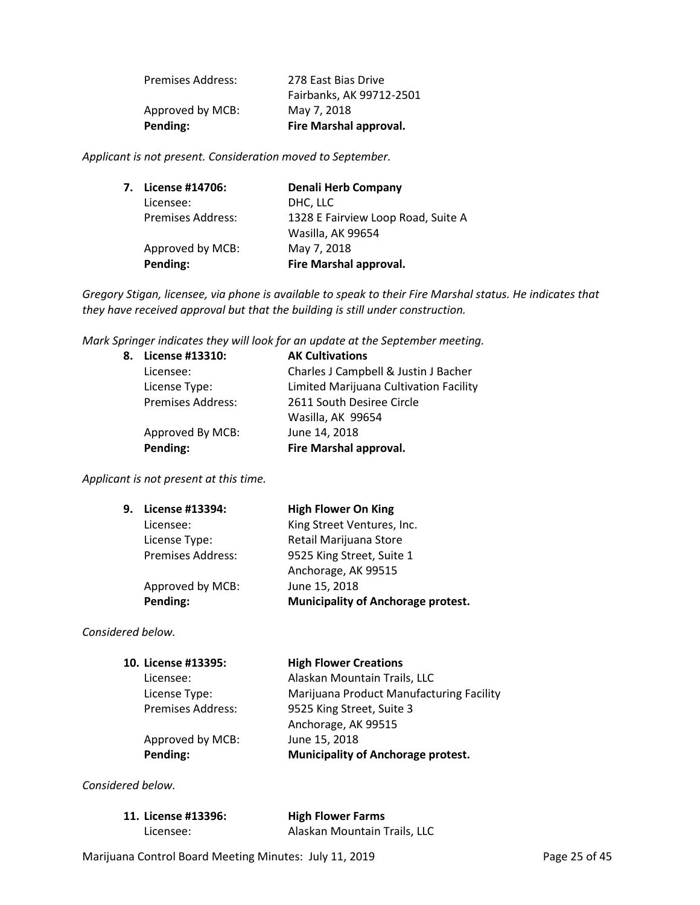Premises Address: 278 East Bias Drive
Fairbanks, AK 99712-2501
Approved by MCB: May 7, 2018
**Pending: Fire Marshal approval.**

*Applicant is not present. Consideration moved to September.*

7. **License #14706: Denali Herb Company**
   Licensee: DHC, LLC
   Premises Address: 1328 E Fairview Loop Road, Suite A
   Wasilla, AK 99654
   Approved by MCB: May 7, 2018
   **Pending: Fire Marshal approval.**

*Gregory Stigan, licensee, via phone is available to speak to their Fire Marshal status. He indicates that they have received approval but that the building is still under construction.*

*Mark Springer indicates they will look for an update at the September meeting.*

8. **License #13310: AK Cultivations**
   Licensee: Charles J Campbell & Justin J Bacher
   License Type: Limited Marijuana Cultivation Facility
   Premises Address: 2611 South Desiree Circle
   Wasilla, AK 99654
   Approved By MCB: June 14, 2018
   **Pending: Fire Marshal approval.**

*Applicant is not present at this time.*

9. **License #13394: High Flower On King**
   Licensee: King Street Ventures, Inc.
   License Type: Retail Marijuana Store
   Premises Address: 9525 King Street, Suite 1
   Anchorage, AK 99515
   Approved by MCB: June 15, 2018
   **Pending: Municipality of Anchorage protest.**

*Considered below.*

10. **License #13395: High Flower Creations**
    Licensee: Alaskan Mountain Trails, LLC
    License Type: Marijuana Product Manufacturing Facility
    Premises Address: 9525 King Street, Suite 3
    Anchorage, AK 99515
    Approved by MCB: June 15, 2018
    **Pending: Municipality of Anchorage protest.**

*Considered below.*

11. **License #13396: High Flower Farms**
    Licensee: Alaskan Mountain Trails, LLC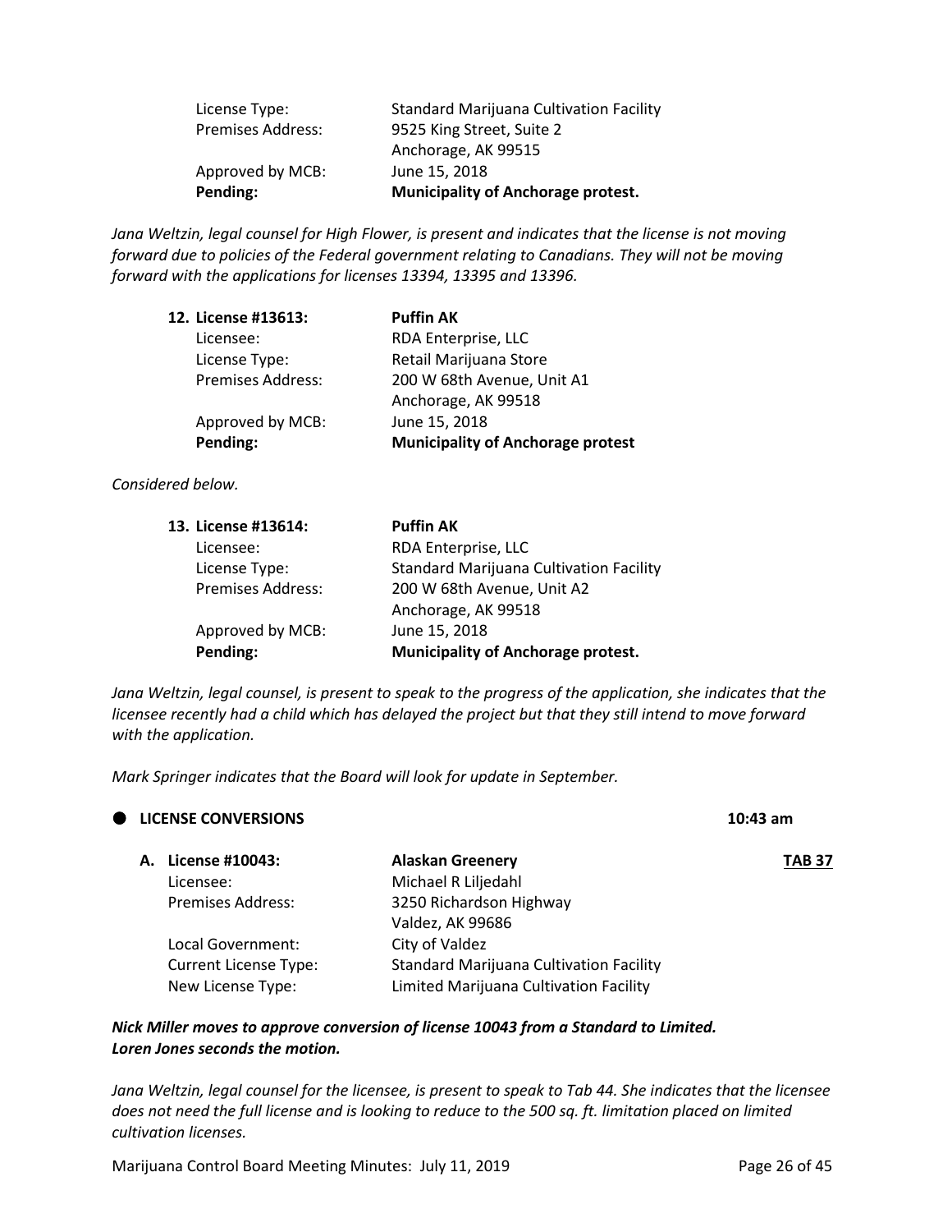| | |
|---|---|
| License Type: | Standard Marijuana Cultivation Facility |
| Premises Address: | 9525 King Street, Suite 2<br>Anchorage, AK 99515 |
| Approved by MCB: | June 15, 2018 |
| **Pending:** | **Municipality of Anchorage protest.** |

*Jana Weltzin, legal counsel for High Flower, is present and indicates that the license is not moving forward due to policies of the Federal government relating to Canadians. They will not be moving forward with the applications for licenses 13394, 13395 and 13396.*

| | |
|---|---|
| **12. License #13613:** | **Puffin AK** |
| Licensee: | RDA Enterprise, LLC |
| License Type: | Retail Marijuana Store |
| Premises Address: | 200 W 68th Avenue, Unit A1<br>Anchorage, AK 99518 |
| Approved by MCB: | June 15, 2018 |
| **Pending:** | **Municipality of Anchorage protest** |

*Considered below.*

| | |
|---|---|
| **13. License #13614:** | **Puffin AK** |
| Licensee: | RDA Enterprise, LLC |
| License Type: | Standard Marijuana Cultivation Facility |
| Premises Address: | 200 W 68th Avenue, Unit A2<br>Anchorage, AK 99518 |
| Approved by MCB: | June 15, 2018 |
| **Pending:** | **Municipality of Anchorage protest.** |

*Jana Weltzin, legal counsel, is present to speak to the progress of the application, she indicates that the licensee recently had a child which has delayed the project but that they still intend to move forward with the application.*

*Mark Springer indicates that the Board will look for update in September.*

## LICENSE CONVERSIONS 10:43 am

| | | |
|---|---|---|
| **A. License #10043:** | **Alaskan Greenery** | **TAB 37** |
| Licensee: | Michael R Liljedahl | |
| Premises Address: | 3250 Richardson Highway<br>Valdez, AK 99686 | |
| Local Government: | City of Valdez | |
| Current License Type: | Standard Marijuana Cultivation Facility | |
| New License Type: | Limited Marijuana Cultivation Facility | |

***Nick Miller moves to approve conversion of license 10043 from a Standard to Limited.***
***Loren Jones seconds the motion.***

*Jana Weltzin, legal counsel for the licensee, is present to speak to Tab 44. She indicates that the licensee does not need the full license and is looking to reduce to the 500 sq. ft. limitation placed on limited cultivation licenses.*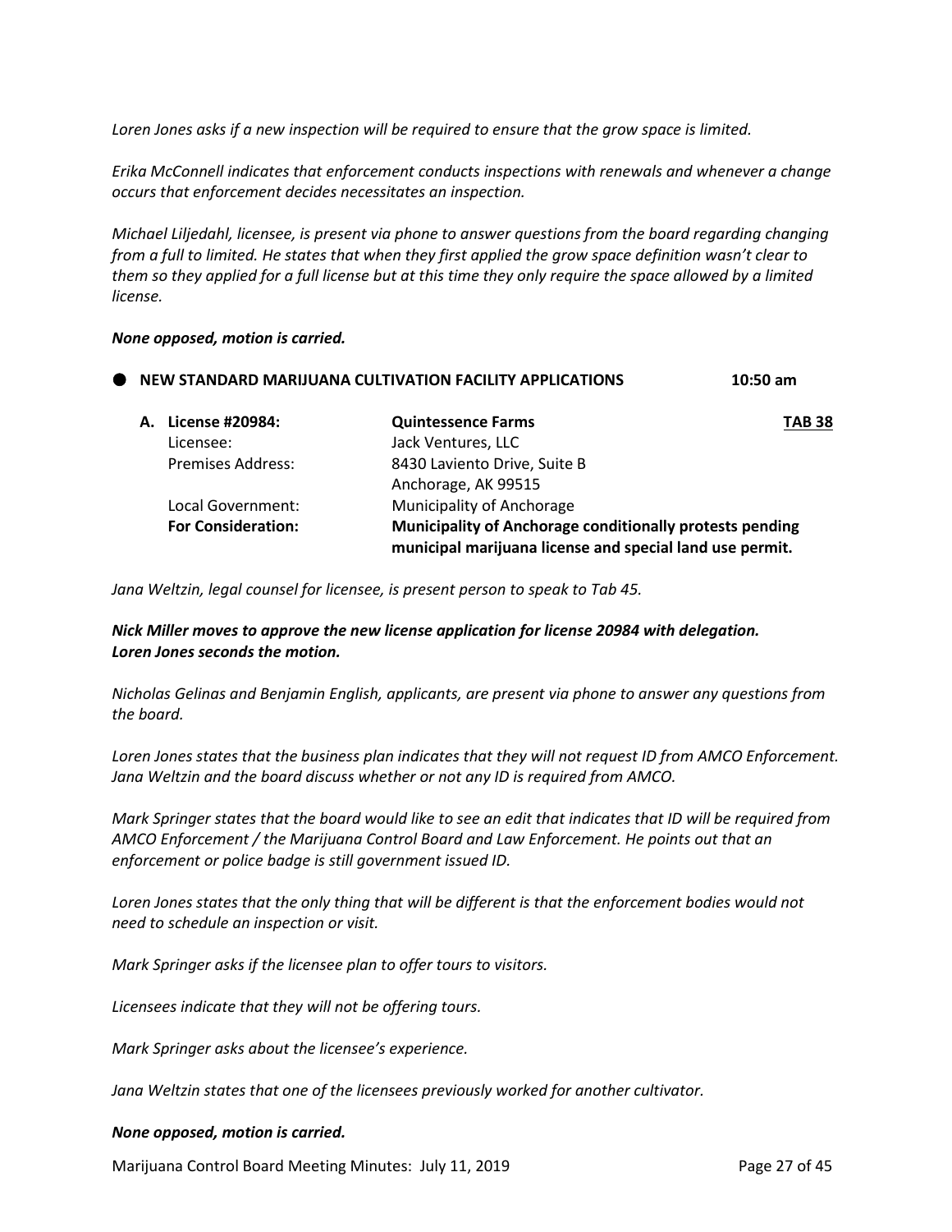*Loren Jones asks if a new inspection will be required to ensure that the grow space is limited.*

*Erika McConnell indicates that enforcement conducts inspections with renewals and whenever a change occurs that enforcement decides necessitates an inspection.*

*Michael Liljedahl, licensee, is present via phone to answer questions from the board regarding changing from a full to limited. He states that when they first applied the grow space definition wasn't clear to them so they applied for a full license but at this time they only require the space allowed by a limited license.*

***None opposed, motion is carried.***

- **NEW STANDARD MARIJUANA CULTIVATION FACILITY APPLICATIONS** **10:50 am**

| | | |
|---|---|---|
| **A. License #20984:** | **Quintessence Farms** | **TAB 38** |
| Licensee: | Jack Ventures, LLC | |
| Premises Address: | 8430 Laviento Drive, Suite B<br>Anchorage, AK 99515 | |
| Local Government: | Municipality of Anchorage | |
| **For Consideration:** | **Municipality of Anchorage conditionally protests pending municipal marijuana license and special land use permit.** | |

*Jana Weltzin, legal counsel for licensee, is present person to speak to Tab 45.*

***Nick Miller moves to approve the new license application for license 20984 with delegation. Loren Jones seconds the motion.***

*Nicholas Gelinas and Benjamin English, applicants, are present via phone to answer any questions from the board.*

*Loren Jones states that the business plan indicates that they will not request ID from AMCO Enforcement. Jana Weltzin and the board discuss whether or not any ID is required from AMCO.*

*Mark Springer states that the board would like to see an edit that indicates that ID will be required from AMCO Enforcement / the Marijuana Control Board and Law Enforcement. He points out that an enforcement or police badge is still government issued ID.*

*Loren Jones states that the only thing that will be different is that the enforcement bodies would not need to schedule an inspection or visit.*

*Mark Springer asks if the licensee plan to offer tours to visitors.*

*Licensees indicate that they will not be offering tours.*

*Mark Springer asks about the licensee's experience.*

*Jana Weltzin states that one of the licensees previously worked for another cultivator.*

***None opposed, motion is carried.***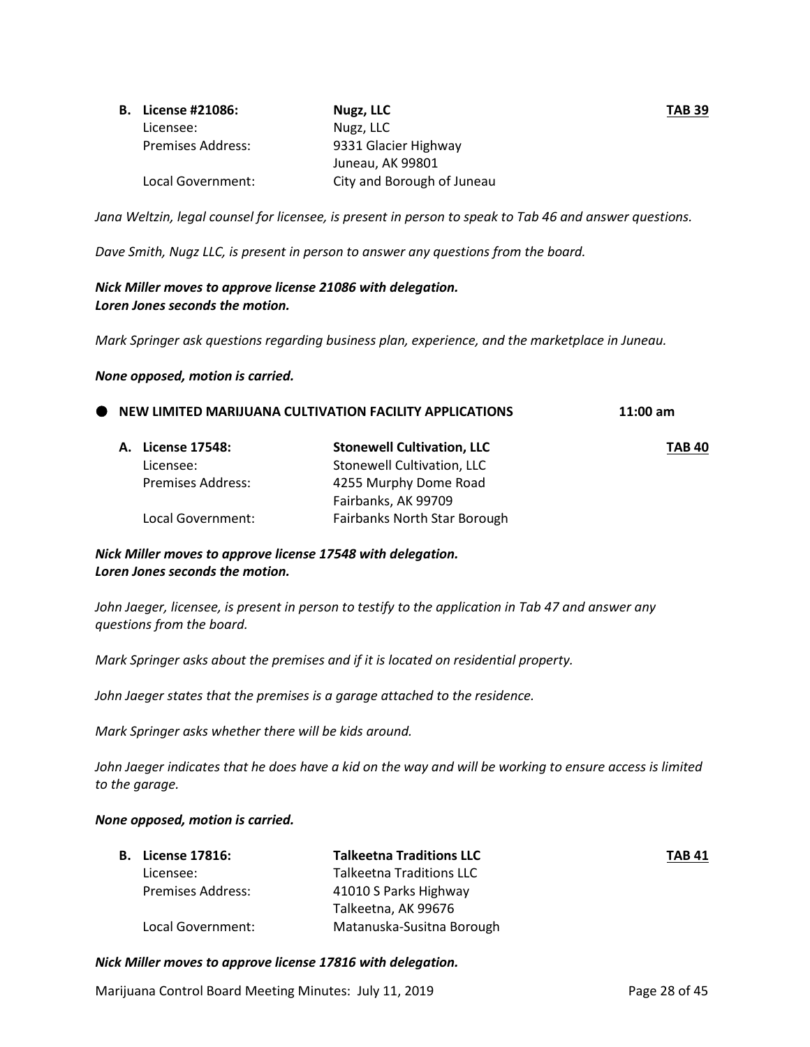**B. License #21086:** **Nugz, LLC** **TAB 39**

Licensee: Nugz, LLC
Premises Address: 9331 Glacier Highway
Juneau, AK 99801
Local Government: City and Borough of Juneau

*Jana Weltzin, legal counsel for licensee, is present in person to speak to Tab 46 and answer questions.*

*Dave Smith, Nugz LLC, is present in person to answer any questions from the board.*

***Nick Miller moves to approve license 21086 with delegation.***
***Loren Jones seconds the motion.***

*Mark Springer ask questions regarding business plan, experience, and the marketplace in Juneau.*

***None opposed, motion is carried.***

- **NEW LIMITED MARIJUANA CULTIVATION FACILITY APPLICATIONS** **11:00 am**

**A. License 17548:** **Stonewell Cultivation, LLC** **TAB 40**

Licensee: Stonewell Cultivation, LLC
Premises Address: 4255 Murphy Dome Road
Fairbanks, AK 99709
Local Government: Fairbanks North Star Borough

***Nick Miller moves to approve license 17548 with delegation.***
***Loren Jones seconds the motion.***

*John Jaeger, licensee, is present in person to testify to the application in Tab 47 and answer any questions from the board.*

*Mark Springer asks about the premises and if it is located on residential property.*

*John Jaeger states that the premises is a garage attached to the residence.*

*Mark Springer asks whether there will be kids around.*

*John Jaeger indicates that he does have a kid on the way and will be working to ensure access is limited to the garage.*

***None opposed, motion is carried.***

**B. License 17816:** **Talkeetna Traditions LLC** **TAB 41**

Licensee: Talkeetna Traditions LLC
Premises Address: 41010 S Parks Highway
Talkeetna, AK 99676
Local Government: Matanuska-Susitna Borough

***Nick Miller moves to approve license 17816 with delegation.***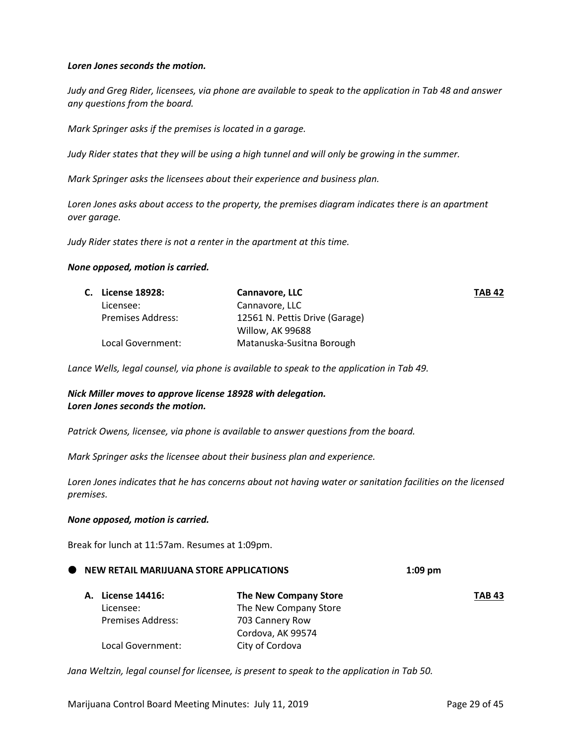***Loren Jones seconds the motion.***

*Judy and Greg Rider, licensees, via phone are available to speak to the application in Tab 48 and answer any questions from the board.*

*Mark Springer asks if the premises is located in a garage.*

*Judy Rider states that they will be using a high tunnel and will only be growing in the summer.*

*Mark Springer asks the licensees about their experience and business plan.*

*Loren Jones asks about access to the property, the premises diagram indicates there is an apartment over garage.*

*Judy Rider states there is not a renter in the apartment at this time.*

***None opposed, motion is carried.***

| | | |
|---|---|---|
| **C. License 18928:** | **Cannavore, LLC** | **TAB 42** |
| Licensee: | Cannavore, LLC | |
| Premises Address: | 12561 N. Pettis Drive (Garage)<br>Willow, AK 99688 | |
| Local Government: | Matanuska-Susitna Borough | |

*Lance Wells, legal counsel, via phone is available to speak to the application in Tab 49.*

***Nick Miller moves to approve license 18928 with delegation.***
***Loren Jones seconds the motion.***

*Patrick Owens, licensee, via phone is available to answer questions from the board.*

*Mark Springer asks the licensee about their business plan and experience.*

*Loren Jones indicates that he has concerns about not having water or sanitation facilities on the licensed premises.*

***None opposed, motion is carried.***

Break for lunch at 11:57am. Resumes at 1:09pm.

- **NEW RETAIL MARIJUANA STORE APPLICATIONS** **1:09 pm**

| | | |
|---|---|---|
| **A. License 14416:** | **The New Company Store** | **TAB 43** |
| Licensee: | The New Company Store | |
| Premises Address: | 703 Cannery Row<br>Cordova, AK 99574 | |
| Local Government: | City of Cordova | |

*Jana Weltzin, legal counsel for licensee, is present to speak to the application in Tab 50.*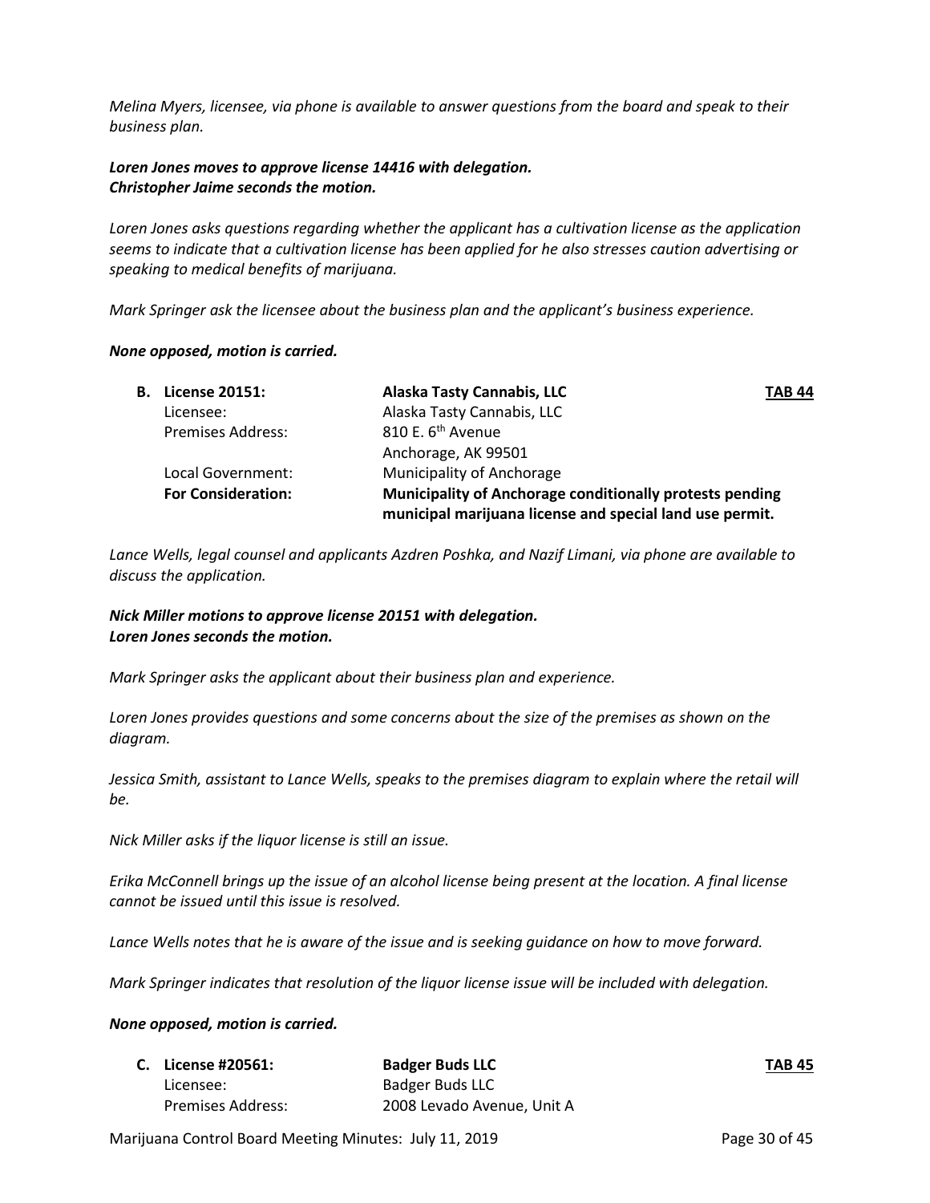*Melina Myers, licensee, via phone is available to answer questions from the board and speak to their business plan.*

***Loren Jones moves to approve license 14416 with delegation.***
***Christopher Jaime seconds the motion.***

*Loren Jones asks questions regarding whether the applicant has a cultivation license as the application seems to indicate that a cultivation license has been applied for he also stresses caution advertising or speaking to medical benefits of marijuana.*

*Mark Springer ask the licensee about the business plan and the applicant's business experience.*

***None opposed, motion is carried.***

| | | |
|---|---|---|
| **B. License 20151:** | **Alaska Tasty Cannabis, LLC** | **TAB 44** |
| Licensee: | Alaska Tasty Cannabis, LLC | |
| Premises Address: | 810 E. 6th Avenue<br>Anchorage, AK 99501 | |
| Local Government: | Municipality of Anchorage | |
| **For Consideration:** | **Municipality of Anchorage conditionally protests pending municipal marijuana license and special land use permit.** | |

*Lance Wells, legal counsel and applicants Azdren Poshka, and Nazif Limani, via phone are available to discuss the application.*

***Nick Miller motions to approve license 20151 with delegation.***
***Loren Jones seconds the motion.***

*Mark Springer asks the applicant about their business plan and experience.*

*Loren Jones provides questions and some concerns about the size of the premises as shown on the diagram.*

*Jessica Smith, assistant to Lance Wells, speaks to the premises diagram to explain where the retail will be.*

*Nick Miller asks if the liquor license is still an issue.*

*Erika McConnell brings up the issue of an alcohol license being present at the location. A final license cannot be issued until this issue is resolved.*

*Lance Wells notes that he is aware of the issue and is seeking guidance on how to move forward.*

*Mark Springer indicates that resolution of the liquor license issue will be included with delegation.*

***None opposed, motion is carried.***

| | | |
|---|---|---|
| **C. License #20561:** | **Badger Buds LLC** | **TAB 45** |
| Licensee: | Badger Buds LLC | |
| Premises Address: | 2008 Levado Avenue, Unit A | |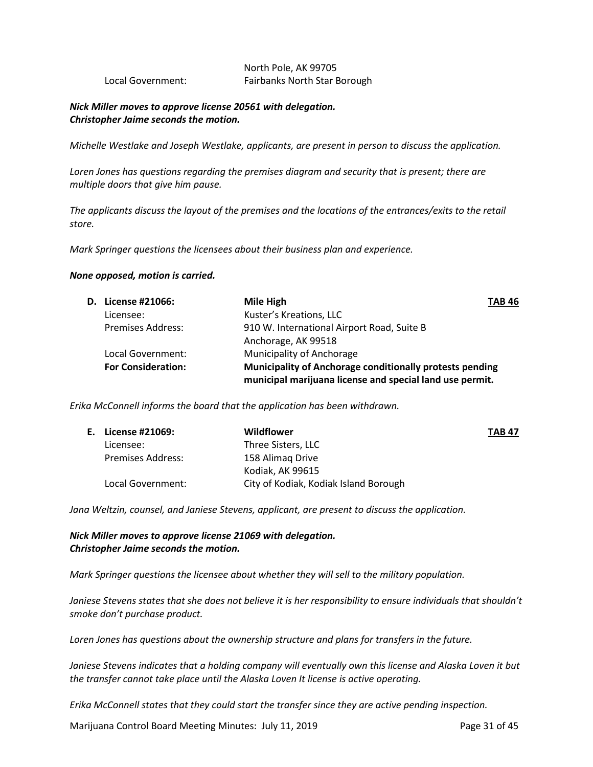| | |
|---|---|
| | North Pole, AK 99705 |
| Local Government: | Fairbanks North Star Borough |

***Nick Miller moves to approve license 20561 with delegation.***
***Christopher Jaime seconds the motion.***

*Michelle Westlake and Joseph Westlake, applicants, are present in person to discuss the application.*

*Loren Jones has questions regarding the premises diagram and security that is present; there are multiple doors that give him pause.*

*The applicants discuss the layout of the premises and the locations of the entrances/exits to the retail store.*

*Mark Springer questions the licensees about their business plan and experience.*

***None opposed, motion is carried.***

| | | |
|---|---|---|
| **D. License #21066:** | **Mile High** | **TAB 46** |
| Licensee: | Kuster's Kreations, LLC | |
| Premises Address: | 910 W. International Airport Road, Suite B | |
| | Anchorage, AK 99518 | |
| Local Government: | Municipality of Anchorage | |
| **For Consideration:** | **Municipality of Anchorage conditionally protests pending municipal marijuana license and special land use permit.** | |

*Erika McConnell informs the board that the application has been withdrawn.*

| | | |
|---|---|---|
| **E. License #21069:** | **Wildflower** | **TAB 47** |
| Licensee: | Three Sisters, LLC | |
| Premises Address: | 158 Alimaq Drive | |
| | Kodiak, AK 99615 | |
| Local Government: | City of Kodiak, Kodiak Island Borough | |

*Jana Weltzin, counsel, and Janiese Stevens, applicant, are present to discuss the application.*

***Nick Miller moves to approve license 21069 with delegation.***
***Christopher Jaime seconds the motion.***

*Mark Springer questions the licensee about whether they will sell to the military population.*

*Janiese Stevens states that she does not believe it is her responsibility to ensure individuals that shouldn't smoke don't purchase product.*

*Loren Jones has questions about the ownership structure and plans for transfers in the future.*

*Janiese Stevens indicates that a holding company will eventually own this license and Alaska Loven it but the transfer cannot take place until the Alaska Loven It license is active operating.*

*Erika McConnell states that they could start the transfer since they are active pending inspection.*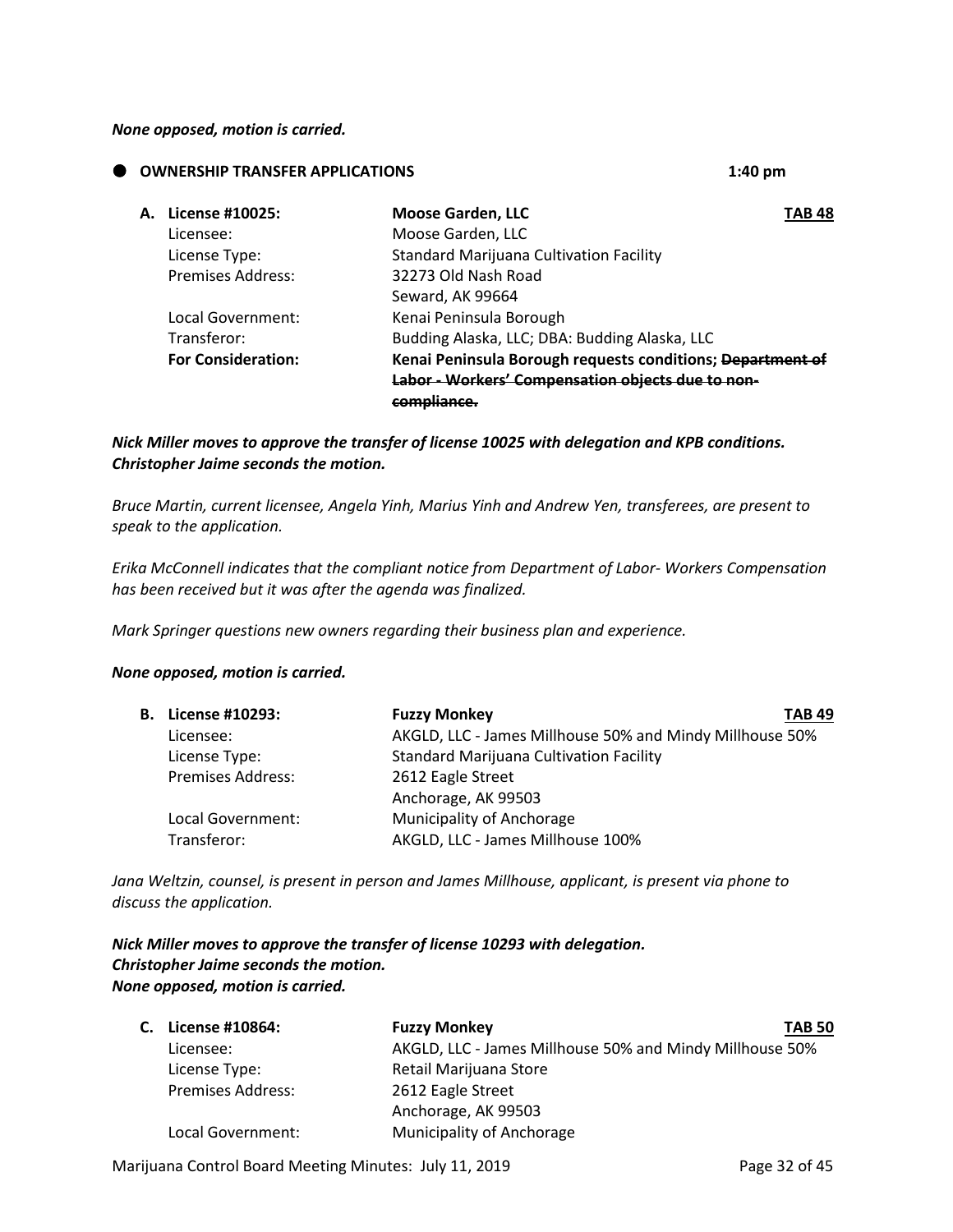***None opposed, motion is carried.***

● **OWNERSHIP TRANSFER APPLICATIONS** **1:40 pm**

**A. License #10025:** **Moose Garden, LLC** **TAB 48**

| | |
|---|---|
| Licensee: | Moose Garden, LLC |
| License Type: | Standard Marijuana Cultivation Facility |
| Premises Address: | 32273 Old Nash Road<br>Seward, AK 99664 |
| Local Government: | Kenai Peninsula Borough |
| Transferor: | Budding Alaska, LLC; DBA: Budding Alaska, LLC |
| **For Consideration:** | **Kenai Peninsula Borough requests conditions; ~~Department of Labor - Workers' Compensation objects due to non-compliance.~~** |

***Nick Miller moves to approve the transfer of license 10025 with delegation and KPB conditions. Christopher Jaime seconds the motion.***

*Bruce Martin, current licensee, Angela Yinh, Marius Yinh and Andrew Yen, transferees, are present to speak to the application.*

*Erika McConnell indicates that the compliant notice from Department of Labor- Workers Compensation has been received but it was after the agenda was finalized.*

*Mark Springer questions new owners regarding their business plan and experience.*

***None opposed, motion is carried.***

**B. License #10293:** **Fuzzy Monkey** **TAB 49**

| | |
|---|---|
| Licensee: | AKGLD, LLC - James Millhouse 50% and Mindy Millhouse 50% |
| License Type: | Standard Marijuana Cultivation Facility |
| Premises Address: | 2612 Eagle Street<br>Anchorage, AK 99503 |
| Local Government: | Municipality of Anchorage |
| Transferor: | AKGLD, LLC - James Millhouse 100% |

*Jana Weltzin, counsel, is present in person and James Millhouse, applicant, is present via phone to discuss the application.*

***Nick Miller moves to approve the transfer of license 10293 with delegation.***
***Christopher Jaime seconds the motion.***
***None opposed, motion is carried.***

**C. License #10864:** **Fuzzy Monkey** **TAB 50**

| | |
|---|---|
| Licensee: | AKGLD, LLC - James Millhouse 50% and Mindy Millhouse 50% |
| License Type: | Retail Marijuana Store |
| Premises Address: | 2612 Eagle Street<br>Anchorage, AK 99503 |
| Local Government: | Municipality of Anchorage |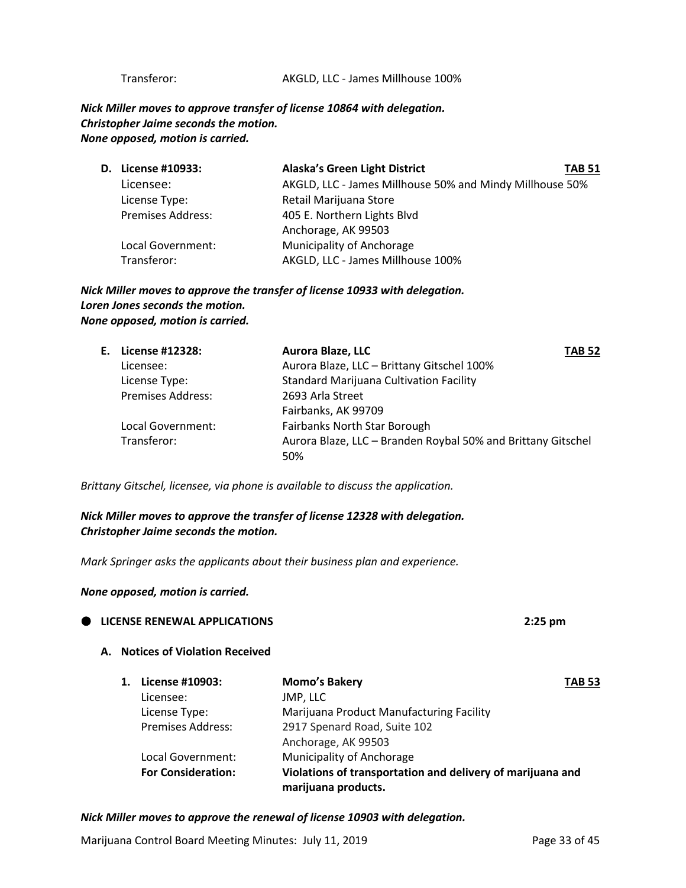Transferor: AKGLD, LLC - James Millhouse 100%

***Nick Miller moves to approve transfer of license 10864 with delegation.***
***Christopher Jaime seconds the motion.***
***None opposed, motion is carried.***

| | | |
|---|---|---|
| **D. License #10933:** | **Alaska's Green Light District** | **TAB 51** |
| Licensee: | AKGLD, LLC - James Millhouse 50% and Mindy Millhouse 50% | |
| License Type: | Retail Marijuana Store | |
| Premises Address: | 405 E. Northern Lights Blvd<br>Anchorage, AK 99503 | |
| Local Government: | Municipality of Anchorage | |
| Transferor: | AKGLD, LLC - James Millhouse 100% | |

***Nick Miller moves to approve the transfer of license 10933 with delegation.***
***Loren Jones seconds the motion.***
***None opposed, motion is carried.***

| | | |
|---|---|---|
| **E. License #12328:** | **Aurora Blaze, LLC** | **TAB 52** |
| Licensee: | Aurora Blaze, LLC – Brittany Gitschel 100% | |
| License Type: | Standard Marijuana Cultivation Facility | |
| Premises Address: | 2693 Arla Street<br>Fairbanks, AK 99709 | |
| Local Government: | Fairbanks North Star Borough | |
| Transferor: | Aurora Blaze, LLC – Branden Roybal 50% and Brittany Gitschel 50% | |

*Brittany Gitschel, licensee, via phone is available to discuss the application.*

***Nick Miller moves to approve the transfer of license 12328 with delegation.***
***Christopher Jaime seconds the motion.***

*Mark Springer asks the applicants about their business plan and experience.*

***None opposed, motion is carried.***

## LICENSE RENEWAL APPLICATIONS — 2:25 pm

### A. Notices of Violation Received

| | | |
|---|---|---|
| **1. License #10903:** | **Momo's Bakery** | **TAB 53** |
| Licensee: | JMP, LLC | |
| License Type: | Marijuana Product Manufacturing Facility | |
| Premises Address: | 2917 Spenard Road, Suite 102<br>Anchorage, AK 99503 | |
| Local Government: | Municipality of Anchorage | |
| **For Consideration:** | **Violations of transportation and delivery of marijuana and marijuana products.** | |

***Nick Miller moves to approve the renewal of license 10903 with delegation.***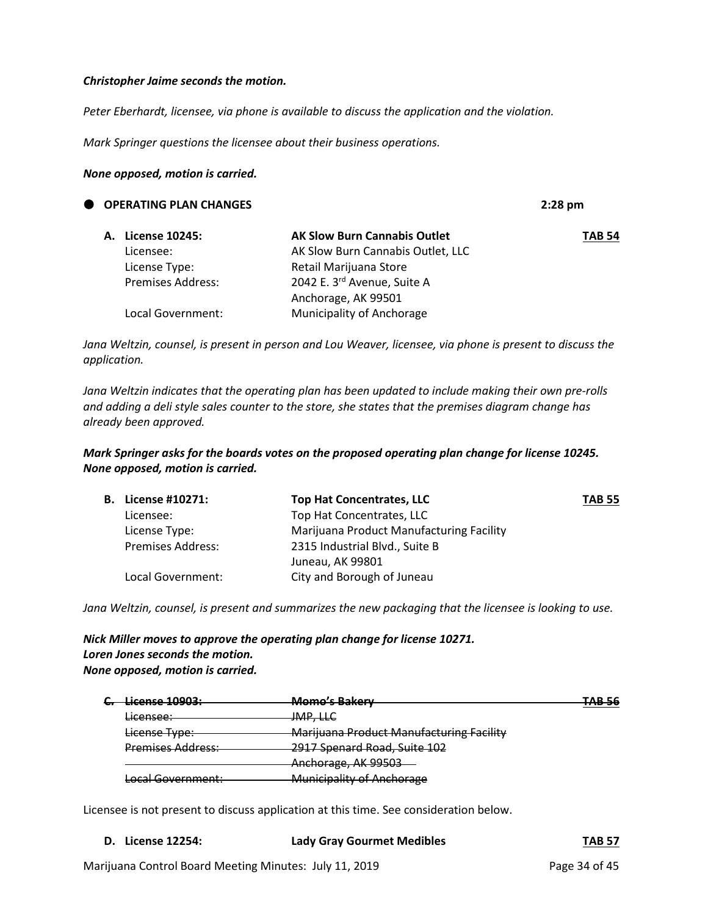***Christopher Jaime seconds the motion.***

*Peter Eberhardt, licensee, via phone is available to discuss the application and the violation.*

*Mark Springer questions the licensee about their business operations.*

***None opposed, motion is carried.***

## ● OPERATING PLAN CHANGES 2:28 pm

| | | |
|---|---|---|
| **A. License 10245:** | **AK Slow Burn Cannabis Outlet** | **TAB 54** |
| Licensee: | AK Slow Burn Cannabis Outlet, LLC | |
| License Type: | Retail Marijuana Store | |
| Premises Address: | 2042 E. 3rd Avenue, Suite A | |
| | Anchorage, AK 99501 | |
| Local Government: | Municipality of Anchorage | |

*Jana Weltzin, counsel, is present in person and Lou Weaver, licensee, via phone is present to discuss the application.*

*Jana Weltzin indicates that the operating plan has been updated to include making their own pre-rolls and adding a deli style sales counter to the store, she states that the premises diagram change has already been approved.*

***Mark Springer asks for the boards votes on the proposed operating plan change for license 10245. None opposed, motion is carried.***

| | | |
|---|---|---|
| **B. License #10271:** | **Top Hat Concentrates, LLC** | **TAB 55** |
| Licensee: | Top Hat Concentrates, LLC | |
| License Type: | Marijuana Product Manufacturing Facility | |
| Premises Address: | 2315 Industrial Blvd., Suite B | |
| | Juneau, AK 99801 | |
| Local Government: | City and Borough of Juneau | |

*Jana Weltzin, counsel, is present and summarizes the new packaging that the licensee is looking to use.*

***Nick Miller moves to approve the operating plan change for license 10271.***
***Loren Jones seconds the motion.***
***None opposed, motion is carried.***

| | | |
|---|---|---|
| ~~**C. License 10903:**~~ | ~~**Momo's Bakery**~~ | ~~**TAB 56**~~ |
| ~~Licensee:~~ | ~~JMP, LLC~~ | |
| ~~License Type:~~ | ~~Marijuana Product Manufacturing Facility~~ | |
| ~~Premises Address:~~ | ~~2917 Spenard Road, Suite 102~~ | |
| | ~~Anchorage, AK 99503~~ | |
| ~~Local Government:~~ | ~~Municipality of Anchorage~~ | |

Licensee is not present to discuss application at this time. See consideration below.

| | | |
|---|---|---|
| **D. License 12254:** | **Lady Gray Gourmet Medibles** | **TAB 57** |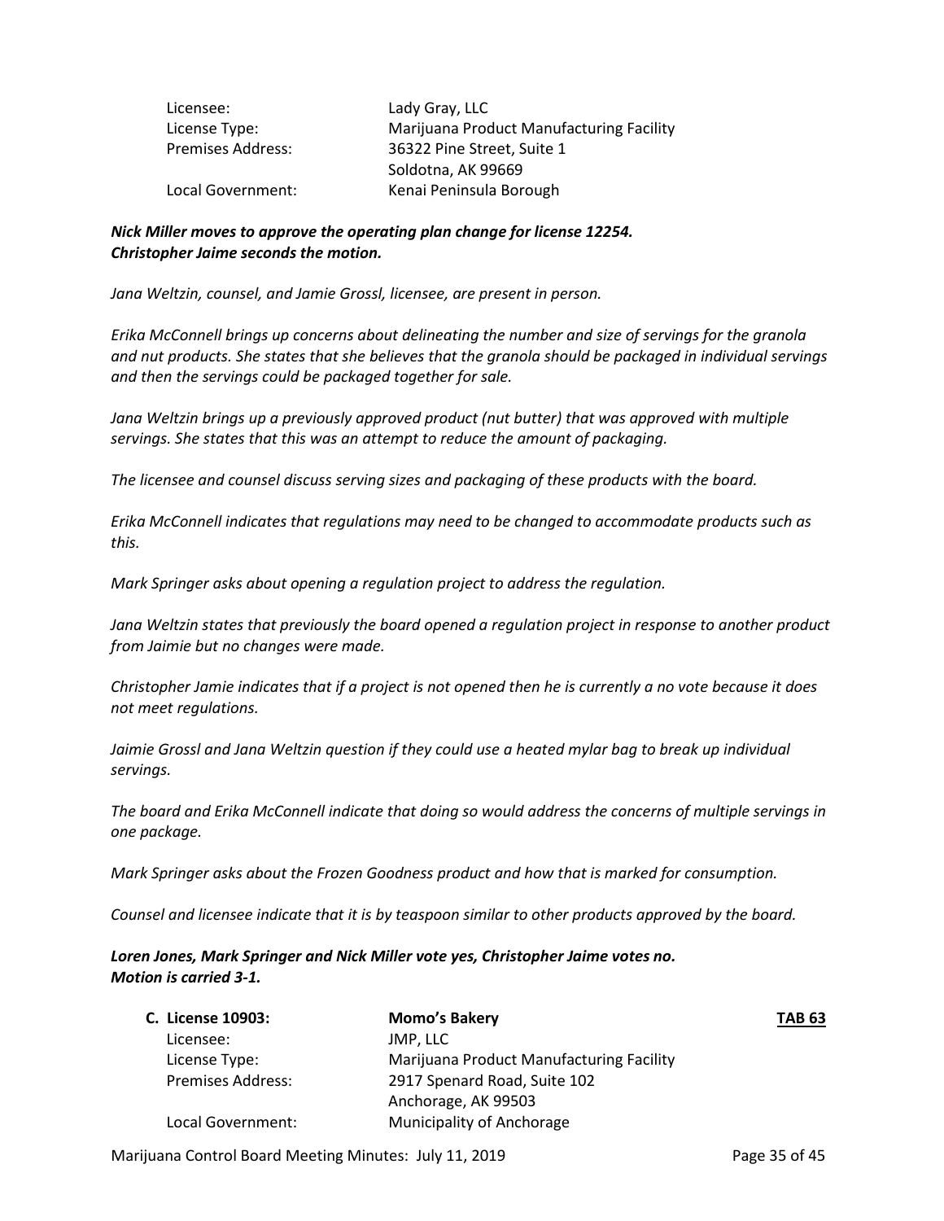| | |
|---|---|
| Licensee: | Lady Gray, LLC |
| License Type: | Marijuana Product Manufacturing Facility |
| Premises Address: | 36322 Pine Street, Suite 1<br>Soldotna, AK 99669 |
| Local Government: | Kenai Peninsula Borough |

***Nick Miller moves to approve the operating plan change for license 12254.***
***Christopher Jaime seconds the motion.***

*Jana Weltzin, counsel, and Jamie Grossl, licensee, are present in person.*

*Erika McConnell brings up concerns about delineating the number and size of servings for the granola and nut products. She states that she believes that the granola should be packaged in individual servings and then the servings could be packaged together for sale.*

*Jana Weltzin brings up a previously approved product (nut butter) that was approved with multiple servings. She states that this was an attempt to reduce the amount of packaging.*

*The licensee and counsel discuss serving sizes and packaging of these products with the board.*

*Erika McConnell indicates that regulations may need to be changed to accommodate products such as this.*

*Mark Springer asks about opening a regulation project to address the regulation.*

*Jana Weltzin states that previously the board opened a regulation project in response to another product from Jaimie but no changes were made.*

*Christopher Jamie indicates that if a project is not opened then he is currently a no vote because it does not meet regulations.*

*Jaimie Grossl and Jana Weltzin question if they could use a heated mylar bag to break up individual servings.*

*The board and Erika McConnell indicate that doing so would address the concerns of multiple servings in one package.*

*Mark Springer asks about the Frozen Goodness product and how that is marked for consumption.*

*Counsel and licensee indicate that it is by teaspoon similar to other products approved by the board.*

***Loren Jones, Mark Springer and Nick Miller vote yes, Christopher Jaime votes no.***
***Motion is carried 3-1.***

| **C. License 10903:** | **Momo's Bakery** | **TAB 63** |
|---|---|---|
| Licensee: | JMP, LLC | |
| License Type: | Marijuana Product Manufacturing Facility | |
| Premises Address: | 2917 Spenard Road, Suite 102<br>Anchorage, AK 99503 | |
| Local Government: | Municipality of Anchorage | |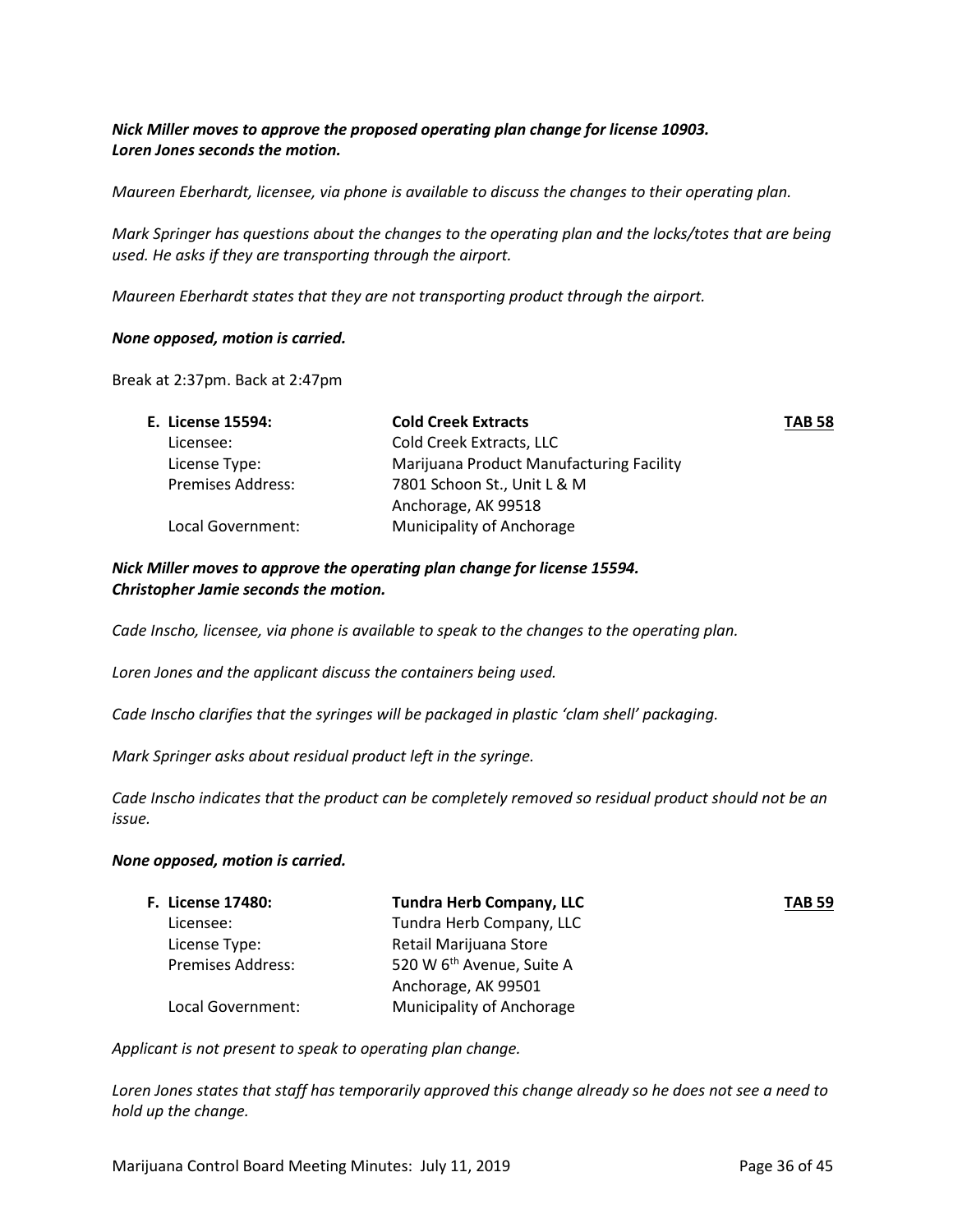***Nick Miller moves to approve the proposed operating plan change for license 10903.***
***Loren Jones seconds the motion.***

*Maureen Eberhardt, licensee, via phone is available to discuss the changes to their operating plan.*

*Mark Springer has questions about the changes to the operating plan and the locks/totes that are being used. He asks if they are transporting through the airport.*

*Maureen Eberhardt states that they are not transporting product through the airport.*

***None opposed, motion is carried.***

Break at 2:37pm. Back at 2:47pm

| | | |
|---|---|---|
| **E. License 15594:** | **Cold Creek Extracts** | **TAB 58** |
| Licensee: | Cold Creek Extracts, LLC | |
| License Type: | Marijuana Product Manufacturing Facility | |
| Premises Address: | 7801 Schoon St., Unit L & M<br>Anchorage, AK 99518 | |
| Local Government: | Municipality of Anchorage | |

***Nick Miller moves to approve the operating plan change for license 15594.***
***Christopher Jamie seconds the motion.***

*Cade Inscho, licensee, via phone is available to speak to the changes to the operating plan.*

*Loren Jones and the applicant discuss the containers being used.*

*Cade Inscho clarifies that the syringes will be packaged in plastic 'clam shell' packaging.*

*Mark Springer asks about residual product left in the syringe.*

*Cade Inscho indicates that the product can be completely removed so residual product should not be an issue.*

***None opposed, motion is carried.***

| | | |
|---|---|---|
| **F. License 17480:** | **Tundra Herb Company, LLC** | **TAB 59** |
| Licensee: | Tundra Herb Company, LLC | |
| License Type: | Retail Marijuana Store | |
| Premises Address: | 520 W 6th Avenue, Suite A<br>Anchorage, AK 99501 | |
| Local Government: | Municipality of Anchorage | |

*Applicant is not present to speak to operating plan change.*

*Loren Jones states that staff has temporarily approved this change already so he does not see a need to hold up the change.*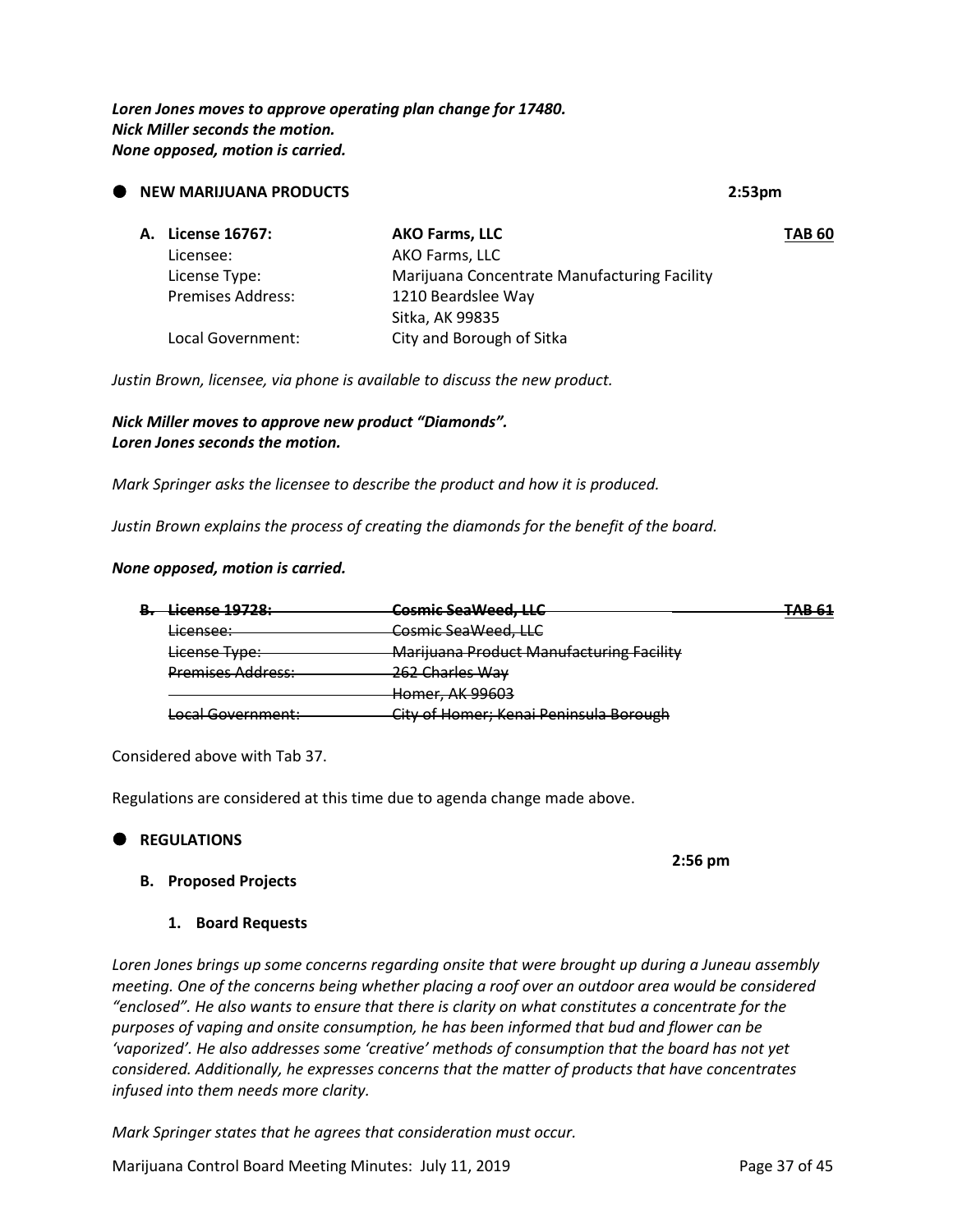***Loren Jones moves to approve operating plan change for 17480.***
***Nick Miller seconds the motion.***
***None opposed, motion is carried.***

- **NEW MARIJUANA PRODUCTS** **2:53pm**

**A. License 16767:** **AKO Farms, LLC** **TAB 60**

| | |
|---|---|
| Licensee: | AKO Farms, LLC |
| License Type: | Marijuana Concentrate Manufacturing Facility |
| Premises Address: | 1210 Beardslee Way<br>Sitka, AK 99835 |
| Local Government: | City and Borough of Sitka |

*Justin Brown, licensee, via phone is available to discuss the new product.*

***Nick Miller moves to approve new product "Diamonds".***
***Loren Jones seconds the motion.***

*Mark Springer asks the licensee to describe the product and how it is produced.*

*Justin Brown explains the process of creating the diamonds for the benefit of the board.*

***None opposed, motion is carried.***

~~**B. License 19728:**~~ ~~**Cosmic SeaWeed, LLC**~~ ~~**TAB 61**~~

| | |
|---|---|
| ~~Licensee:~~ | ~~Cosmic SeaWeed, LLC~~ |
| ~~License Type:~~ | ~~Marijuana Product Manufacturing Facility~~ |
| ~~Premises Address:~~ | ~~262 Charles Way~~<br>~~Homer, AK 99603~~ |
| ~~Local Government:~~ | ~~City of Homer; Kenai Peninsula Borough~~ |

Considered above with Tab 37.

Regulations are considered at this time due to agenda change made above.

- **REGULATIONS** **2:56 pm**

**B. Proposed Projects**

**1. Board Requests**

*Loren Jones brings up some concerns regarding onsite that were brought up during a Juneau assembly meeting. One of the concerns being whether placing a roof over an outdoor area would be considered "enclosed". He also wants to ensure that there is clarity on what constitutes a concentrate for the purposes of vaping and onsite consumption, he has been informed that bud and flower can be 'vaporized'. He also addresses some 'creative' methods of consumption that the board has not yet considered. Additionally, he expresses concerns that the matter of products that have concentrates infused into them needs more clarity.*

*Mark Springer states that he agrees that consideration must occur.*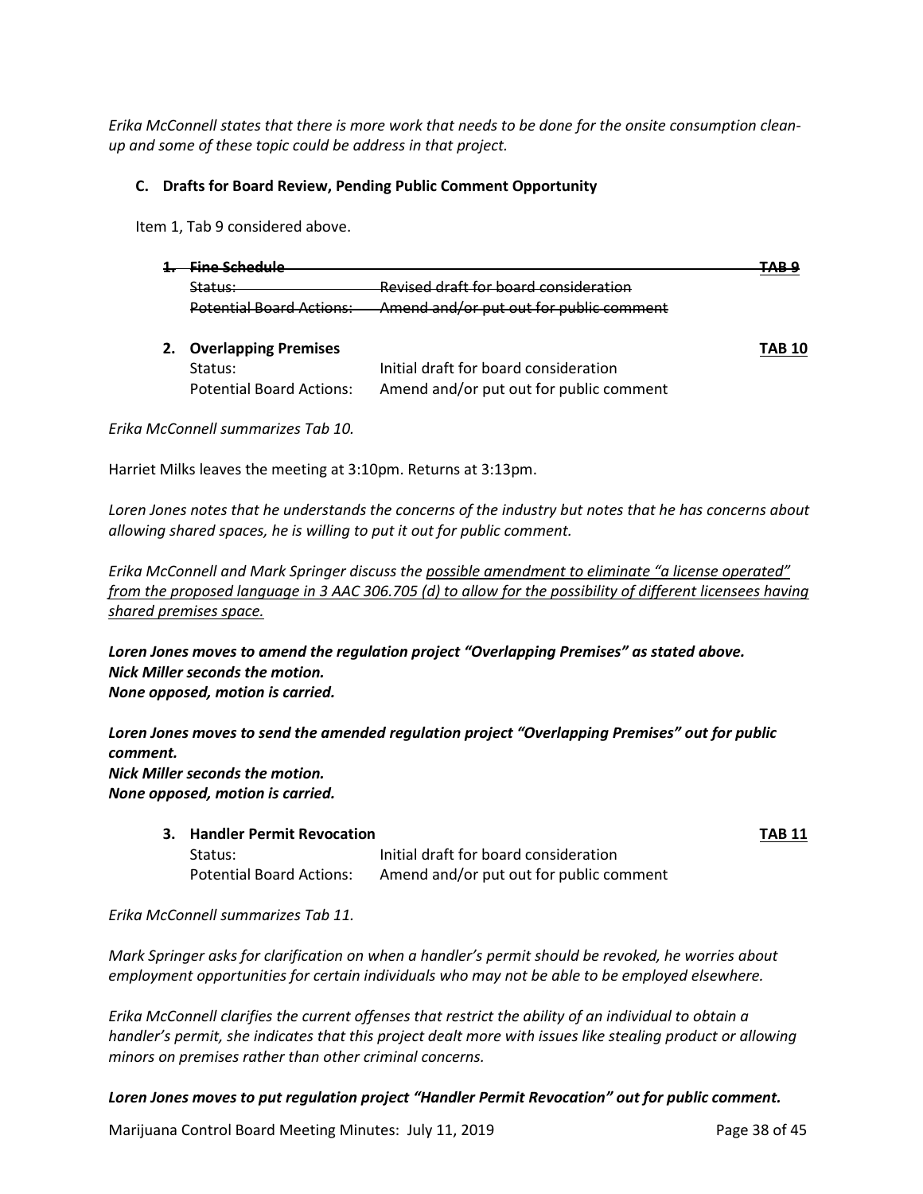*Erika McConnell states that there is more work that needs to be done for the onsite consumption clean-up and some of these topic could be address in that project.*

**C. Drafts for Board Review, Pending Public Comment Opportunity**

Item 1, Tab 9 considered above.

~~1. Fine Schedule TAB 9~~
~~Status: Revised draft for board consideration~~
~~Potential Board Actions: Amend and/or put out for public comment~~

**2. Overlapping Premises** **TAB 10**

Status: Initial draft for board consideration
Potential Board Actions: Amend and/or put out for public comment

*Erika McConnell summarizes Tab 10.*

Harriet Milks leaves the meeting at 3:10pm. Returns at 3:13pm.

*Loren Jones notes that he understands the concerns of the industry but notes that he has concerns about allowing shared spaces, he is willing to put it out for public comment.*

*Erika McConnell and Mark Springer discuss the <u>possible amendment to eliminate "a license operated" from the proposed language in 3 AAC 306.705 (d) to allow for the possibility of different licensees having shared premises space.</u>*

***Loren Jones moves to amend the regulation project "Overlapping Premises" as stated above.***
***Nick Miller seconds the motion.***
***None opposed, motion is carried.***

***Loren Jones moves to send the amended regulation project "Overlapping Premises" out for public comment.***
***Nick Miller seconds the motion.***
***None opposed, motion is carried.***

**3. Handler Permit Revocation** **TAB 11**

Status: Initial draft for board consideration
Potential Board Actions: Amend and/or put out for public comment

*Erika McConnell summarizes Tab 11.*

*Mark Springer asks for clarification on when a handler's permit should be revoked, he worries about employment opportunities for certain individuals who may not be able to be employed elsewhere.*

*Erika McConnell clarifies the current offenses that restrict the ability of an individual to obtain a handler's permit, she indicates that this project dealt more with issues like stealing product or allowing minors on premises rather than other criminal concerns.*

***Loren Jones moves to put regulation project "Handler Permit Revocation" out for public comment.***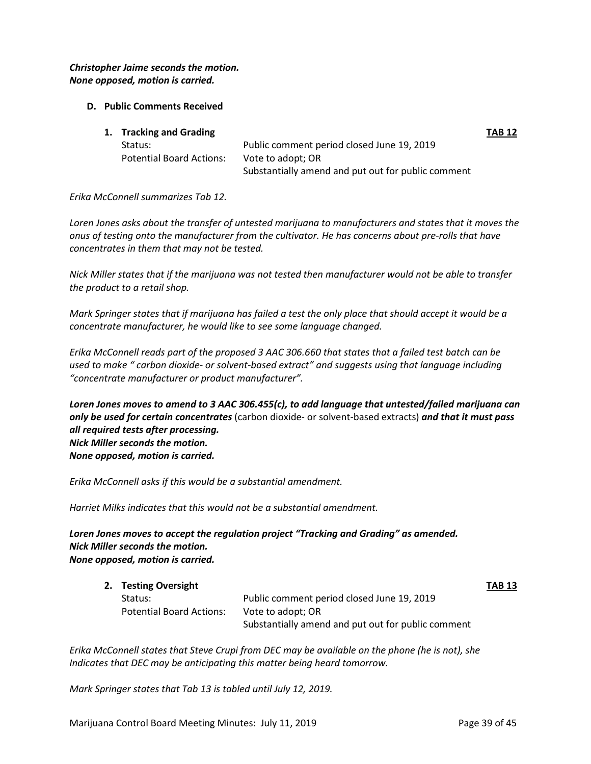***Christopher Jaime seconds the motion.***
***None opposed, motion is carried.***

**D. Public Comments Received**

**1. Tracking and Grading** **TAB 12**

| | |
|---|---|
| Status: | Public comment period closed June 19, 2019 |
| Potential Board Actions: | Vote to adopt; OR Substantially amend and put out for public comment |

*Erika McConnell summarizes Tab 12.*

*Loren Jones asks about the transfer of untested marijuana to manufacturers and states that it moves the onus of testing onto the manufacturer from the cultivator. He has concerns about pre-rolls that have concentrates in them that may not be tested.*

*Nick Miller states that if the marijuana was not tested then manufacturer would not be able to transfer the product to a retail shop.*

*Mark Springer states that if marijuana has failed a test the only place that should accept it would be a concentrate manufacturer, he would like to see some language changed.*

*Erika McConnell reads part of the proposed 3 AAC 306.660 that states that a failed test batch can be used to make " carbon dioxide- or solvent-based extract" and suggests using that language including "concentrate manufacturer or product manufacturer".*

***Loren Jones moves to amend to 3 AAC 306.455(c), to add language that untested/failed marijuana can only be used for certain concentrates*** (carbon dioxide- or solvent-based extracts) ***and that it must pass all required tests after processing.***
***Nick Miller seconds the motion.***
***None opposed, motion is carried.***

*Erika McConnell asks if this would be a substantial amendment.*

*Harriet Milks indicates that this would not be a substantial amendment.*

***Loren Jones moves to accept the regulation project "Tracking and Grading" as amended.***
***Nick Miller seconds the motion.***
***None opposed, motion is carried.***

**2. Testing Oversight** **TAB 13**

| | |
|---|---|
| Status: | Public comment period closed June 19, 2019 |
| Potential Board Actions: | Vote to adopt; OR Substantially amend and put out for public comment |

*Erika McConnell states that Steve Crupi from DEC may be available on the phone (he is not), she Indicates that DEC may be anticipating this matter being heard tomorrow.*

*Mark Springer states that Tab 13 is tabled until July 12, 2019.*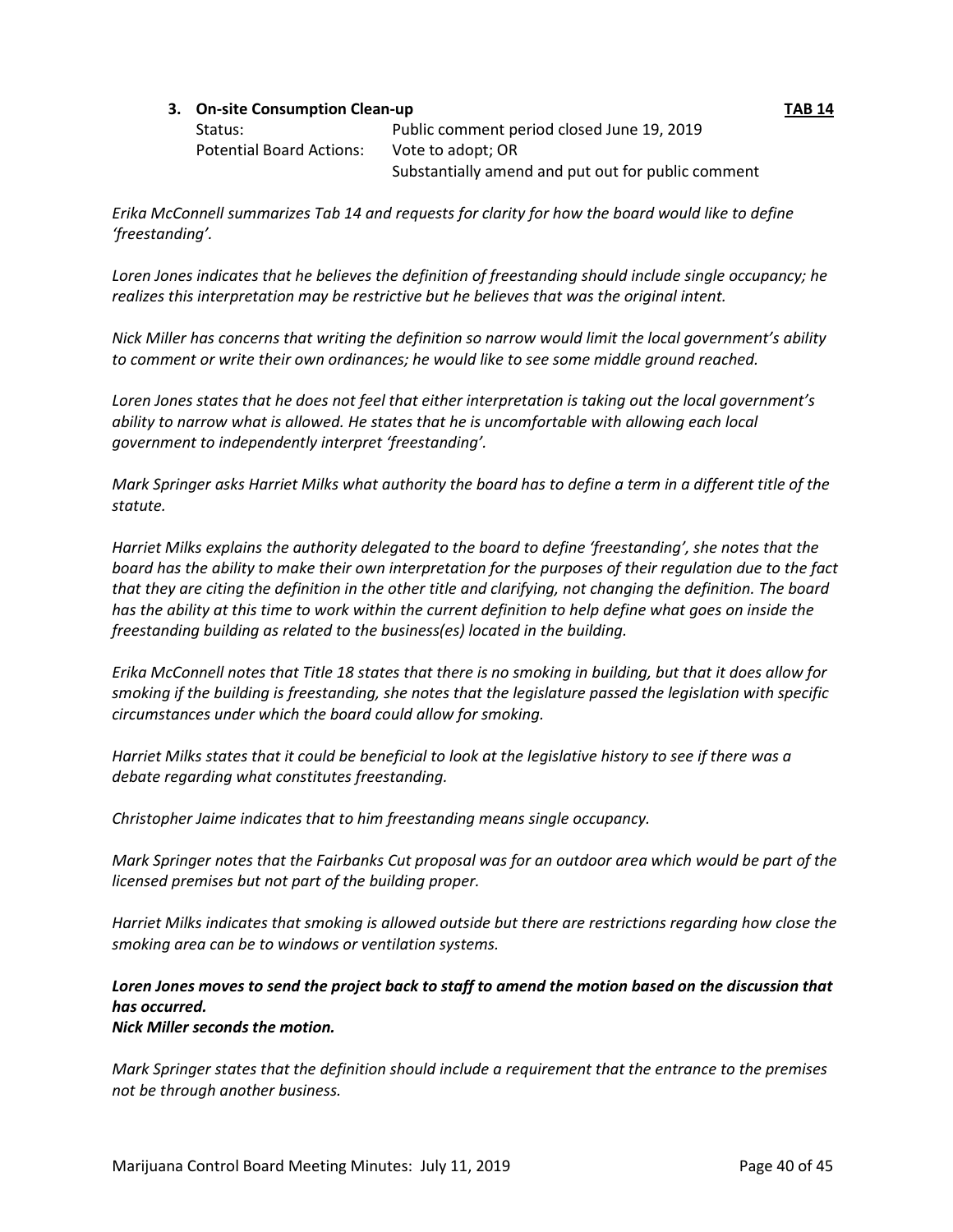**3. On-site Consumption Clean-up** **TAB 14**

| | |
|---|---|
| Status: | Public comment period closed June 19, 2019 |
| Potential Board Actions: | Vote to adopt; OR |
| | Substantially amend and put out for public comment |

*Erika McConnell summarizes Tab 14 and requests for clarity for how the board would like to define 'freestanding'.*

*Loren Jones indicates that he believes the definition of freestanding should include single occupancy; he realizes this interpretation may be restrictive but he believes that was the original intent.*

*Nick Miller has concerns that writing the definition so narrow would limit the local government's ability to comment or write their own ordinances; he would like to see some middle ground reached.*

*Loren Jones states that he does not feel that either interpretation is taking out the local government's ability to narrow what is allowed. He states that he is uncomfortable with allowing each local government to independently interpret 'freestanding'.*

*Mark Springer asks Harriet Milks what authority the board has to define a term in a different title of the statute.*

*Harriet Milks explains the authority delegated to the board to define 'freestanding', she notes that the board has the ability to make their own interpretation for the purposes of their regulation due to the fact that they are citing the definition in the other title and clarifying, not changing the definition. The board has the ability at this time to work within the current definition to help define what goes on inside the freestanding building as related to the business(es) located in the building.*

*Erika McConnell notes that Title 18 states that there is no smoking in building, but that it does allow for smoking if the building is freestanding, she notes that the legislature passed the legislation with specific circumstances under which the board could allow for smoking.*

*Harriet Milks states that it could be beneficial to look at the legislative history to see if there was a debate regarding what constitutes freestanding.*

*Christopher Jaime indicates that to him freestanding means single occupancy.*

*Mark Springer notes that the Fairbanks Cut proposal was for an outdoor area which would be part of the licensed premises but not part of the building proper.*

*Harriet Milks indicates that smoking is allowed outside but there are restrictions regarding how close the smoking area can be to windows or ventilation systems.*

***Loren Jones moves to send the project back to staff to amend the motion based on the discussion that has occurred.***
***Nick Miller seconds the motion.***

*Mark Springer states that the definition should include a requirement that the entrance to the premises not be through another business.*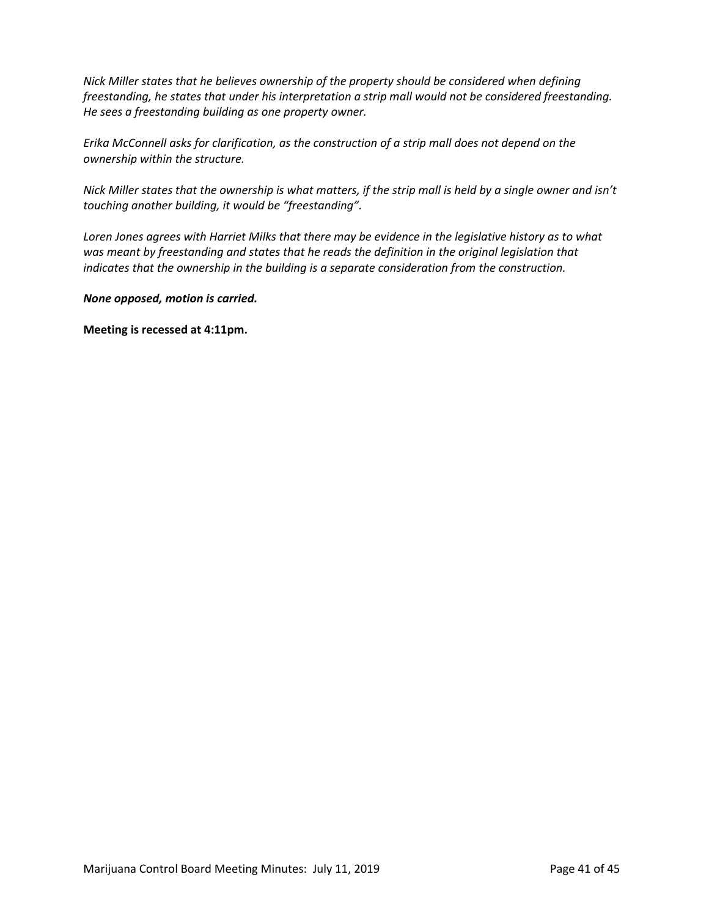*Nick Miller states that he believes ownership of the property should be considered when defining freestanding, he states that under his interpretation a strip mall would not be considered freestanding. He sees a freestanding building as one property owner.*

*Erika McConnell asks for clarification, as the construction of a strip mall does not depend on the ownership within the structure.*

*Nick Miller states that the ownership is what matters, if the strip mall is held by a single owner and isn't touching another building, it would be "freestanding".*

*Loren Jones agrees with Harriet Milks that there may be evidence in the legislative history as to what was meant by freestanding and states that he reads the definition in the original legislation that indicates that the ownership in the building is a separate consideration from the construction.*

***None opposed, motion is carried.***

**Meeting is recessed at 4:11pm.**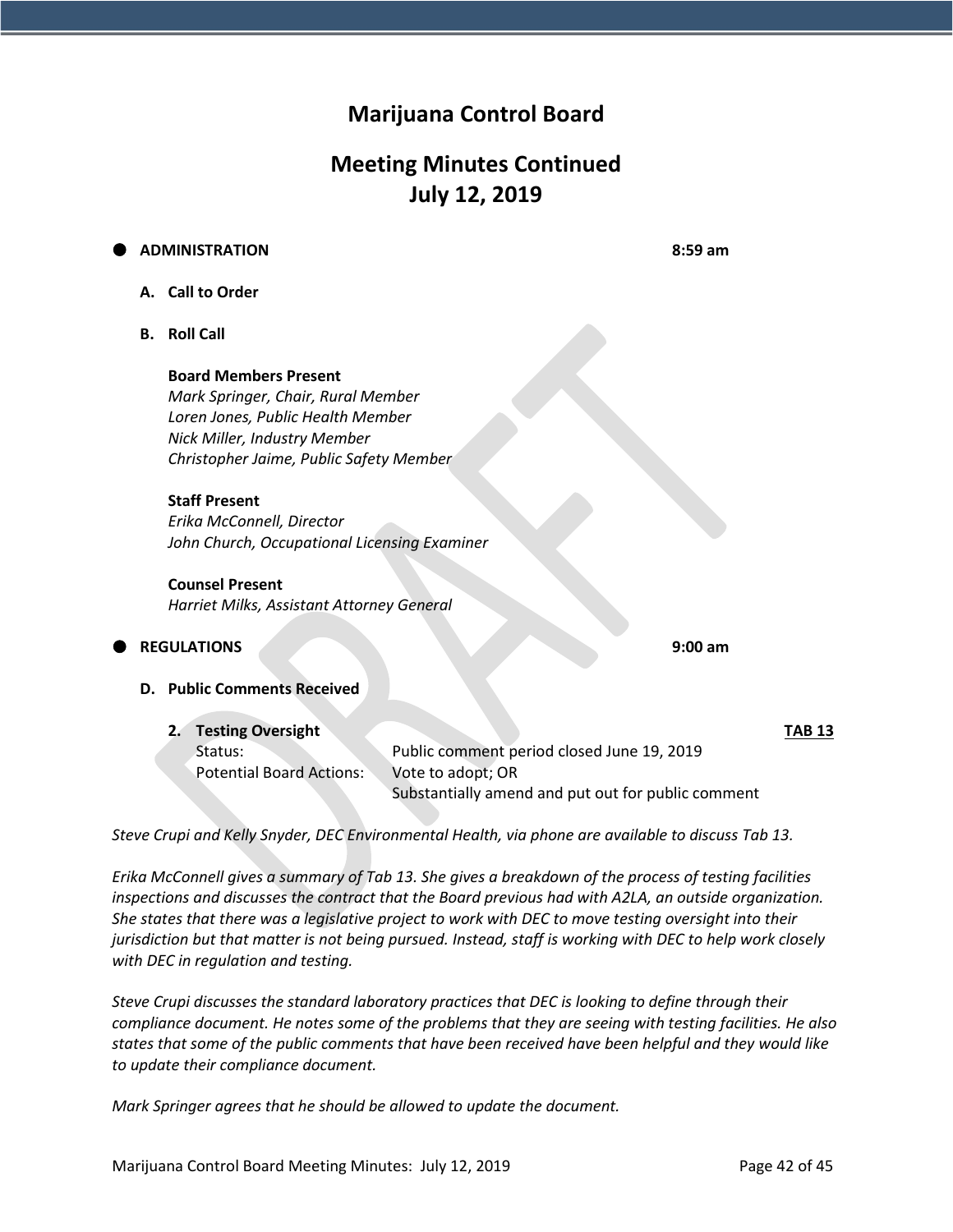# Marijuana Control Board

## Meeting Minutes Continued
## July 12, 2019

- **ADMINISTRATION** **8:59 am**

**A. Call to Order**

**B. Roll Call**

**Board Members Present**
*Mark Springer, Chair, Rural Member*
*Loren Jones, Public Health Member*
*Nick Miller, Industry Member*
*Christopher Jaime, Public Safety Member*

**Staff Present**
*Erika McConnell, Director*
*John Church, Occupational Licensing Examiner*

**Counsel Present**
*Harriet Milks, Assistant Attorney General*

- **REGULATIONS** **9:00 am**

**D. Public Comments Received**

**2. Testing Oversight** **TAB 13**

| | |
|---|---|
| Status: | Public comment period closed June 19, 2019 |
| Potential Board Actions: | Vote to adopt; OR |
| | Substantially amend and put out for public comment |

*Steve Crupi and Kelly Snyder, DEC Environmental Health, via phone are available to discuss Tab 13.*

*Erika McConnell gives a summary of Tab 13. She gives a breakdown of the process of testing facilities inspections and discusses the contract that the Board previous had with A2LA, an outside organization. She states that there was a legislative project to work with DEC to move testing oversight into their jurisdiction but that matter is not being pursued. Instead, staff is working with DEC to help work closely with DEC in regulation and testing.*

*Steve Crupi discusses the standard laboratory practices that DEC is looking to define through their compliance document. He notes some of the problems that they are seeing with testing facilities. He also states that some of the public comments that have been received have been helpful and they would like to update their compliance document.*

*Mark Springer agrees that he should be allowed to update the document.*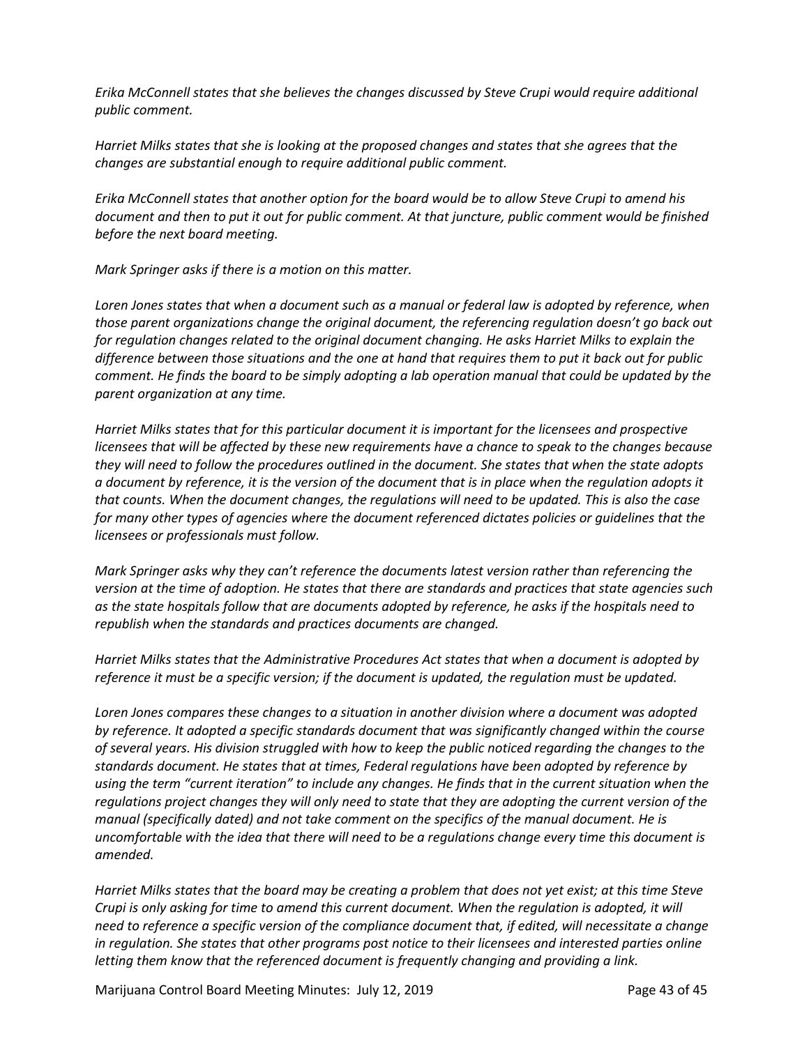*Erika McConnell states that she believes the changes discussed by Steve Crupi would require additional public comment.*

*Harriet Milks states that she is looking at the proposed changes and states that she agrees that the changes are substantial enough to require additional public comment.*

*Erika McConnell states that another option for the board would be to allow Steve Crupi to amend his document and then to put it out for public comment. At that juncture, public comment would be finished before the next board meeting.*

*Mark Springer asks if there is a motion on this matter.*

*Loren Jones states that when a document such as a manual or federal law is adopted by reference, when those parent organizations change the original document, the referencing regulation doesn't go back out for regulation changes related to the original document changing. He asks Harriet Milks to explain the difference between those situations and the one at hand that requires them to put it back out for public comment. He finds the board to be simply adopting a lab operation manual that could be updated by the parent organization at any time.*

*Harriet Milks states that for this particular document it is important for the licensees and prospective licensees that will be affected by these new requirements have a chance to speak to the changes because they will need to follow the procedures outlined in the document. She states that when the state adopts a document by reference, it is the version of the document that is in place when the regulation adopts it that counts. When the document changes, the regulations will need to be updated. This is also the case for many other types of agencies where the document referenced dictates policies or guidelines that the licensees or professionals must follow.*

*Mark Springer asks why they can't reference the documents latest version rather than referencing the version at the time of adoption. He states that there are standards and practices that state agencies such as the state hospitals follow that are documents adopted by reference, he asks if the hospitals need to republish when the standards and practices documents are changed.*

*Harriet Milks states that the Administrative Procedures Act states that when a document is adopted by reference it must be a specific version; if the document is updated, the regulation must be updated.*

*Loren Jones compares these changes to a situation in another division where a document was adopted by reference. It adopted a specific standards document that was significantly changed within the course of several years. His division struggled with how to keep the public noticed regarding the changes to the standards document. He states that at times, Federal regulations have been adopted by reference by using the term "current iteration" to include any changes. He finds that in the current situation when the regulations project changes they will only need to state that they are adopting the current version of the manual (specifically dated) and not take comment on the specifics of the manual document. He is uncomfortable with the idea that there will need to be a regulations change every time this document is amended.*

*Harriet Milks states that the board may be creating a problem that does not yet exist; at this time Steve Crupi is only asking for time to amend this current document. When the regulation is adopted, it will need to reference a specific version of the compliance document that, if edited, will necessitate a change in regulation. She states that other programs post notice to their licensees and interested parties online letting them know that the referenced document is frequently changing and providing a link.*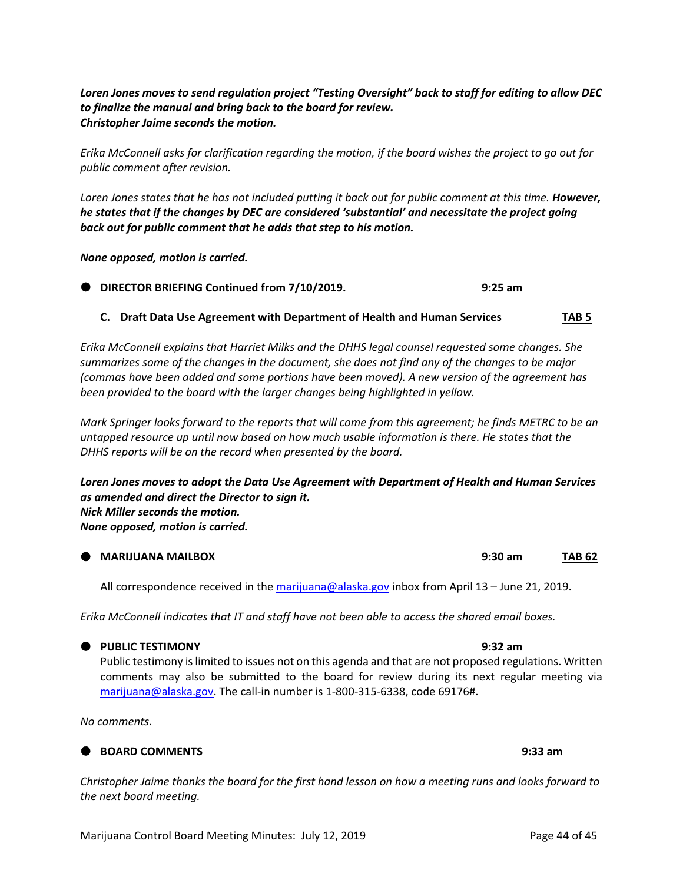***Loren Jones moves to send regulation project "Testing Oversight" back to staff for editing to allow DEC to finalize the manual and bring back to the board for review.***
***Christopher Jaime seconds the motion.***

*Erika McConnell asks for clarification regarding the motion, if the board wishes the project to go out for public comment after revision.*

*Loren Jones states that he has not included putting it back out for public comment at this time.* ***However, he states that if the changes by DEC are considered 'substantial' and necessitate the project going back out for public comment that he adds that step to his motion.***

***None opposed, motion is carried.***

- **DIRECTOR BRIEFING Continued from 7/10/2019.** **9:25 am**

  **C. Draft Data Use Agreement with Department of Health and Human Services** **TAB 5**

*Erika McConnell explains that Harriet Milks and the DHHS legal counsel requested some changes. She summarizes some of the changes in the document, she does not find any of the changes to be major (commas have been added and some portions have been moved). A new version of the agreement has been provided to the board with the larger changes being highlighted in yellow.*

*Mark Springer looks forward to the reports that will come from this agreement; he finds METRC to be an untapped resource up until now based on how much usable information is there. He states that the DHHS reports will be on the record when presented by the board.*

***Loren Jones moves to adopt the Data Use Agreement with Department of Health and Human Services as amended and direct the Director to sign it.***
***Nick Miller seconds the motion.***
***None opposed, motion is carried.***

- **MARIJUANA MAILBOX** **9:30 am** **TAB 62**

  All correspondence received in the marijuana@alaska.gov inbox from April 13 – June 21, 2019.

*Erika McConnell indicates that IT and staff have not been able to access the shared email boxes.*

- **PUBLIC TESTIMONY** **9:32 am**

  Public testimony is limited to issues not on this agenda and that are not proposed regulations. Written comments may also be submitted to the board for review during its next regular meeting via marijuana@alaska.gov. The call-in number is 1-800-315-6338, code 69176#.

*No comments.*

- **BOARD COMMENTS** **9:33 am**

*Christopher Jaime thanks the board for the first hand lesson on how a meeting runs and looks forward to the next board meeting.*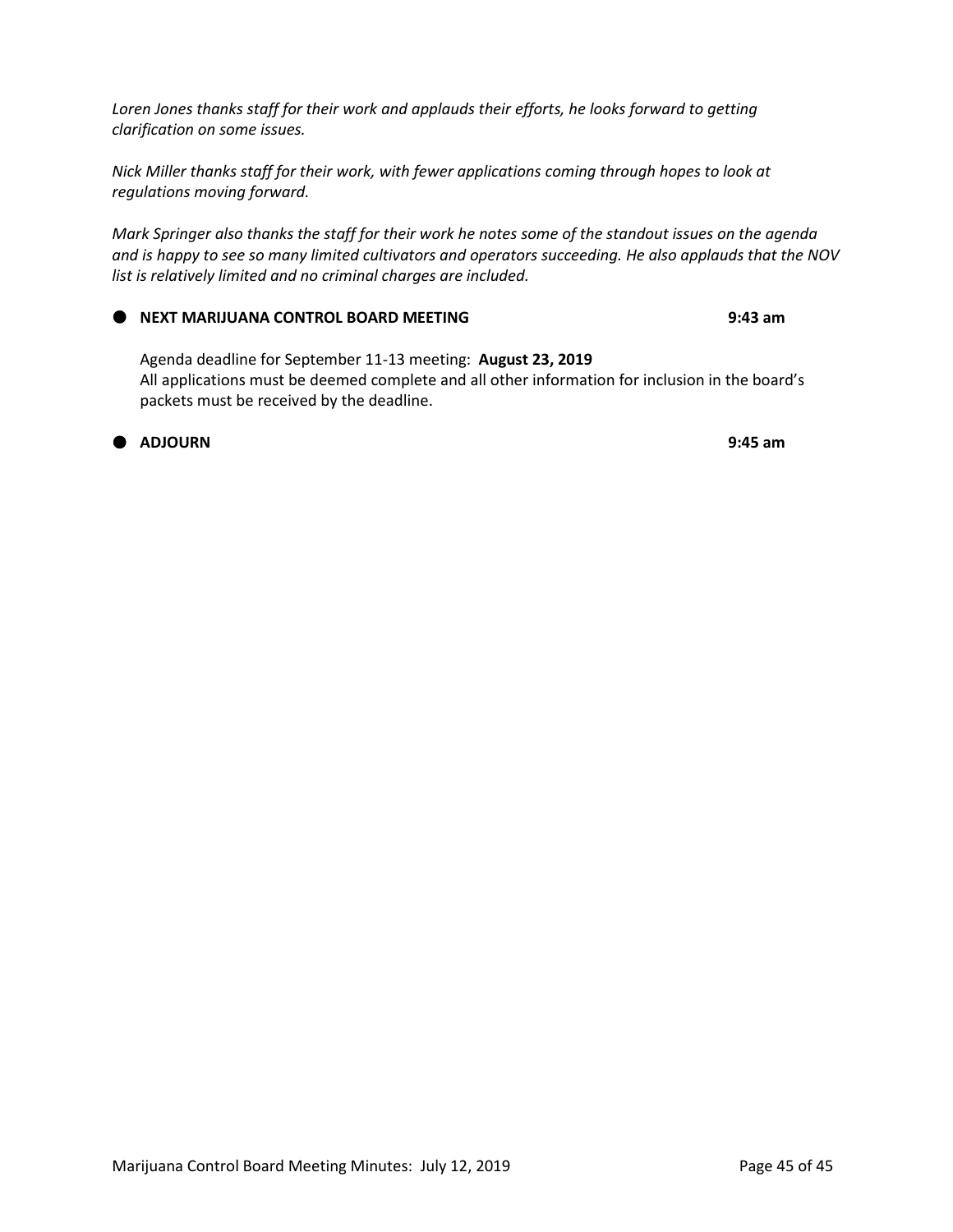*Loren Jones thanks staff for their work and applauds their efforts, he looks forward to getting clarification on some issues.*

*Nick Miller thanks staff for their work, with fewer applications coming through hopes to look at regulations moving forward.*

*Mark Springer also thanks the staff for their work he notes some of the standout issues on the agenda and is happy to see so many limited cultivators and operators succeeding. He also applauds that the NOV list is relatively limited and no criminal charges are included.*

- **NEXT MARIJUANA CONTROL BOARD MEETING** **9:43 am**

  Agenda deadline for September 11-13 meeting: **August 23, 2019**
  All applications must be deemed complete and all other information for inclusion in the board's packets must be received by the deadline.

- **ADJOURN** **9:45 am**